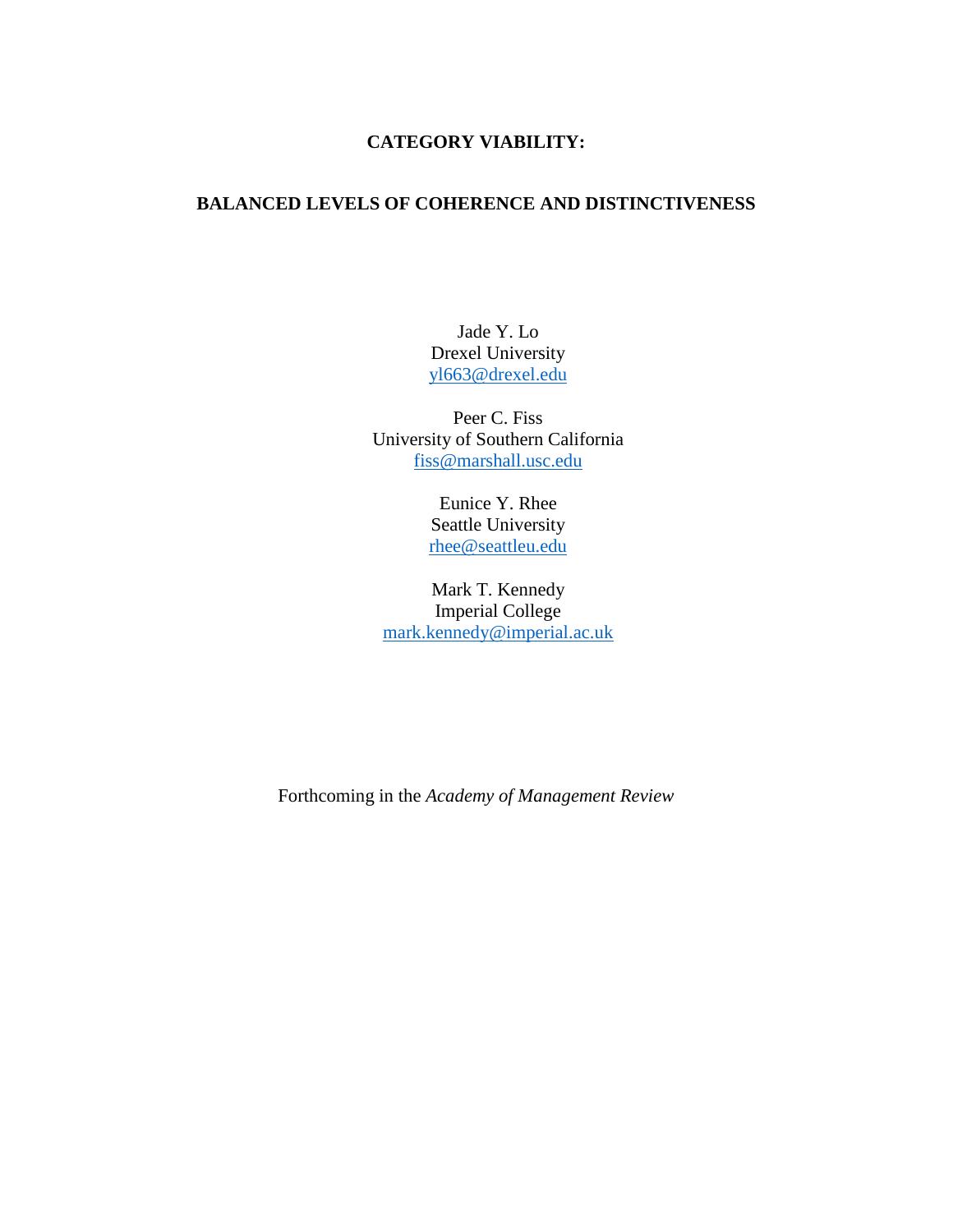# CATEGORY VIABILITY:

## BALANCED LEVELS OF COHERENCE AND DISTINCTIVENESS

Jade Y. Lo
Drexel University
yl663@drexel.edu

Peer C. Fiss
University of Southern California
fiss@marshall.usc.edu

Eunice Y. Rhee
Seattle University
rhee@seattleu.edu

Mark T. Kennedy
Imperial College
mark.kennedy@imperial.ac.uk

Forthcoming in the *Academy of Management Review*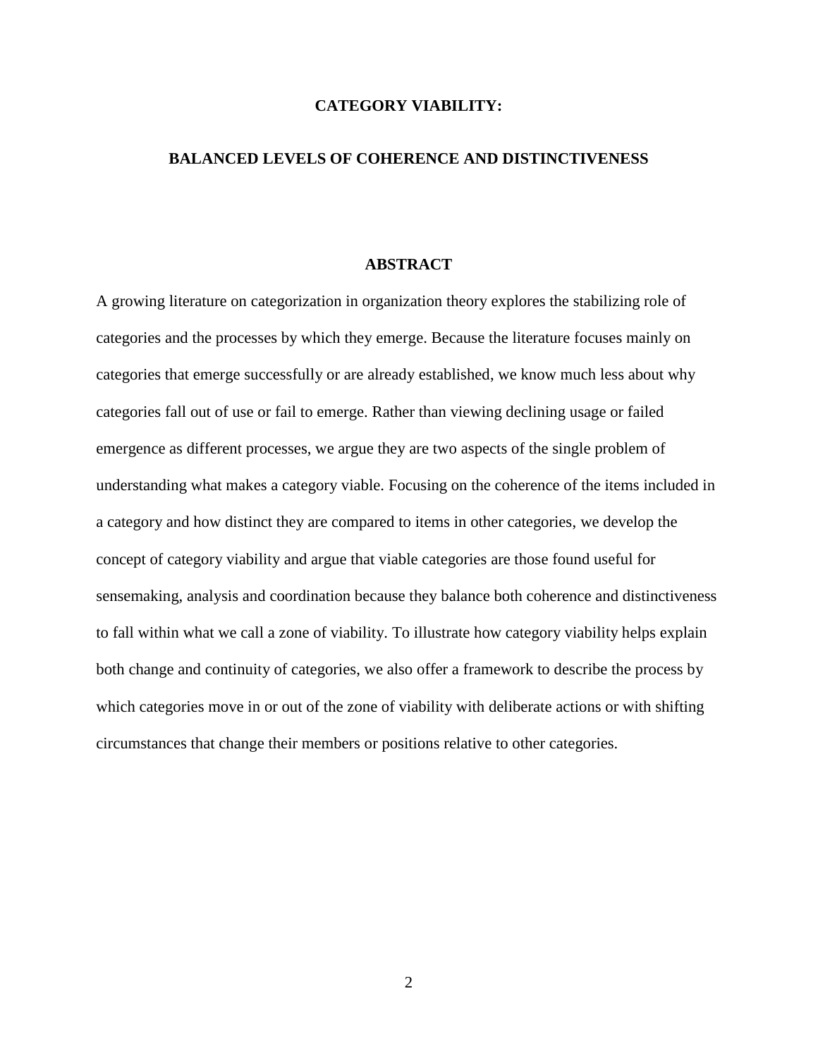# CATEGORY VIABILITY:

# BALANCED LEVELS OF COHERENCE AND DISTINCTIVENESS

## ABSTRACT

A growing literature on categorization in organization theory explores the stabilizing role of categories and the processes by which they emerge. Because the literature focuses mainly on categories that emerge successfully or are already established, we know much less about why categories fall out of use or fail to emerge. Rather than viewing declining usage or failed emergence as different processes, we argue they are two aspects of the single problem of understanding what makes a category viable. Focusing on the coherence of the items included in a category and how distinct they are compared to items in other categories, we develop the concept of category viability and argue that viable categories are those found useful for sensemaking, analysis and coordination because they balance both coherence and distinctiveness to fall within what we call a zone of viability. To illustrate how category viability helps explain both change and continuity of categories, we also offer a framework to describe the process by which categories move in or out of the zone of viability with deliberate actions or with shifting circumstances that change their members or positions relative to other categories.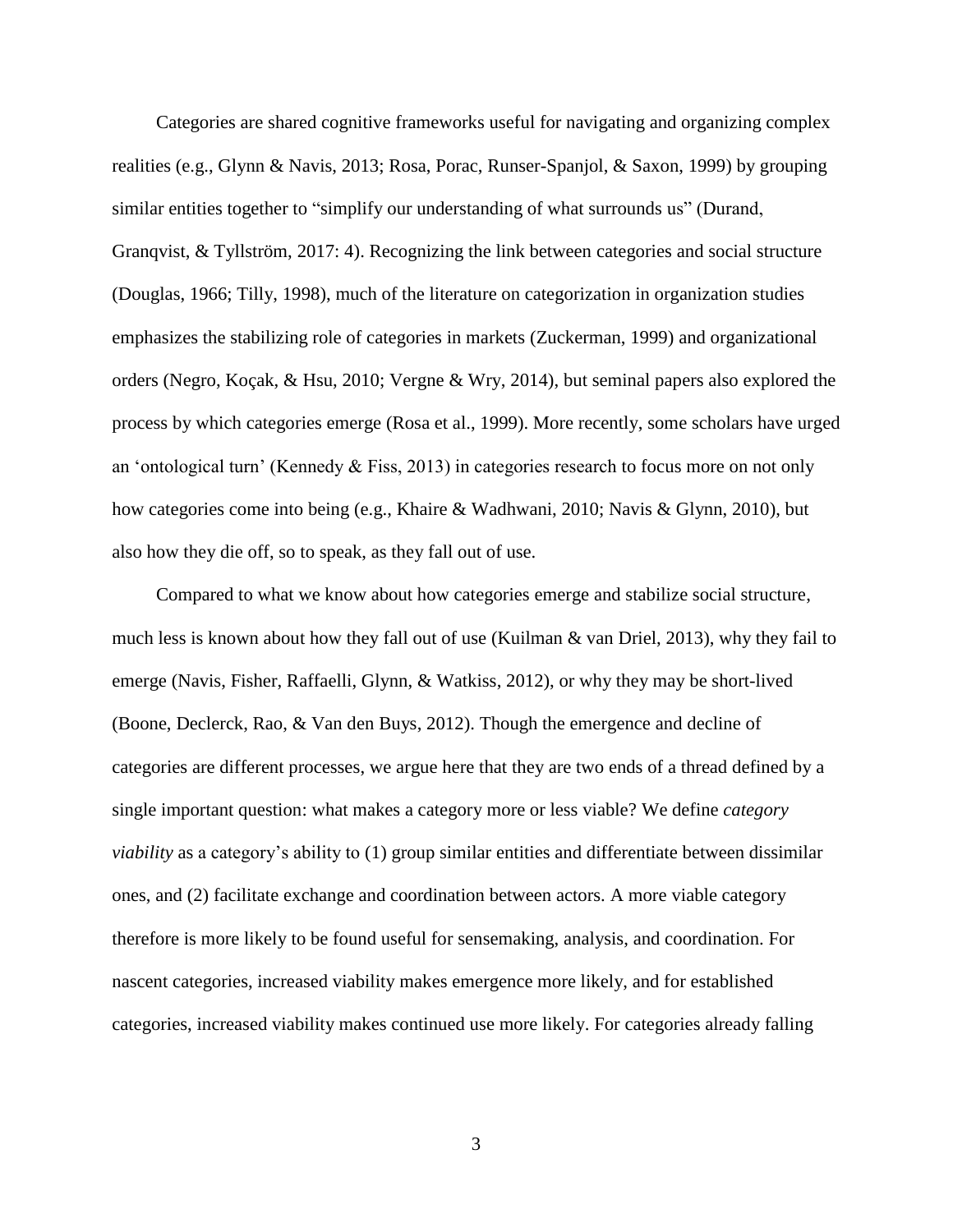Categories are shared cognitive frameworks useful for navigating and organizing complex realities (e.g., Glynn & Navis, 2013; Rosa, Porac, Runser-Spanjol, & Saxon, 1999) by grouping similar entities together to "simplify our understanding of what surrounds us" (Durand, Granqvist, & Tyllström, 2017: 4). Recognizing the link between categories and social structure (Douglas, 1966; Tilly, 1998), much of the literature on categorization in organization studies emphasizes the stabilizing role of categories in markets (Zuckerman, 1999) and organizational orders (Negro, Koçak, & Hsu, 2010; Vergne & Wry, 2014), but seminal papers also explored the process by which categories emerge (Rosa et al., 1999). More recently, some scholars have urged an 'ontological turn' (Kennedy & Fiss, 2013) in categories research to focus more on not only how categories come into being (e.g., Khaire & Wadhwani, 2010; Navis & Glynn, 2010), but also how they die off, so to speak, as they fall out of use.

Compared to what we know about how categories emerge and stabilize social structure, much less is known about how they fall out of use (Kuilman & van Driel, 2013), why they fail to emerge (Navis, Fisher, Raffaelli, Glynn, & Watkiss, 2012), or why they may be short-lived (Boone, Declerck, Rao, & Van den Buys, 2012). Though the emergence and decline of categories are different processes, we argue here that they are two ends of a thread defined by a single important question: what makes a category more or less viable? We define *category viability* as a category's ability to (1) group similar entities and differentiate between dissimilar ones, and (2) facilitate exchange and coordination between actors. A more viable category therefore is more likely to be found useful for sensemaking, analysis, and coordination. For nascent categories, increased viability makes emergence more likely, and for established categories, increased viability makes continued use more likely. For categories already falling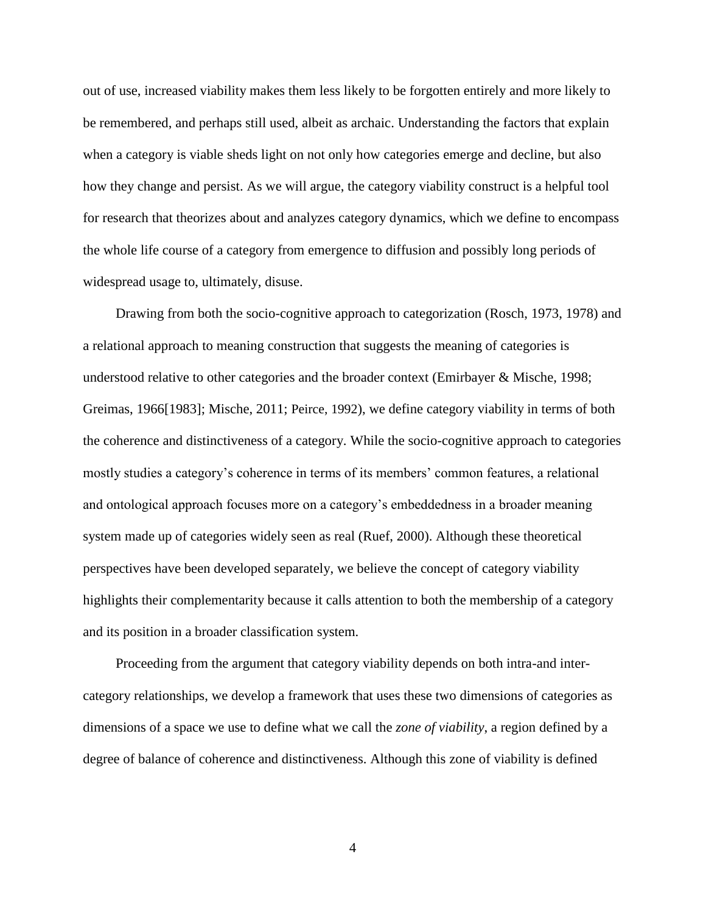out of use, increased viability makes them less likely to be forgotten entirely and more likely to be remembered, and perhaps still used, albeit as archaic. Understanding the factors that explain when a category is viable sheds light on not only how categories emerge and decline, but also how they change and persist. As we will argue, the category viability construct is a helpful tool for research that theorizes about and analyzes category dynamics, which we define to encompass the whole life course of a category from emergence to diffusion and possibly long periods of widespread usage to, ultimately, disuse.

Drawing from both the socio-cognitive approach to categorization (Rosch, 1973, 1978) and a relational approach to meaning construction that suggests the meaning of categories is understood relative to other categories and the broader context (Emirbayer & Mische, 1998; Greimas, 1966[1983]; Mische, 2011; Peirce, 1992), we define category viability in terms of both the coherence and distinctiveness of a category. While the socio-cognitive approach to categories mostly studies a category's coherence in terms of its members' common features, a relational and ontological approach focuses more on a category's embeddedness in a broader meaning system made up of categories widely seen as real (Ruef, 2000). Although these theoretical perspectives have been developed separately, we believe the concept of category viability highlights their complementarity because it calls attention to both the membership of a category and its position in a broader classification system.

Proceeding from the argument that category viability depends on both intra-and inter-category relationships, we develop a framework that uses these two dimensions of categories as dimensions of a space we use to define what we call the *zone of viability*, a region defined by a degree of balance of coherence and distinctiveness. Although this zone of viability is defined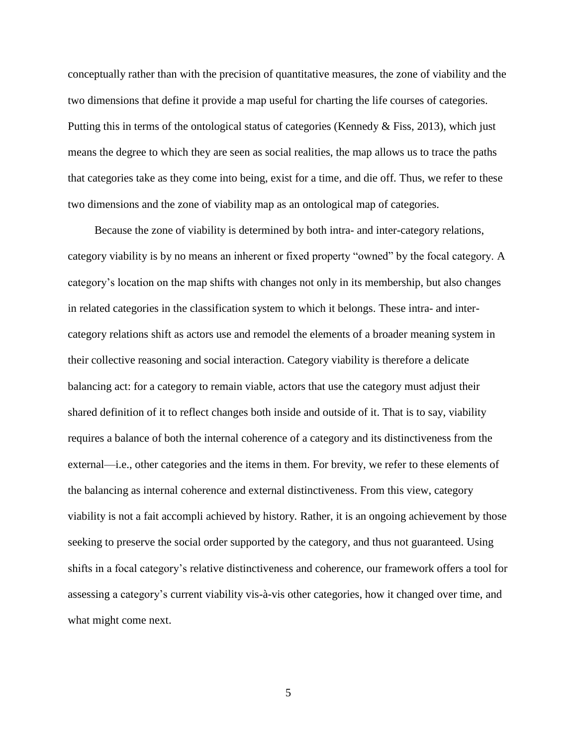conceptually rather than with the precision of quantitative measures, the zone of viability and the two dimensions that define it provide a map useful for charting the life courses of categories. Putting this in terms of the ontological status of categories (Kennedy & Fiss, 2013), which just means the degree to which they are seen as social realities, the map allows us to trace the paths that categories take as they come into being, exist for a time, and die off. Thus, we refer to these two dimensions and the zone of viability map as an ontological map of categories.

Because the zone of viability is determined by both intra- and inter-category relations, category viability is by no means an inherent or fixed property "owned" by the focal category. A category's location on the map shifts with changes not only in its membership, but also changes in related categories in the classification system to which it belongs. These intra- and inter-category relations shift as actors use and remodel the elements of a broader meaning system in their collective reasoning and social interaction. Category viability is therefore a delicate balancing act: for a category to remain viable, actors that use the category must adjust their shared definition of it to reflect changes both inside and outside of it. That is to say, viability requires a balance of both the internal coherence of a category and its distinctiveness from the external—i.e., other categories and the items in them. For brevity, we refer to these elements of the balancing as internal coherence and external distinctiveness. From this view, category viability is not a fait accompli achieved by history. Rather, it is an ongoing achievement by those seeking to preserve the social order supported by the category, and thus not guaranteed. Using shifts in a focal category's relative distinctiveness and coherence, our framework offers a tool for assessing a category's current viability vis-à-vis other categories, how it changed over time, and what might come next.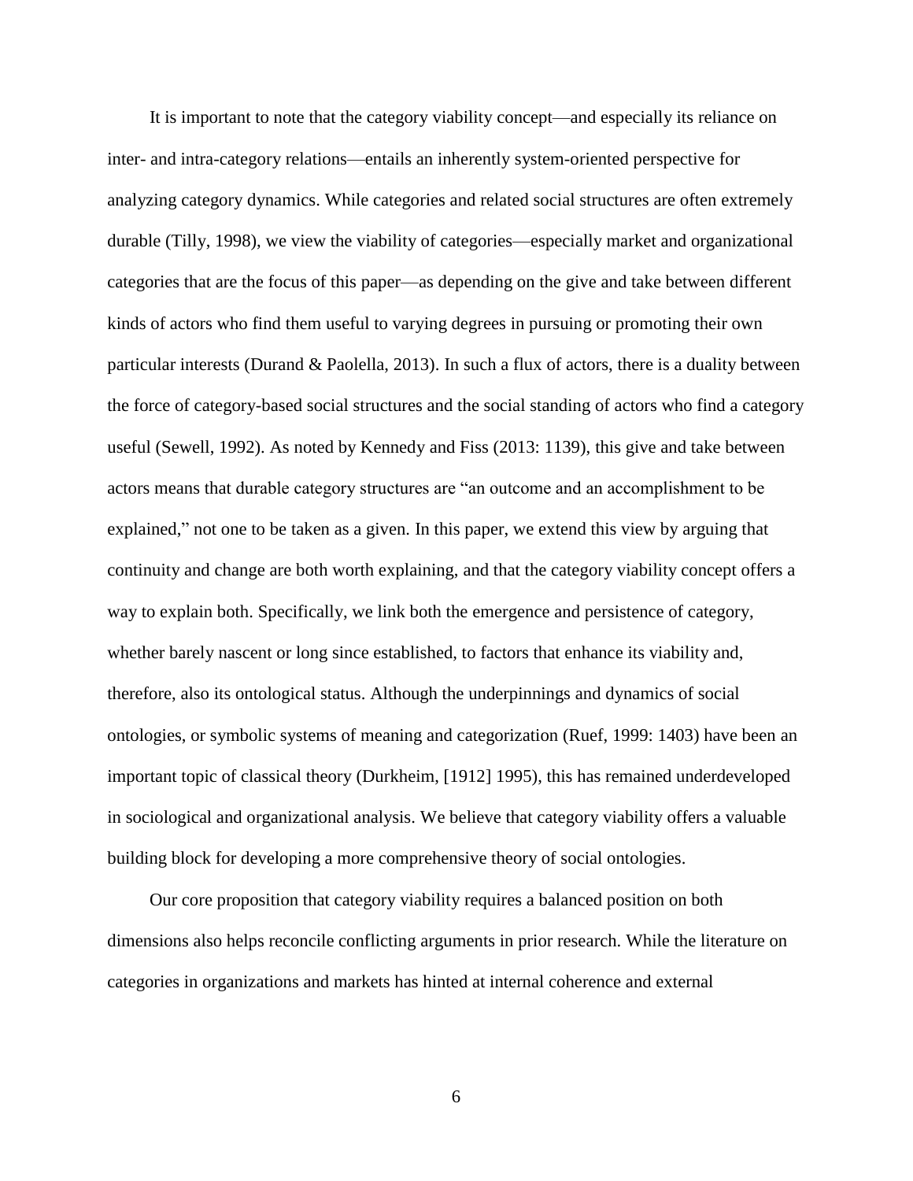It is important to note that the category viability concept—and especially its reliance on inter- and intra-category relations—entails an inherently system-oriented perspective for analyzing category dynamics. While categories and related social structures are often extremely durable (Tilly, 1998), we view the viability of categories—especially market and organizational categories that are the focus of this paper—as depending on the give and take between different kinds of actors who find them useful to varying degrees in pursuing or promoting their own particular interests (Durand & Paolella, 2013). In such a flux of actors, there is a duality between the force of category-based social structures and the social standing of actors who find a category useful (Sewell, 1992). As noted by Kennedy and Fiss (2013: 1139), this give and take between actors means that durable category structures are "an outcome and an accomplishment to be explained," not one to be taken as a given. In this paper, we extend this view by arguing that continuity and change are both worth explaining, and that the category viability concept offers a way to explain both. Specifically, we link both the emergence and persistence of category, whether barely nascent or long since established, to factors that enhance its viability and, therefore, also its ontological status. Although the underpinnings and dynamics of social ontologies, or symbolic systems of meaning and categorization (Ruef, 1999: 1403) have been an important topic of classical theory (Durkheim, [1912] 1995), this has remained underdeveloped in sociological and organizational analysis. We believe that category viability offers a valuable building block for developing a more comprehensive theory of social ontologies.

Our core proposition that category viability requires a balanced position on both dimensions also helps reconcile conflicting arguments in prior research. While the literature on categories in organizations and markets has hinted at internal coherence and external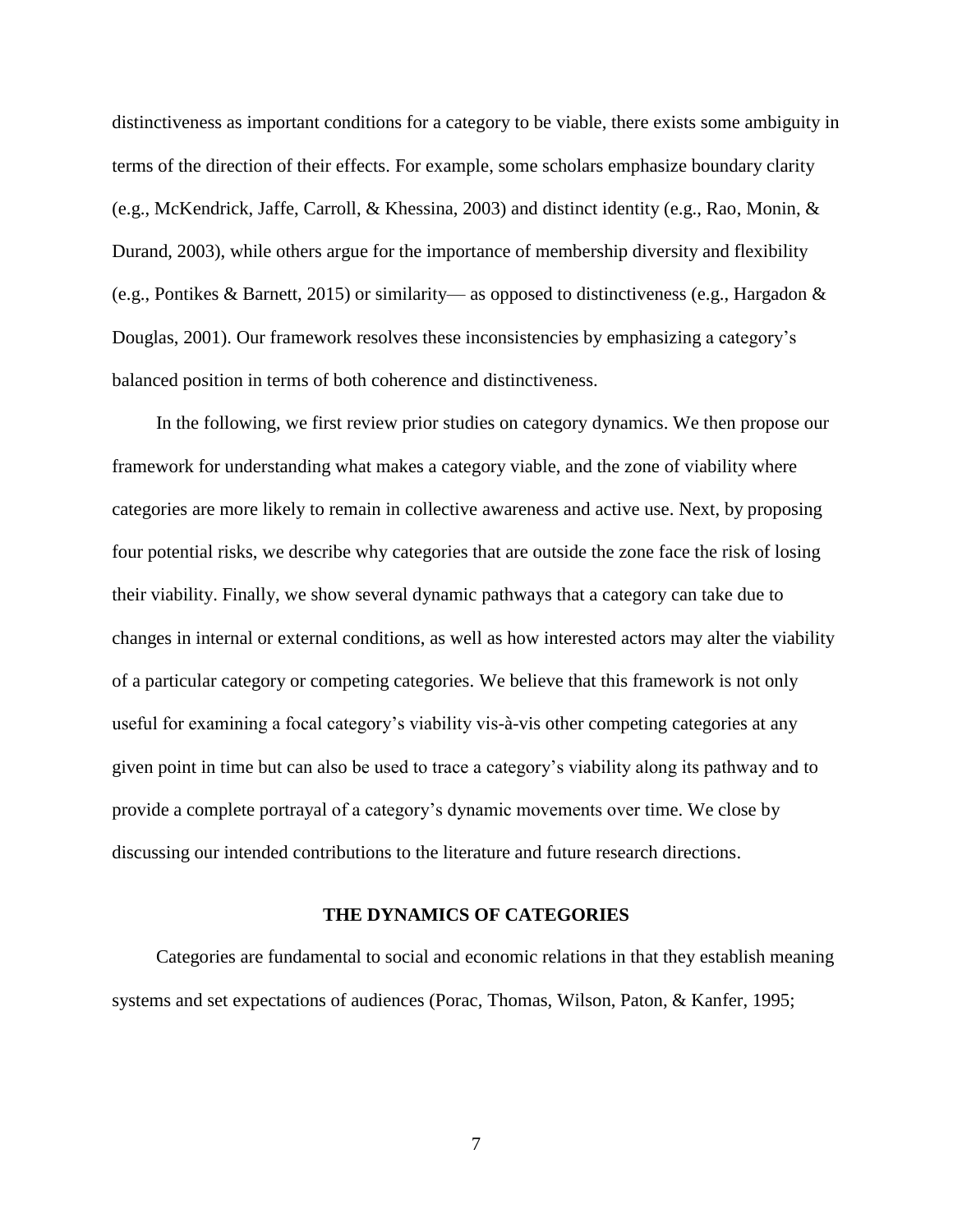distinctiveness as important conditions for a category to be viable, there exists some ambiguity in terms of the direction of their effects. For example, some scholars emphasize boundary clarity (e.g., McKendrick, Jaffe, Carroll, & Khessina, 2003) and distinct identity (e.g., Rao, Monin, & Durand, 2003), while others argue for the importance of membership diversity and flexibility (e.g., Pontikes & Barnett, 2015) or similarity— as opposed to distinctiveness (e.g., Hargadon & Douglas, 2001). Our framework resolves these inconsistencies by emphasizing a category's balanced position in terms of both coherence and distinctiveness.

In the following, we first review prior studies on category dynamics. We then propose our framework for understanding what makes a category viable, and the zone of viability where categories are more likely to remain in collective awareness and active use. Next, by proposing four potential risks, we describe why categories that are outside the zone face the risk of losing their viability. Finally, we show several dynamic pathways that a category can take due to changes in internal or external conditions, as well as how interested actors may alter the viability of a particular category or competing categories. We believe that this framework is not only useful for examining a focal category's viability vis-à-vis other competing categories at any given point in time but can also be used to trace a category's viability along its pathway and to provide a complete portrayal of a category's dynamic movements over time. We close by discussing our intended contributions to the literature and future research directions.

## THE DYNAMICS OF CATEGORIES

Categories are fundamental to social and economic relations in that they establish meaning systems and set expectations of audiences (Porac, Thomas, Wilson, Paton, & Kanfer, 1995;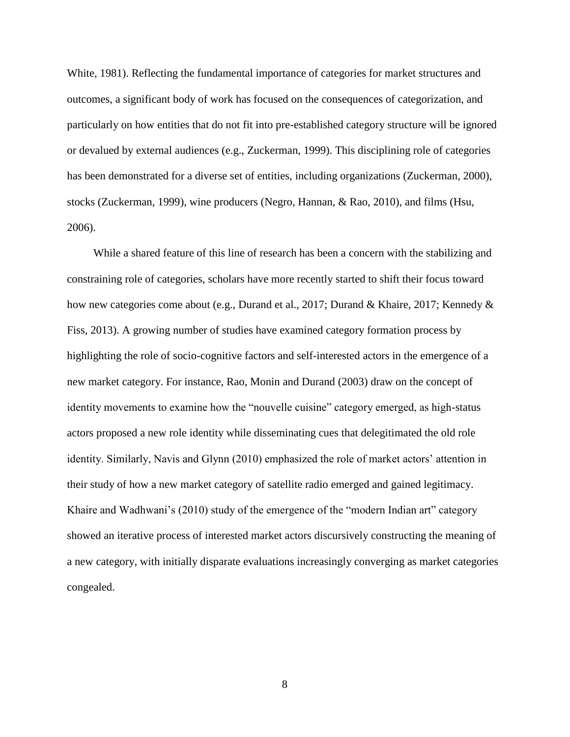White, 1981). Reflecting the fundamental importance of categories for market structures and outcomes, a significant body of work has focused on the consequences of categorization, and particularly on how entities that do not fit into pre-established category structure will be ignored or devalued by external audiences (e.g., Zuckerman, 1999). This disciplining role of categories has been demonstrated for a diverse set of entities, including organizations (Zuckerman, 2000), stocks (Zuckerman, 1999), wine producers (Negro, Hannan, & Rao, 2010), and films (Hsu, 2006).

While a shared feature of this line of research has been a concern with the stabilizing and constraining role of categories, scholars have more recently started to shift their focus toward how new categories come about (e.g., Durand et al., 2017; Durand & Khaire, 2017; Kennedy & Fiss, 2013). A growing number of studies have examined category formation process by highlighting the role of socio-cognitive factors and self-interested actors in the emergence of a new market category. For instance, Rao, Monin and Durand (2003) draw on the concept of identity movements to examine how the "nouvelle cuisine" category emerged, as high-status actors proposed a new role identity while disseminating cues that delegitimated the old role identity. Similarly, Navis and Glynn (2010) emphasized the role of market actors' attention in their study of how a new market category of satellite radio emerged and gained legitimacy. Khaire and Wadhwani's (2010) study of the emergence of the "modern Indian art" category showed an iterative process of interested market actors discursively constructing the meaning of a new category, with initially disparate evaluations increasingly converging as market categories congealed.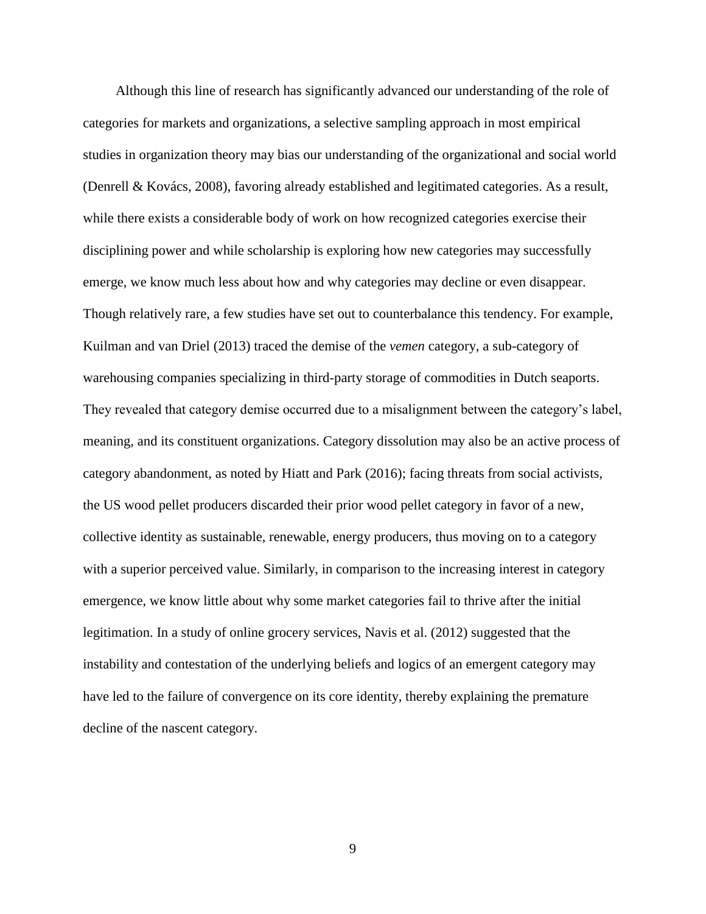Although this line of research has significantly advanced our understanding of the role of categories for markets and organizations, a selective sampling approach in most empirical studies in organization theory may bias our understanding of the organizational and social world (Denrell & Kovács, 2008), favoring already established and legitimated categories. As a result, while there exists a considerable body of work on how recognized categories exercise their disciplining power and while scholarship is exploring how new categories may successfully emerge, we know much less about how and why categories may decline or even disappear. Though relatively rare, a few studies have set out to counterbalance this tendency. For example, Kuilman and van Driel (2013) traced the demise of the *vemen* category, a sub-category of warehousing companies specializing in third-party storage of commodities in Dutch seaports. They revealed that category demise occurred due to a misalignment between the category's label, meaning, and its constituent organizations. Category dissolution may also be an active process of category abandonment, as noted by Hiatt and Park (2016); facing threats from social activists, the US wood pellet producers discarded their prior wood pellet category in favor of a new, collective identity as sustainable, renewable, energy producers, thus moving on to a category with a superior perceived value. Similarly, in comparison to the increasing interest in category emergence, we know little about why some market categories fail to thrive after the initial legitimation. In a study of online grocery services, Navis et al. (2012) suggested that the instability and contestation of the underlying beliefs and logics of an emergent category may have led to the failure of convergence on its core identity, thereby explaining the premature decline of the nascent category.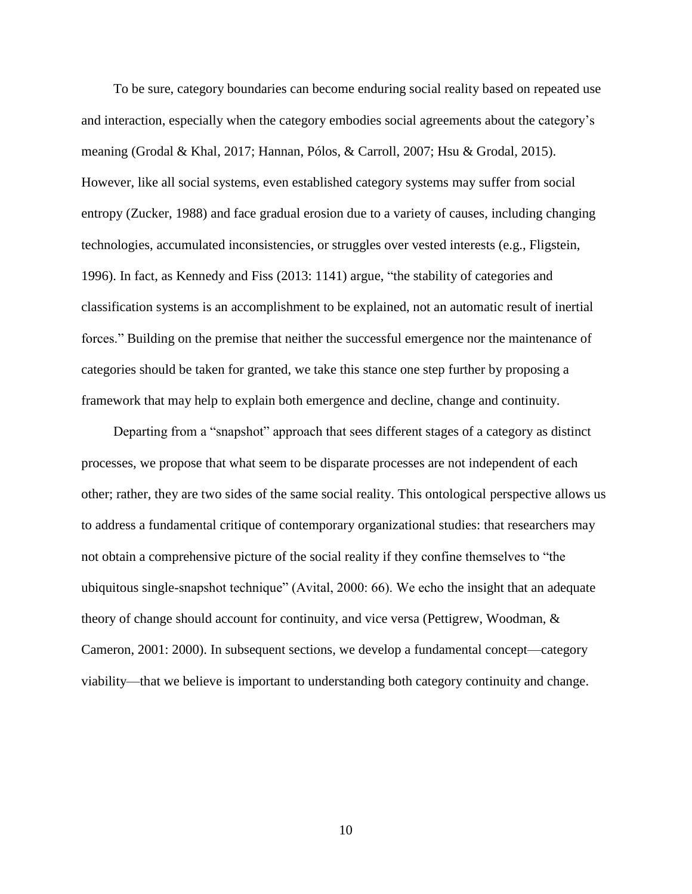To be sure, category boundaries can become enduring social reality based on repeated use and interaction, especially when the category embodies social agreements about the category's meaning (Grodal & Khal, 2017; Hannan, Pólos, & Carroll, 2007; Hsu & Grodal, 2015). However, like all social systems, even established category systems may suffer from social entropy (Zucker, 1988) and face gradual erosion due to a variety of causes, including changing technologies, accumulated inconsistencies, or struggles over vested interests (e.g., Fligstein, 1996). In fact, as Kennedy and Fiss (2013: 1141) argue, "the stability of categories and classification systems is an accomplishment to be explained, not an automatic result of inertial forces." Building on the premise that neither the successful emergence nor the maintenance of categories should be taken for granted, we take this stance one step further by proposing a framework that may help to explain both emergence and decline, change and continuity.

Departing from a "snapshot" approach that sees different stages of a category as distinct processes, we propose that what seem to be disparate processes are not independent of each other; rather, they are two sides of the same social reality. This ontological perspective allows us to address a fundamental critique of contemporary organizational studies: that researchers may not obtain a comprehensive picture of the social reality if they confine themselves to "the ubiquitous single-snapshot technique" (Avital, 2000: 66). We echo the insight that an adequate theory of change should account for continuity, and vice versa (Pettigrew, Woodman, & Cameron, 2001: 2000). In subsequent sections, we develop a fundamental concept—category viability—that we believe is important to understanding both category continuity and change.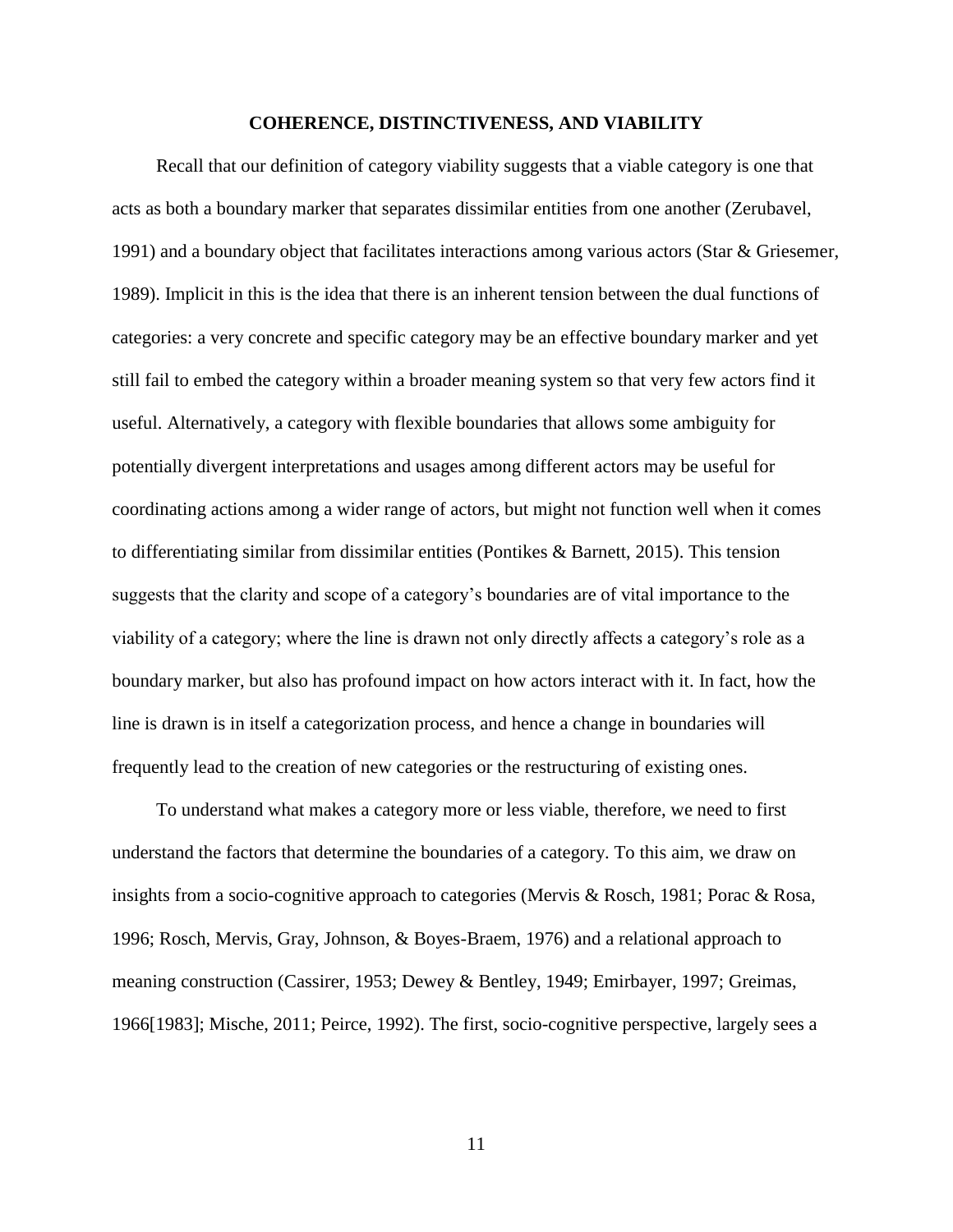## COHERENCE, DISTINCTIVENESS, AND VIABILITY

Recall that our definition of category viability suggests that a viable category is one that acts as both a boundary marker that separates dissimilar entities from one another (Zerubavel, 1991) and a boundary object that facilitates interactions among various actors (Star & Griesemer, 1989). Implicit in this is the idea that there is an inherent tension between the dual functions of categories: a very concrete and specific category may be an effective boundary marker and yet still fail to embed the category within a broader meaning system so that very few actors find it useful. Alternatively, a category with flexible boundaries that allows some ambiguity for potentially divergent interpretations and usages among different actors may be useful for coordinating actions among a wider range of actors, but might not function well when it comes to differentiating similar from dissimilar entities (Pontikes & Barnett, 2015). This tension suggests that the clarity and scope of a category's boundaries are of vital importance to the viability of a category; where the line is drawn not only directly affects a category's role as a boundary marker, but also has profound impact on how actors interact with it. In fact, how the line is drawn is in itself a categorization process, and hence a change in boundaries will frequently lead to the creation of new categories or the restructuring of existing ones.

To understand what makes a category more or less viable, therefore, we need to first understand the factors that determine the boundaries of a category. To this aim, we draw on insights from a socio-cognitive approach to categories (Mervis & Rosch, 1981; Porac & Rosa, 1996; Rosch, Mervis, Gray, Johnson, & Boyes-Braem, 1976) and a relational approach to meaning construction (Cassirer, 1953; Dewey & Bentley, 1949; Emirbayer, 1997; Greimas, 1966[1983]; Mische, 2011; Peirce, 1992). The first, socio-cognitive perspective, largely sees a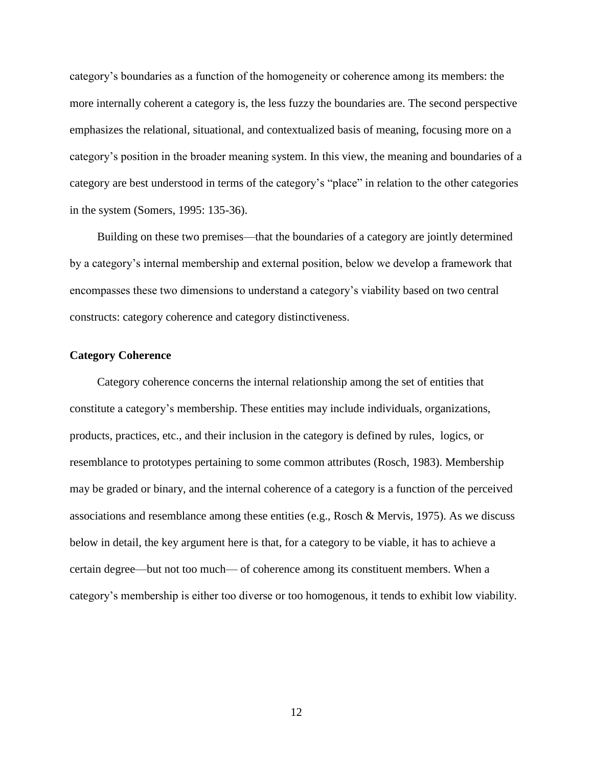category's boundaries as a function of the homogeneity or coherence among its members: the more internally coherent a category is, the less fuzzy the boundaries are. The second perspective emphasizes the relational, situational, and contextualized basis of meaning, focusing more on a category's position in the broader meaning system. In this view, the meaning and boundaries of a category are best understood in terms of the category's "place" in relation to the other categories in the system (Somers, 1995: 135-36).

Building on these two premises—that the boundaries of a category are jointly determined by a category's internal membership and external position, below we develop a framework that encompasses these two dimensions to understand a category's viability based on two central constructs: category coherence and category distinctiveness.

**Category Coherence**

Category coherence concerns the internal relationship among the set of entities that constitute a category's membership. These entities may include individuals, organizations, products, practices, etc., and their inclusion in the category is defined by rules, logics, or resemblance to prototypes pertaining to some common attributes (Rosch, 1983). Membership may be graded or binary, and the internal coherence of a category is a function of the perceived associations and resemblance among these entities (e.g., Rosch & Mervis, 1975). As we discuss below in detail, the key argument here is that, for a category to be viable, it has to achieve a certain degree—but not too much— of coherence among its constituent members. When a category's membership is either too diverse or too homogenous, it tends to exhibit low viability.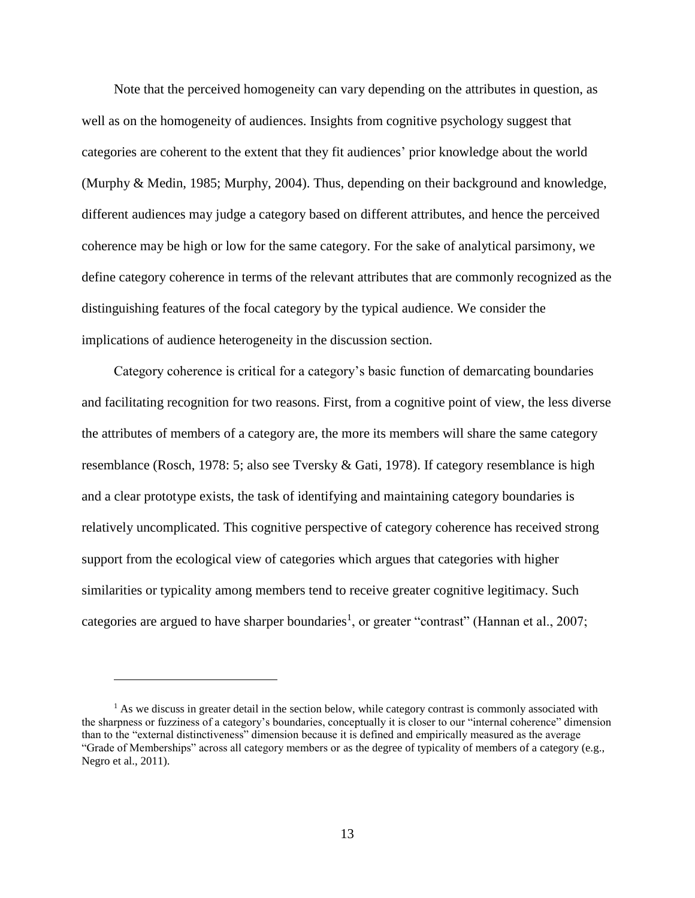Note that the perceived homogeneity can vary depending on the attributes in question, as well as on the homogeneity of audiences. Insights from cognitive psychology suggest that categories are coherent to the extent that they fit audiences' prior knowledge about the world (Murphy & Medin, 1985; Murphy, 2004). Thus, depending on their background and knowledge, different audiences may judge a category based on different attributes, and hence the perceived coherence may be high or low for the same category. For the sake of analytical parsimony, we define category coherence in terms of the relevant attributes that are commonly recognized as the distinguishing features of the focal category by the typical audience. We consider the implications of audience heterogeneity in the discussion section.

Category coherence is critical for a category's basic function of demarcating boundaries and facilitating recognition for two reasons. First, from a cognitive point of view, the less diverse the attributes of members of a category are, the more its members will share the same category resemblance (Rosch, 1978: 5; also see Tversky & Gati, 1978). If category resemblance is high and a clear prototype exists, the task of identifying and maintaining category boundaries is relatively uncomplicated. This cognitive perspective of category coherence has received strong support from the ecological view of categories which argues that categories with higher similarities or typicality among members tend to receive greater cognitive legitimacy. Such categories are argued to have sharper boundaries[1], or greater "contrast" (Hannan et al., 2007;

[1] As we discuss in greater detail in the section below, while category contrast is commonly associated with the sharpness or fuzziness of a category's boundaries, conceptually it is closer to our "internal coherence" dimension than to the "external distinctiveness" dimension because it is defined and empirically measured as the average "Grade of Memberships" across all category members or as the degree of typicality of members of a category (e.g., Negro et al., 2011).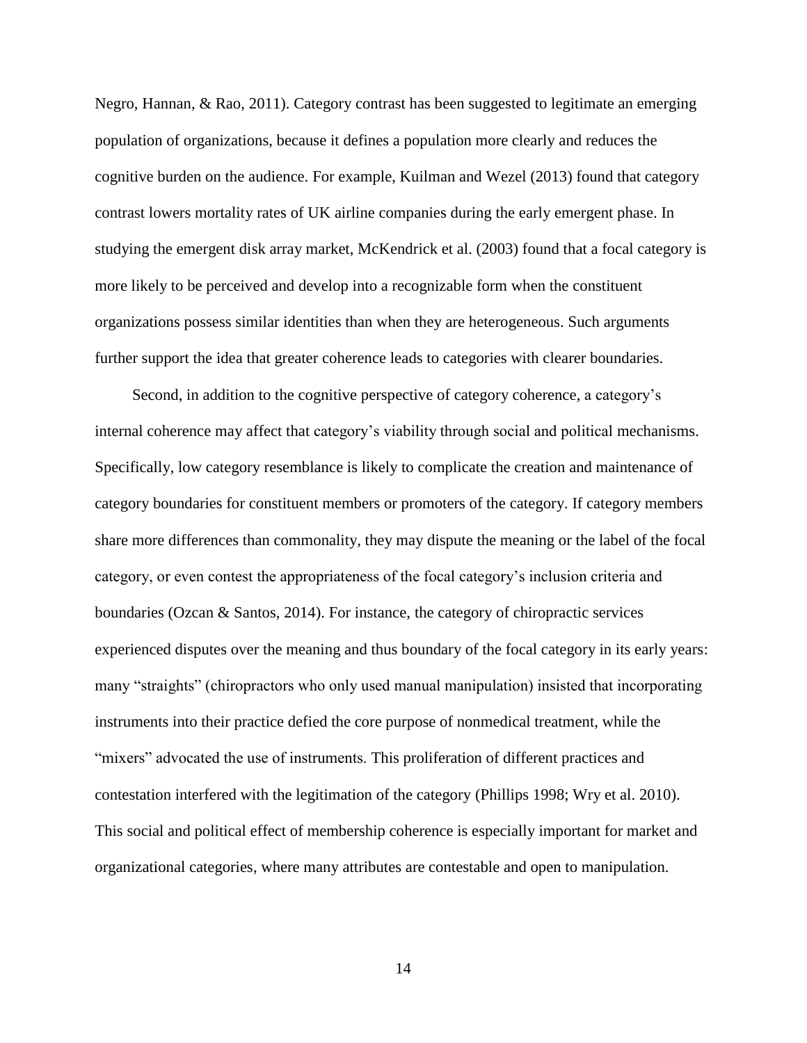Negro, Hannan, & Rao, 2011). Category contrast has been suggested to legitimate an emerging population of organizations, because it defines a population more clearly and reduces the cognitive burden on the audience. For example, Kuilman and Wezel (2013) found that category contrast lowers mortality rates of UK airline companies during the early emergent phase. In studying the emergent disk array market, McKendrick et al. (2003) found that a focal category is more likely to be perceived and develop into a recognizable form when the constituent organizations possess similar identities than when they are heterogeneous. Such arguments further support the idea that greater coherence leads to categories with clearer boundaries.

Second, in addition to the cognitive perspective of category coherence, a category's internal coherence may affect that category's viability through social and political mechanisms. Specifically, low category resemblance is likely to complicate the creation and maintenance of category boundaries for constituent members or promoters of the category. If category members share more differences than commonality, they may dispute the meaning or the label of the focal category, or even contest the appropriateness of the focal category's inclusion criteria and boundaries (Ozcan & Santos, 2014). For instance, the category of chiropractic services experienced disputes over the meaning and thus boundary of the focal category in its early years: many "straights" (chiropractors who only used manual manipulation) insisted that incorporating instruments into their practice defied the core purpose of nonmedical treatment, while the "mixers" advocated the use of instruments. This proliferation of different practices and contestation interfered with the legitimation of the category (Phillips 1998; Wry et al. 2010). This social and political effect of membership coherence is especially important for market and organizational categories, where many attributes are contestable and open to manipulation.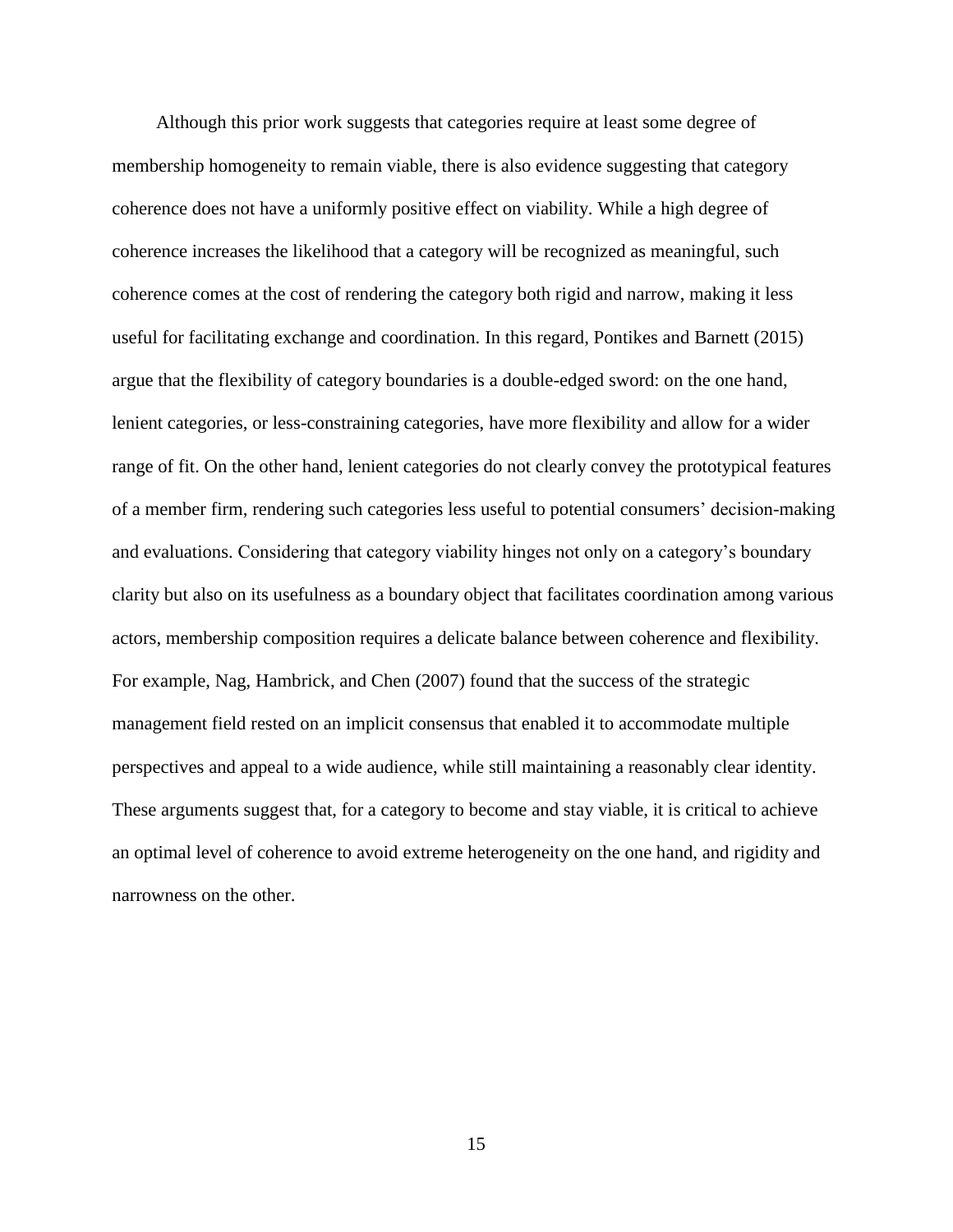Although this prior work suggests that categories require at least some degree of membership homogeneity to remain viable, there is also evidence suggesting that category coherence does not have a uniformly positive effect on viability. While a high degree of coherence increases the likelihood that a category will be recognized as meaningful, such coherence comes at the cost of rendering the category both rigid and narrow, making it less useful for facilitating exchange and coordination. In this regard, Pontikes and Barnett (2015) argue that the flexibility of category boundaries is a double-edged sword: on the one hand, lenient categories, or less-constraining categories, have more flexibility and allow for a wider range of fit. On the other hand, lenient categories do not clearly convey the prototypical features of a member firm, rendering such categories less useful to potential consumers' decision-making and evaluations. Considering that category viability hinges not only on a category's boundary clarity but also on its usefulness as a boundary object that facilitates coordination among various actors, membership composition requires a delicate balance between coherence and flexibility. For example, Nag, Hambrick, and Chen (2007) found that the success of the strategic management field rested on an implicit consensus that enabled it to accommodate multiple perspectives and appeal to a wide audience, while still maintaining a reasonably clear identity. These arguments suggest that, for a category to become and stay viable, it is critical to achieve an optimal level of coherence to avoid extreme heterogeneity on the one hand, and rigidity and narrowness on the other.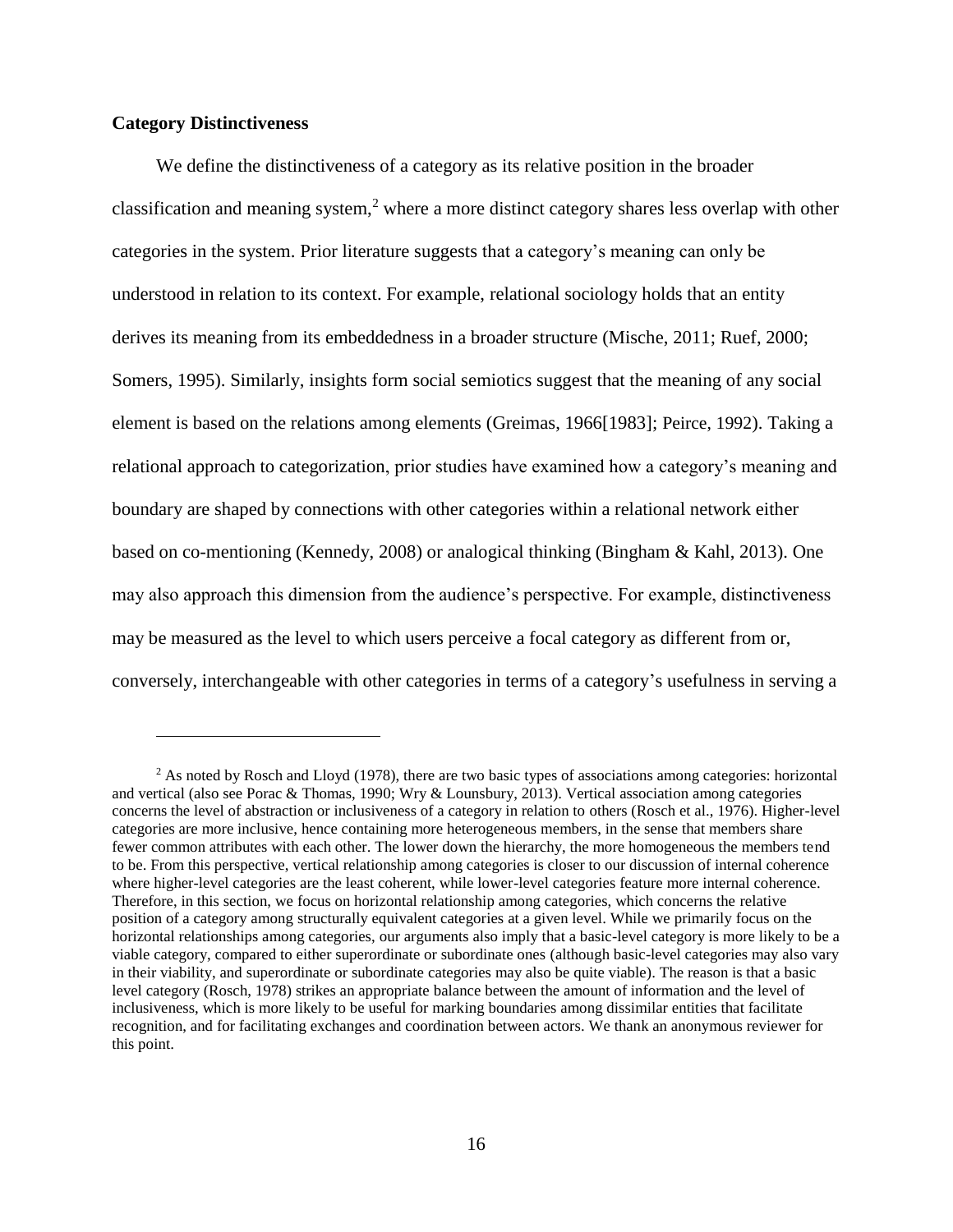**Category Distinctiveness**

We define the distinctiveness of a category as its relative position in the broader classification and meaning system,[2] where a more distinct category shares less overlap with other categories in the system. Prior literature suggests that a category's meaning can only be understood in relation to its context. For example, relational sociology holds that an entity derives its meaning from its embeddedness in a broader structure (Mische, 2011; Ruef, 2000; Somers, 1995). Similarly, insights form social semiotics suggest that the meaning of any social element is based on the relations among elements (Greimas, 1966[1983]; Peirce, 1992). Taking a relational approach to categorization, prior studies have examined how a category's meaning and boundary are shaped by connections with other categories within a relational network either based on co-mentioning (Kennedy, 2008) or analogical thinking (Bingham & Kahl, 2013). One may also approach this dimension from the audience's perspective. For example, distinctiveness may be measured as the level to which users perceive a focal category as different from or, conversely, interchangeable with other categories in terms of a category's usefulness in serving a

[2] As noted by Rosch and Lloyd (1978), there are two basic types of associations among categories: horizontal and vertical (also see Porac & Thomas, 1990; Wry & Lounsbury, 2013). Vertical association among categories concerns the level of abstraction or inclusiveness of a category in relation to others (Rosch et al., 1976). Higher-level categories are more inclusive, hence containing more heterogeneous members, in the sense that members share fewer common attributes with each other. The lower down the hierarchy, the more homogeneous the members tend to be. From this perspective, vertical relationship among categories is closer to our discussion of internal coherence where higher-level categories are the least coherent, while lower-level categories feature more internal coherence. Therefore, in this section, we focus on horizontal relationship among categories, which concerns the relative position of a category among structurally equivalent categories at a given level. While we primarily focus on the horizontal relationships among categories, our arguments also imply that a basic-level category is more likely to be a viable category, compared to either superordinate or subordinate ones (although basic-level categories may also vary in their viability, and superordinate or subordinate categories may also be quite viable). The reason is that a basic level category (Rosch, 1978) strikes an appropriate balance between the amount of information and the level of inclusiveness, which is more likely to be useful for marking boundaries among dissimilar entities that facilitate recognition, and for facilitating exchanges and coordination between actors. We thank an anonymous reviewer for this point.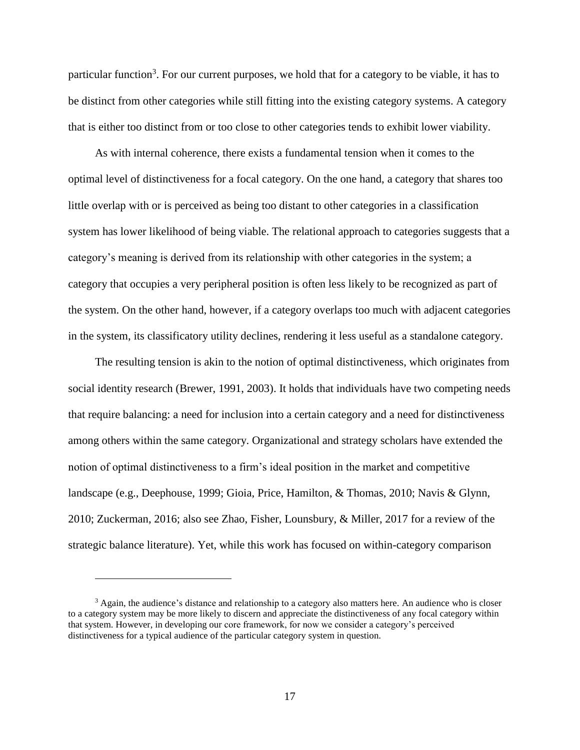particular function[3]. For our current purposes, we hold that for a category to be viable, it has to be distinct from other categories while still fitting into the existing category systems. A category that is either too distinct from or too close to other categories tends to exhibit lower viability.

As with internal coherence, there exists a fundamental tension when it comes to the optimal level of distinctiveness for a focal category. On the one hand, a category that shares too little overlap with or is perceived as being too distant to other categories in a classification system has lower likelihood of being viable. The relational approach to categories suggests that a category's meaning is derived from its relationship with other categories in the system; a category that occupies a very peripheral position is often less likely to be recognized as part of the system. On the other hand, however, if a category overlaps too much with adjacent categories in the system, its classificatory utility declines, rendering it less useful as a standalone category.

The resulting tension is akin to the notion of optimal distinctiveness, which originates from social identity research (Brewer, 1991, 2003). It holds that individuals have two competing needs that require balancing: a need for inclusion into a certain category and a need for distinctiveness among others within the same category. Organizational and strategy scholars have extended the notion of optimal distinctiveness to a firm's ideal position in the market and competitive landscape (e.g., Deephouse, 1999; Gioia, Price, Hamilton, & Thomas, 2010; Navis & Glynn, 2010; Zuckerman, 2016; also see Zhao, Fisher, Lounsbury, & Miller, 2017 for a review of the strategic balance literature). Yet, while this work has focused on within-category comparison

---

[3] Again, the audience's distance and relationship to a category also matters here. An audience who is closer to a category system may be more likely to discern and appreciate the distinctiveness of any focal category within that system. However, in developing our core framework, for now we consider a category's perceived distinctiveness for a typical audience of the particular category system in question.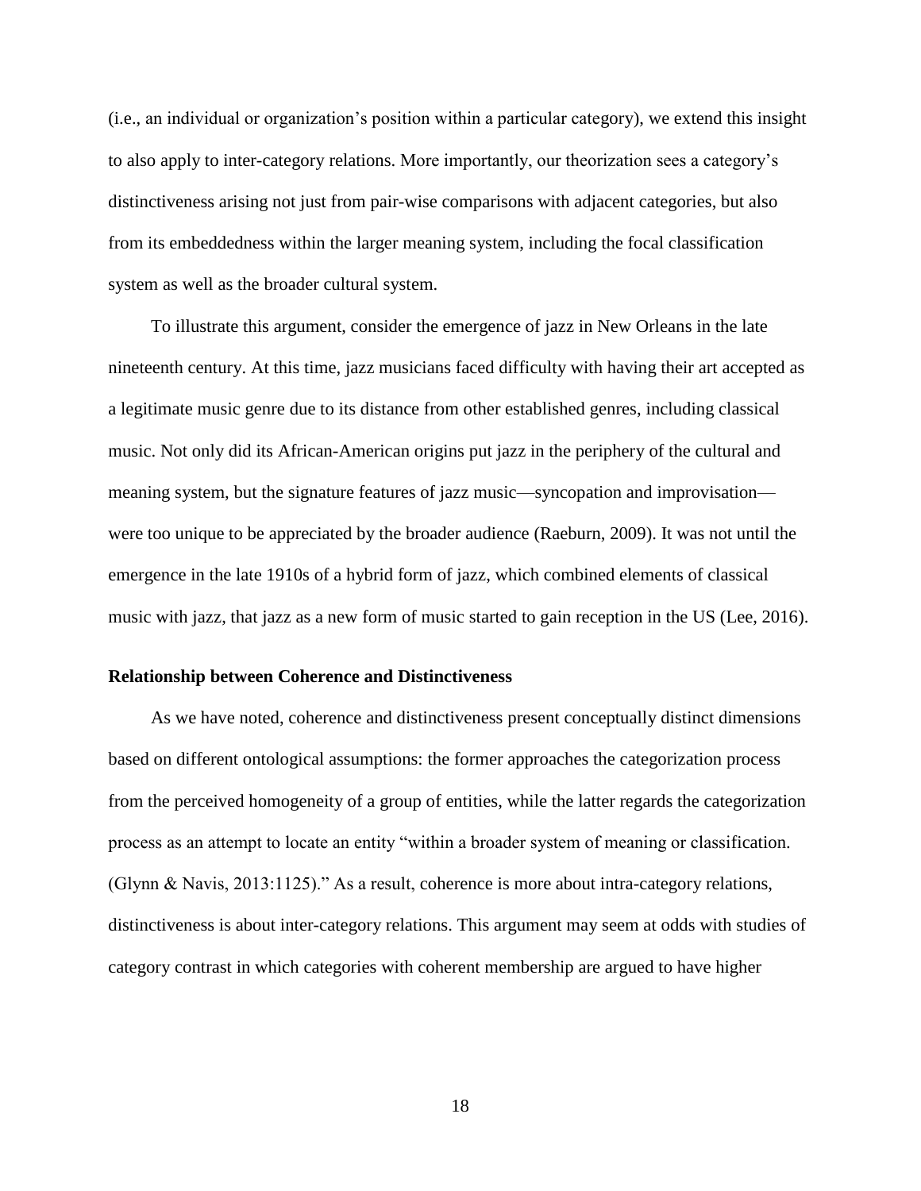(i.e., an individual or organization's position within a particular category), we extend this insight to also apply to inter-category relations. More importantly, our theorization sees a category's distinctiveness arising not just from pair-wise comparisons with adjacent categories, but also from its embeddedness within the larger meaning system, including the focal classification system as well as the broader cultural system.

To illustrate this argument, consider the emergence of jazz in New Orleans in the late nineteenth century. At this time, jazz musicians faced difficulty with having their art accepted as a legitimate music genre due to its distance from other established genres, including classical music. Not only did its African-American origins put jazz in the periphery of the cultural and meaning system, but the signature features of jazz music—syncopation and improvisation—were too unique to be appreciated by the broader audience (Raeburn, 2009). It was not until the emergence in the late 1910s of a hybrid form of jazz, which combined elements of classical music with jazz, that jazz as a new form of music started to gain reception in the US (Lee, 2016).

### Relationship between Coherence and Distinctiveness

As we have noted, coherence and distinctiveness present conceptually distinct dimensions based on different ontological assumptions: the former approaches the categorization process from the perceived homogeneity of a group of entities, while the latter regards the categorization process as an attempt to locate an entity "within a broader system of meaning or classification. (Glynn & Navis, 2013:1125)." As a result, coherence is more about intra-category relations, distinctiveness is about inter-category relations. This argument may seem at odds with studies of category contrast in which categories with coherent membership are argued to have higher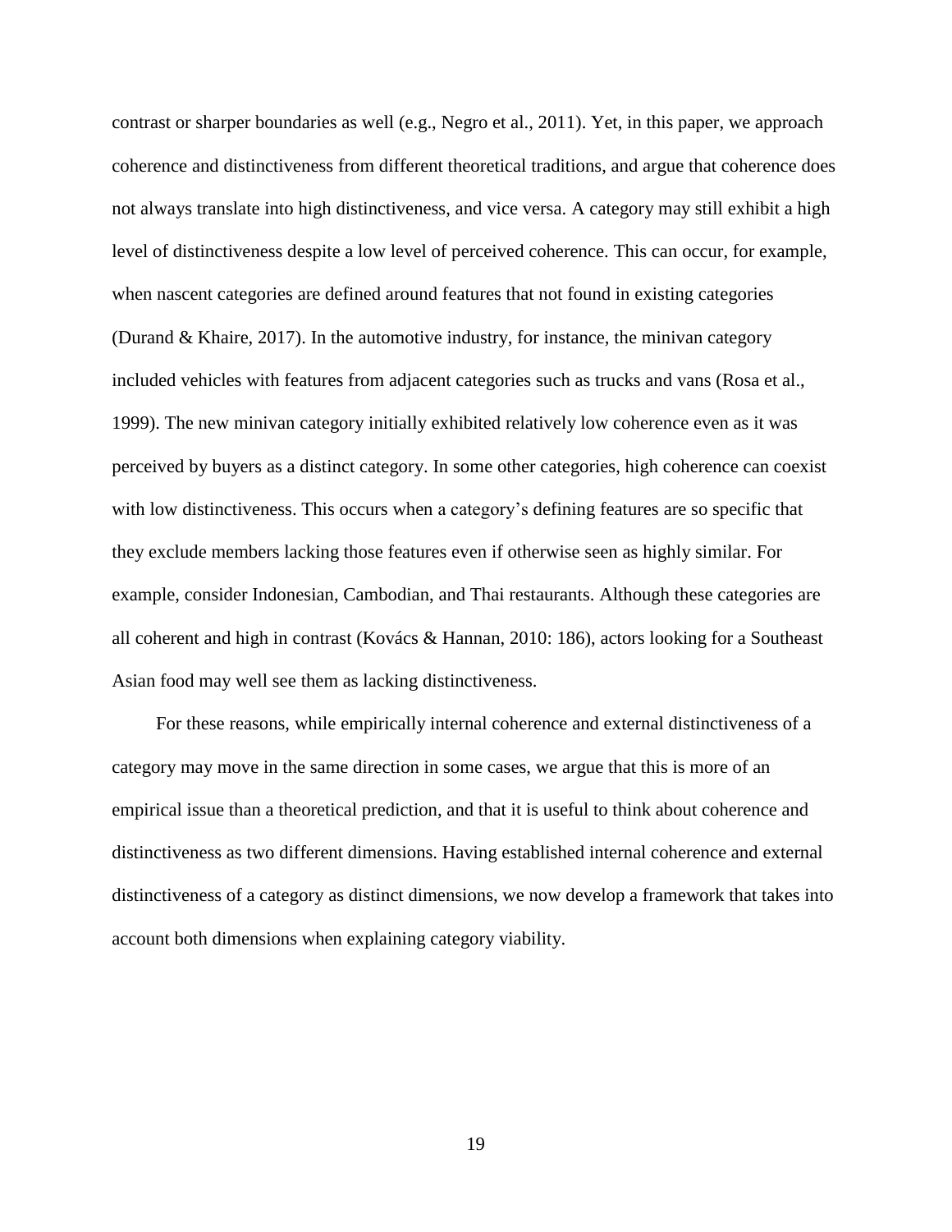contrast or sharper boundaries as well (e.g., Negro et al., 2011). Yet, in this paper, we approach coherence and distinctiveness from different theoretical traditions, and argue that coherence does not always translate into high distinctiveness, and vice versa. A category may still exhibit a high level of distinctiveness despite a low level of perceived coherence. This can occur, for example, when nascent categories are defined around features that not found in existing categories (Durand & Khaire, 2017). In the automotive industry, for instance, the minivan category included vehicles with features from adjacent categories such as trucks and vans (Rosa et al., 1999). The new minivan category initially exhibited relatively low coherence even as it was perceived by buyers as a distinct category. In some other categories, high coherence can coexist with low distinctiveness. This occurs when a category's defining features are so specific that they exclude members lacking those features even if otherwise seen as highly similar. For example, consider Indonesian, Cambodian, and Thai restaurants. Although these categories are all coherent and high in contrast (Kovács & Hannan, 2010: 186), actors looking for a Southeast Asian food may well see them as lacking distinctiveness.

For these reasons, while empirically internal coherence and external distinctiveness of a category may move in the same direction in some cases, we argue that this is more of an empirical issue than a theoretical prediction, and that it is useful to think about coherence and distinctiveness as two different dimensions. Having established internal coherence and external distinctiveness of a category as distinct dimensions, we now develop a framework that takes into account both dimensions when explaining category viability.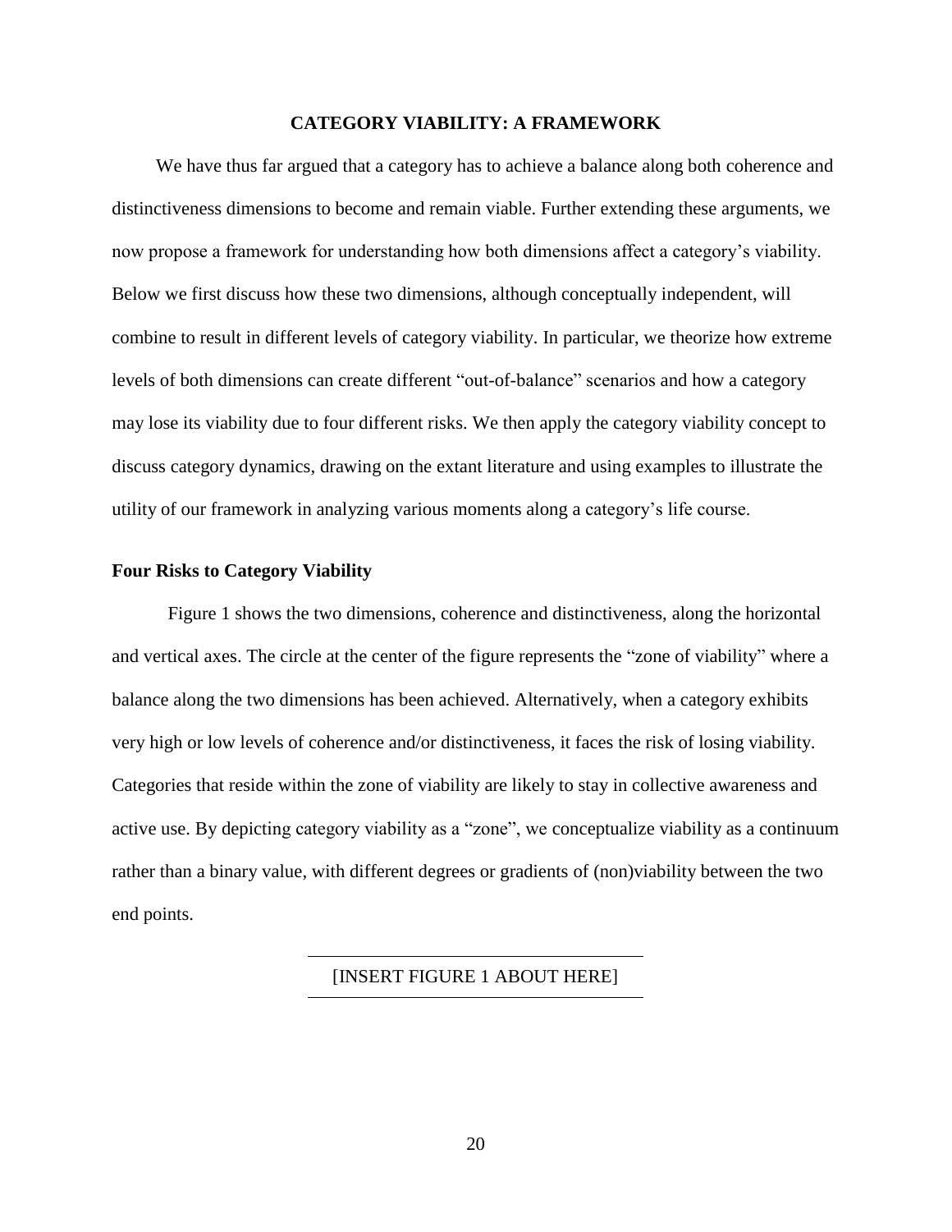## CATEGORY VIABILITY: A FRAMEWORK

We have thus far argued that a category has to achieve a balance along both coherence and distinctiveness dimensions to become and remain viable. Further extending these arguments, we now propose a framework for understanding how both dimensions affect a category's viability. Below we first discuss how these two dimensions, although conceptually independent, will combine to result in different levels of category viability. In particular, we theorize how extreme levels of both dimensions can create different "out-of-balance" scenarios and how a category may lose its viability due to four different risks. We then apply the category viability concept to discuss category dynamics, drawing on the extant literature and using examples to illustrate the utility of our framework in analyzing various moments along a category's life course.

### Four Risks to Category Viability

Figure 1 shows the two dimensions, coherence and distinctiveness, along the horizontal and vertical axes. The circle at the center of the figure represents the "zone of viability" where a balance along the two dimensions has been achieved. Alternatively, when a category exhibits very high or low levels of coherence and/or distinctiveness, it faces the risk of losing viability. Categories that reside within the zone of viability are likely to stay in collective awareness and active use. By depicting category viability as a "zone", we conceptualize viability as a continuum rather than a binary value, with different degrees or gradients of (non)viability between the two end points.

[INSERT FIGURE 1 ABOUT HERE]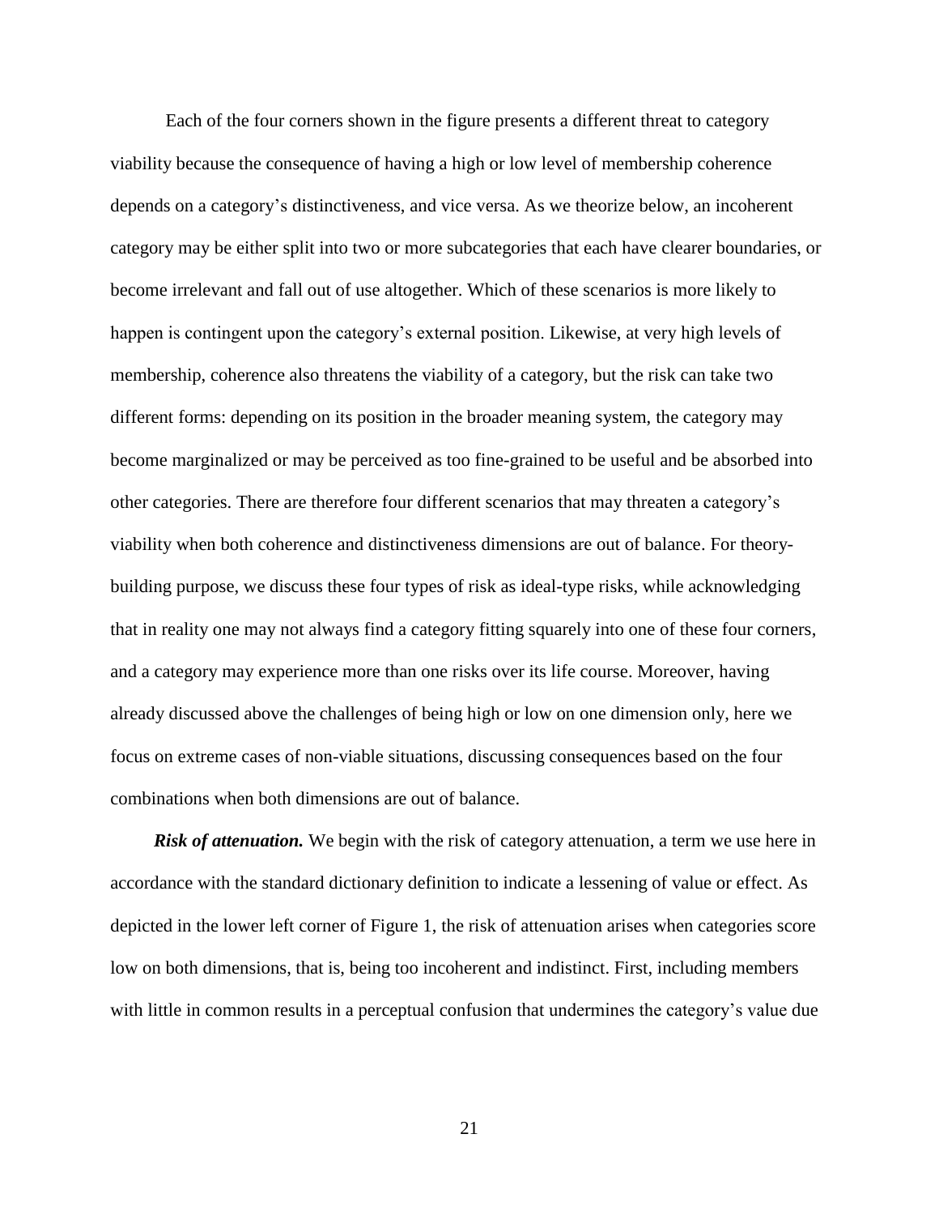Each of the four corners shown in the figure presents a different threat to category viability because the consequence of having a high or low level of membership coherence depends on a category's distinctiveness, and vice versa. As we theorize below, an incoherent category may be either split into two or more subcategories that each have clearer boundaries, or become irrelevant and fall out of use altogether. Which of these scenarios is more likely to happen is contingent upon the category's external position. Likewise, at very high levels of membership, coherence also threatens the viability of a category, but the risk can take two different forms: depending on its position in the broader meaning system, the category may become marginalized or may be perceived as too fine-grained to be useful and be absorbed into other categories. There are therefore four different scenarios that may threaten a category's viability when both coherence and distinctiveness dimensions are out of balance. For theory-building purpose, we discuss these four types of risk as ideal-type risks, while acknowledging that in reality one may not always find a category fitting squarely into one of these four corners, and a category may experience more than one risks over its life course. Moreover, having already discussed above the challenges of being high or low on one dimension only, here we focus on extreme cases of non-viable situations, discussing consequences based on the four combinations when both dimensions are out of balance.

***Risk of attenuation.*** We begin with the risk of category attenuation, a term we use here in accordance with the standard dictionary definition to indicate a lessening of value or effect. As depicted in the lower left corner of Figure 1, the risk of attenuation arises when categories score low on both dimensions, that is, being too incoherent and indistinct. First, including members with little in common results in a perceptual confusion that undermines the category's value due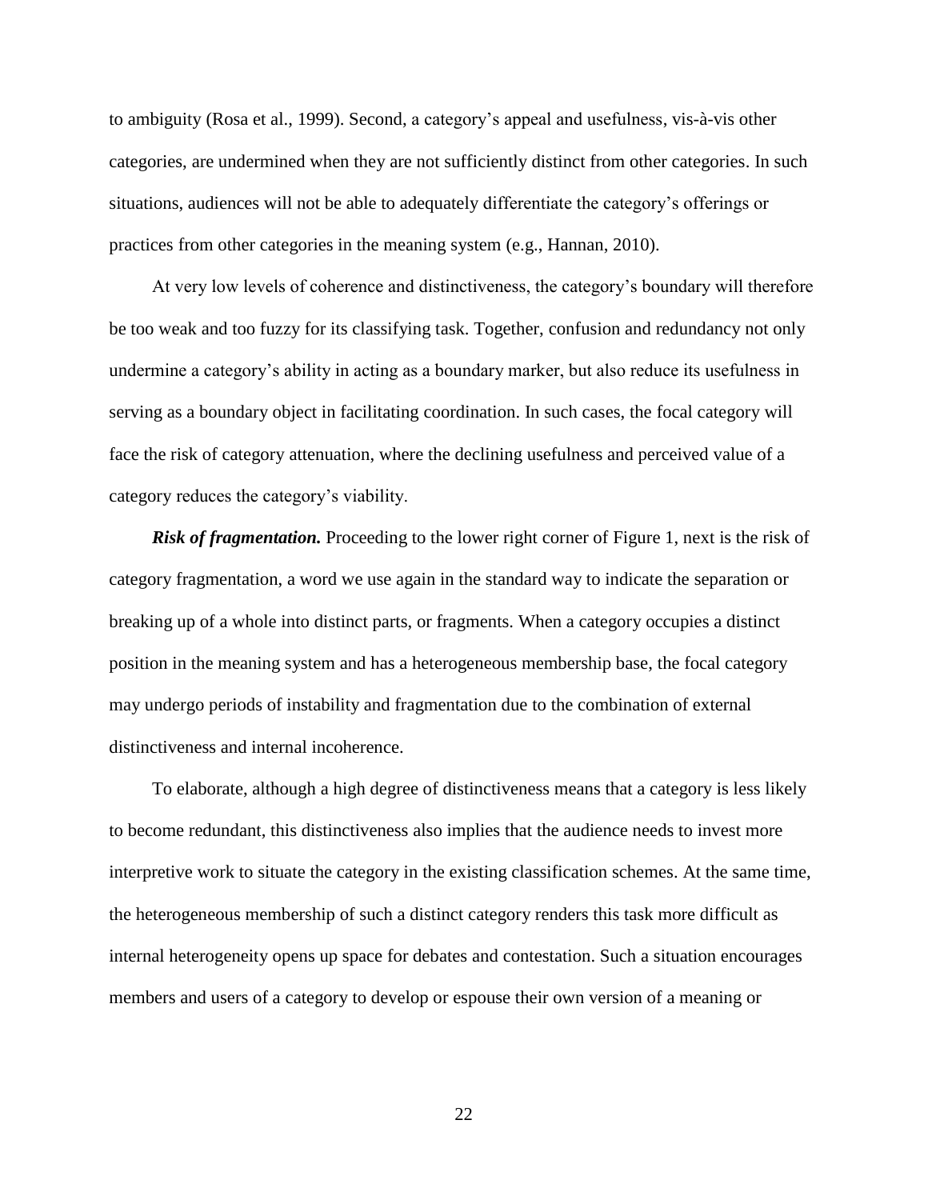to ambiguity (Rosa et al., 1999). Second, a category's appeal and usefulness, vis-à-vis other categories, are undermined when they are not sufficiently distinct from other categories. In such situations, audiences will not be able to adequately differentiate the category's offerings or practices from other categories in the meaning system (e.g., Hannan, 2010).

At very low levels of coherence and distinctiveness, the category's boundary will therefore be too weak and too fuzzy for its classifying task. Together, confusion and redundancy not only undermine a category's ability in acting as a boundary marker, but also reduce its usefulness in serving as a boundary object in facilitating coordination. In such cases, the focal category will face the risk of category attenuation, where the declining usefulness and perceived value of a category reduces the category's viability.

***Risk of fragmentation.*** Proceeding to the lower right corner of Figure 1, next is the risk of category fragmentation, a word we use again in the standard way to indicate the separation or breaking up of a whole into distinct parts, or fragments. When a category occupies a distinct position in the meaning system and has a heterogeneous membership base, the focal category may undergo periods of instability and fragmentation due to the combination of external distinctiveness and internal incoherence.

To elaborate, although a high degree of distinctiveness means that a category is less likely to become redundant, this distinctiveness also implies that the audience needs to invest more interpretive work to situate the category in the existing classification schemes. At the same time, the heterogeneous membership of such a distinct category renders this task more difficult as internal heterogeneity opens up space for debates and contestation. Such a situation encourages members and users of a category to develop or espouse their own version of a meaning or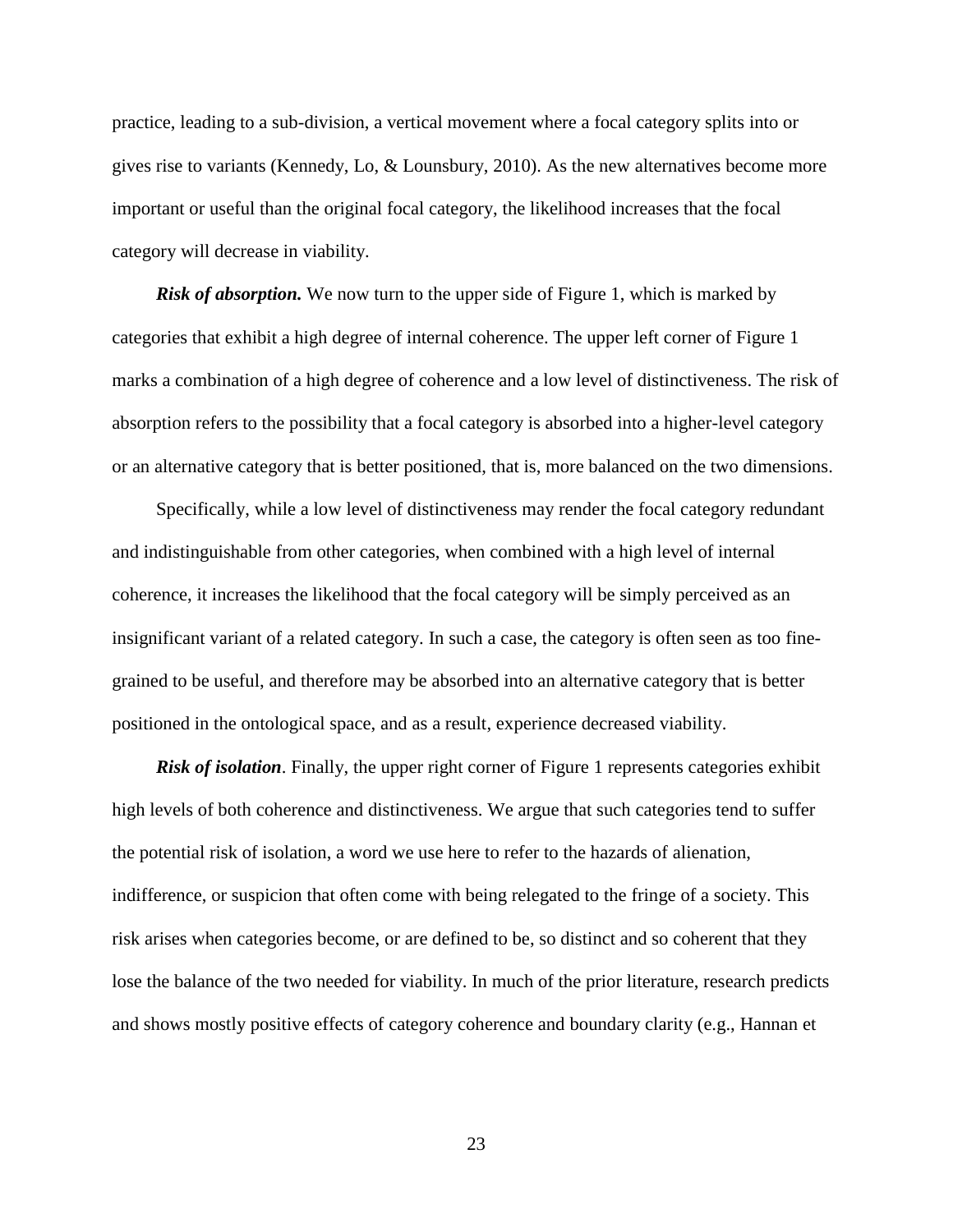practice, leading to a sub-division, a vertical movement where a focal category splits into or gives rise to variants (Kennedy, Lo, & Lounsbury, 2010). As the new alternatives become more important or useful than the original focal category, the likelihood increases that the focal category will decrease in viability.

***Risk of absorption.*** We now turn to the upper side of Figure 1, which is marked by categories that exhibit a high degree of internal coherence. The upper left corner of Figure 1 marks a combination of a high degree of coherence and a low level of distinctiveness. The risk of absorption refers to the possibility that a focal category is absorbed into a higher-level category or an alternative category that is better positioned, that is, more balanced on the two dimensions.

Specifically, while a low level of distinctiveness may render the focal category redundant and indistinguishable from other categories, when combined with a high level of internal coherence, it increases the likelihood that the focal category will be simply perceived as an insignificant variant of a related category. In such a case, the category is often seen as too fine-grained to be useful, and therefore may be absorbed into an alternative category that is better positioned in the ontological space, and as a result, experience decreased viability.

***Risk of isolation***. Finally, the upper right corner of Figure 1 represents categories exhibit high levels of both coherence and distinctiveness. We argue that such categories tend to suffer the potential risk of isolation, a word we use here to refer to the hazards of alienation, indifference, or suspicion that often come with being relegated to the fringe of a society. This risk arises when categories become, or are defined to be, so distinct and so coherent that they lose the balance of the two needed for viability. In much of the prior literature, research predicts and shows mostly positive effects of category coherence and boundary clarity (e.g., Hannan et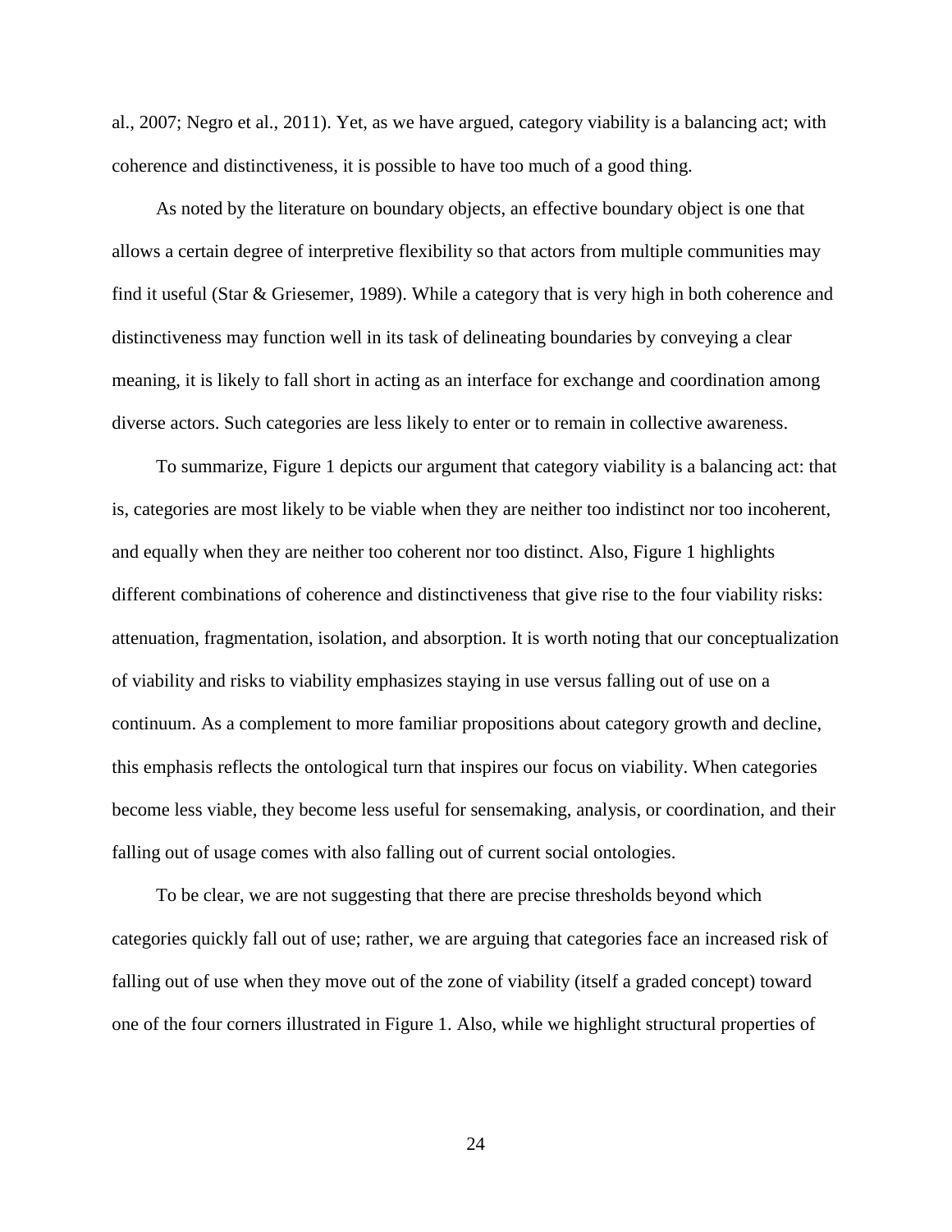al., 2007; Negro et al., 2011). Yet, as we have argued, category viability is a balancing act; with coherence and distinctiveness, it is possible to have too much of a good thing.

As noted by the literature on boundary objects, an effective boundary object is one that allows a certain degree of interpretive flexibility so that actors from multiple communities may find it useful (Star & Griesemer, 1989). While a category that is very high in both coherence and distinctiveness may function well in its task of delineating boundaries by conveying a clear meaning, it is likely to fall short in acting as an interface for exchange and coordination among diverse actors. Such categories are less likely to enter or to remain in collective awareness.

To summarize, Figure 1 depicts our argument that category viability is a balancing act: that is, categories are most likely to be viable when they are neither too indistinct nor too incoherent, and equally when they are neither too coherent nor too distinct. Also, Figure 1 highlights different combinations of coherence and distinctiveness that give rise to the four viability risks: attenuation, fragmentation, isolation, and absorption. It is worth noting that our conceptualization of viability and risks to viability emphasizes staying in use versus falling out of use on a continuum. As a complement to more familiar propositions about category growth and decline, this emphasis reflects the ontological turn that inspires our focus on viability. When categories become less viable, they become less useful for sensemaking, analysis, or coordination, and their falling out of usage comes with also falling out of current social ontologies.

To be clear, we are not suggesting that there are precise thresholds beyond which categories quickly fall out of use; rather, we are arguing that categories face an increased risk of falling out of use when they move out of the zone of viability (itself a graded concept) toward one of the four corners illustrated in Figure 1. Also, while we highlight structural properties of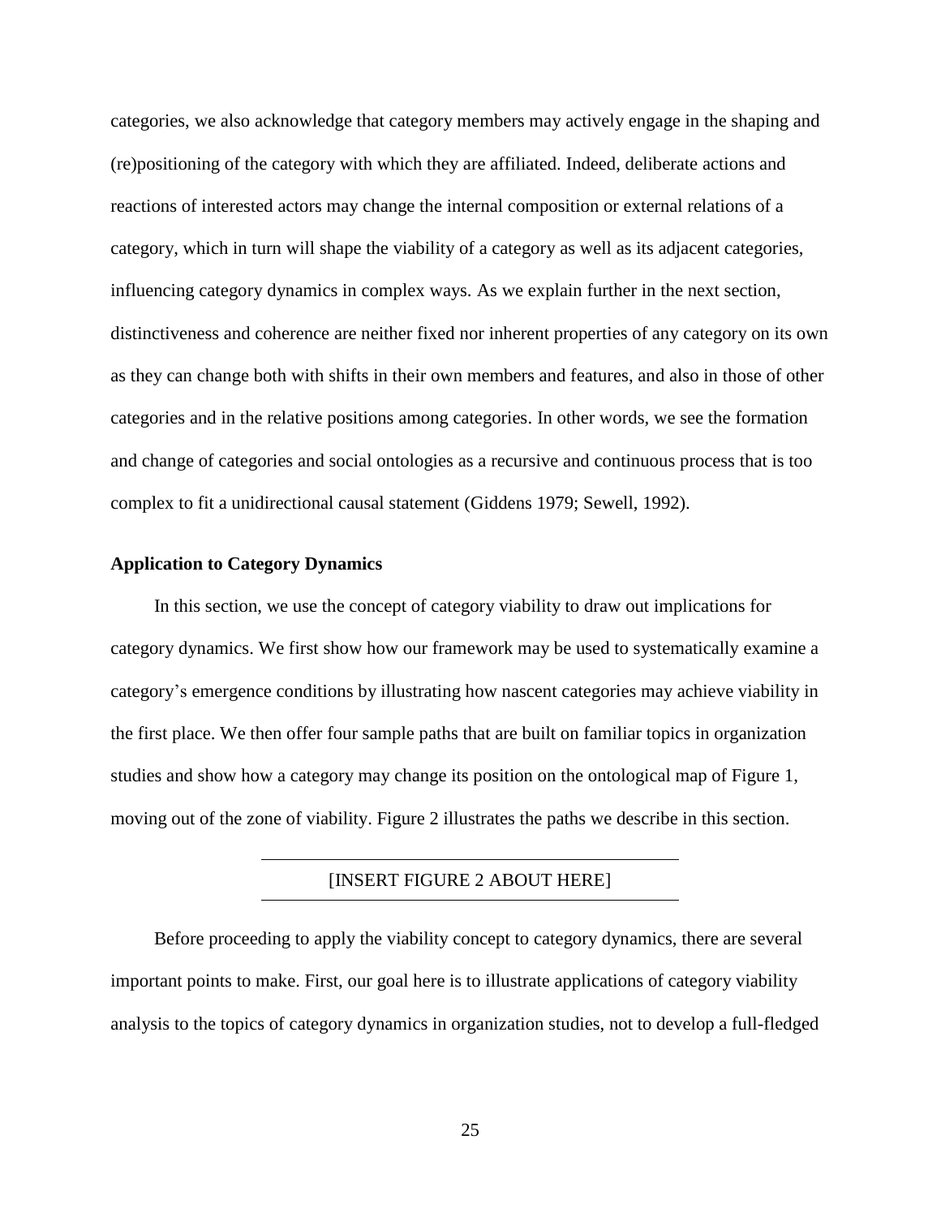categories, we also acknowledge that category members may actively engage in the shaping and (re)positioning of the category with which they are affiliated. Indeed, deliberate actions and reactions of interested actors may change the internal composition or external relations of a category, which in turn will shape the viability of a category as well as its adjacent categories, influencing category dynamics in complex ways. As we explain further in the next section, distinctiveness and coherence are neither fixed nor inherent properties of any category on its own as they can change both with shifts in their own members and features, and also in those of other categories and in the relative positions among categories. In other words, we see the formation and change of categories and social ontologies as a recursive and continuous process that is too complex to fit a unidirectional causal statement (Giddens 1979; Sewell, 1992).

**Application to Category Dynamics**

In this section, we use the concept of category viability to draw out implications for category dynamics. We first show how our framework may be used to systematically examine a category's emergence conditions by illustrating how nascent categories may achieve viability in the first place. We then offer four sample paths that are built on familiar topics in organization studies and show how a category may change its position on the ontological map of Figure 1, moving out of the zone of viability. Figure 2 illustrates the paths we describe in this section.

---

[INSERT FIGURE 2 ABOUT HERE]

---

Before proceeding to apply the viability concept to category dynamics, there are several important points to make. First, our goal here is to illustrate applications of category viability analysis to the topics of category dynamics in organization studies, not to develop a full-fledged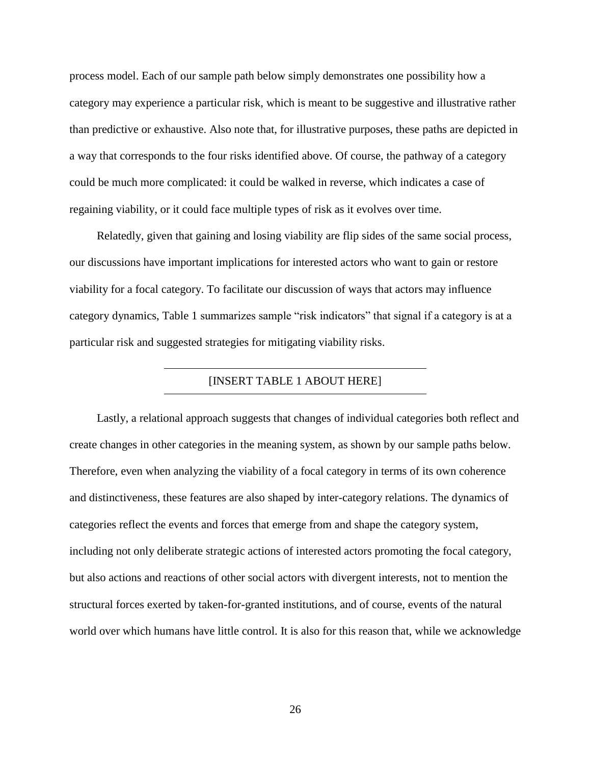process model. Each of our sample path below simply demonstrates one possibility how a category may experience a particular risk, which is meant to be suggestive and illustrative rather than predictive or exhaustive. Also note that, for illustrative purposes, these paths are depicted in a way that corresponds to the four risks identified above. Of course, the pathway of a category could be much more complicated: it could be walked in reverse, which indicates a case of regaining viability, or it could face multiple types of risk as it evolves over time.

Relatedly, given that gaining and losing viability are flip sides of the same social process, our discussions have important implications for interested actors who want to gain or restore viability for a focal category. To facilitate our discussion of ways that actors may influence category dynamics, Table 1 summarizes sample "risk indicators" that signal if a category is at a particular risk and suggested strategies for mitigating viability risks.

[INSERT TABLE 1 ABOUT HERE]

Lastly, a relational approach suggests that changes of individual categories both reflect and create changes in other categories in the meaning system, as shown by our sample paths below. Therefore, even when analyzing the viability of a focal category in terms of its own coherence and distinctiveness, these features are also shaped by inter-category relations. The dynamics of categories reflect the events and forces that emerge from and shape the category system, including not only deliberate strategic actions of interested actors promoting the focal category, but also actions and reactions of other social actors with divergent interests, not to mention the structural forces exerted by taken-for-granted institutions, and of course, events of the natural world over which humans have little control. It is also for this reason that, while we acknowledge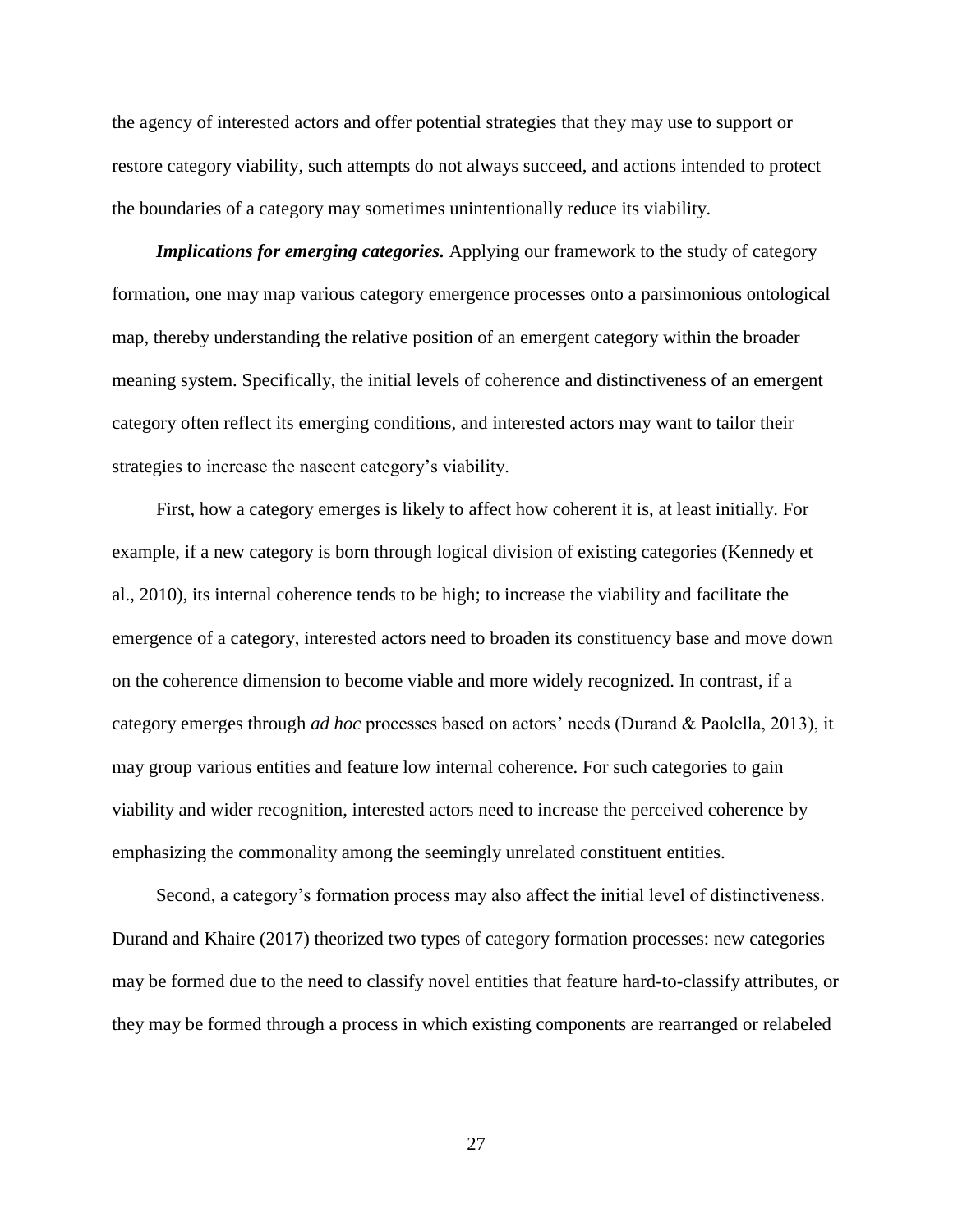the agency of interested actors and offer potential strategies that they may use to support or restore category viability, such attempts do not always succeed, and actions intended to protect the boundaries of a category may sometimes unintentionally reduce its viability.

***Implications for emerging categories.*** Applying our framework to the study of category formation, one may map various category emergence processes onto a parsimonious ontological map, thereby understanding the relative position of an emergent category within the broader meaning system. Specifically, the initial levels of coherence and distinctiveness of an emergent category often reflect its emerging conditions, and interested actors may want to tailor their strategies to increase the nascent category's viability.

First, how a category emerges is likely to affect how coherent it is, at least initially. For example, if a new category is born through logical division of existing categories (Kennedy et al., 2010), its internal coherence tends to be high; to increase the viability and facilitate the emergence of a category, interested actors need to broaden its constituency base and move down on the coherence dimension to become viable and more widely recognized. In contrast, if a category emerges through *ad hoc* processes based on actors' needs (Durand & Paolella, 2013), it may group various entities and feature low internal coherence. For such categories to gain viability and wider recognition, interested actors need to increase the perceived coherence by emphasizing the commonality among the seemingly unrelated constituent entities.

Second, a category's formation process may also affect the initial level of distinctiveness. Durand and Khaire (2017) theorized two types of category formation processes: new categories may be formed due to the need to classify novel entities that feature hard-to-classify attributes, or they may be formed through a process in which existing components are rearranged or relabeled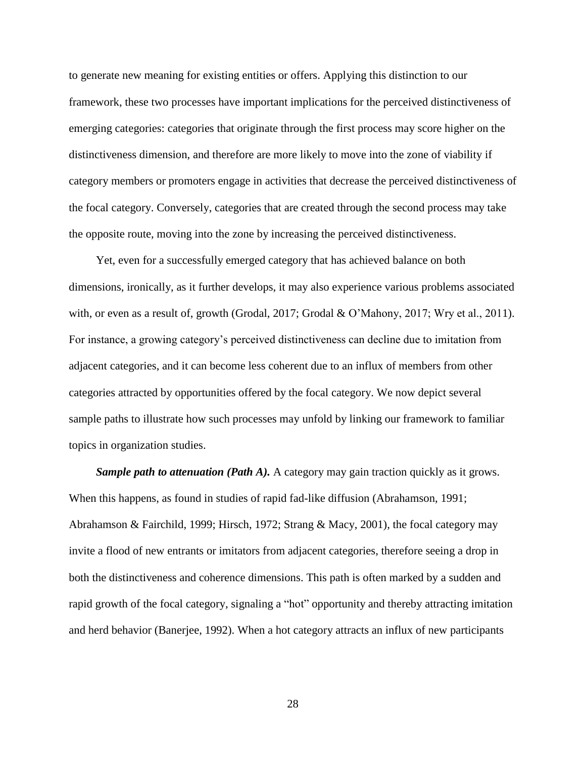to generate new meaning for existing entities or offers. Applying this distinction to our framework, these two processes have important implications for the perceived distinctiveness of emerging categories: categories that originate through the first process may score higher on the distinctiveness dimension, and therefore are more likely to move into the zone of viability if category members or promoters engage in activities that decrease the perceived distinctiveness of the focal category. Conversely, categories that are created through the second process may take the opposite route, moving into the zone by increasing the perceived distinctiveness.

Yet, even for a successfully emerged category that has achieved balance on both dimensions, ironically, as it further develops, it may also experience various problems associated with, or even as a result of, growth (Grodal, 2017; Grodal & O'Mahony, 2017; Wry et al., 2011). For instance, a growing category's perceived distinctiveness can decline due to imitation from adjacent categories, and it can become less coherent due to an influx of members from other categories attracted by opportunities offered by the focal category. We now depict several sample paths to illustrate how such processes may unfold by linking our framework to familiar topics in organization studies.

***Sample path to attenuation (Path A).*** A category may gain traction quickly as it grows. When this happens, as found in studies of rapid fad-like diffusion (Abrahamson, 1991; Abrahamson & Fairchild, 1999; Hirsch, 1972; Strang & Macy, 2001), the focal category may invite a flood of new entrants or imitators from adjacent categories, therefore seeing a drop in both the distinctiveness and coherence dimensions. This path is often marked by a sudden and rapid growth of the focal category, signaling a "hot" opportunity and thereby attracting imitation and herd behavior (Banerjee, 1992). When a hot category attracts an influx of new participants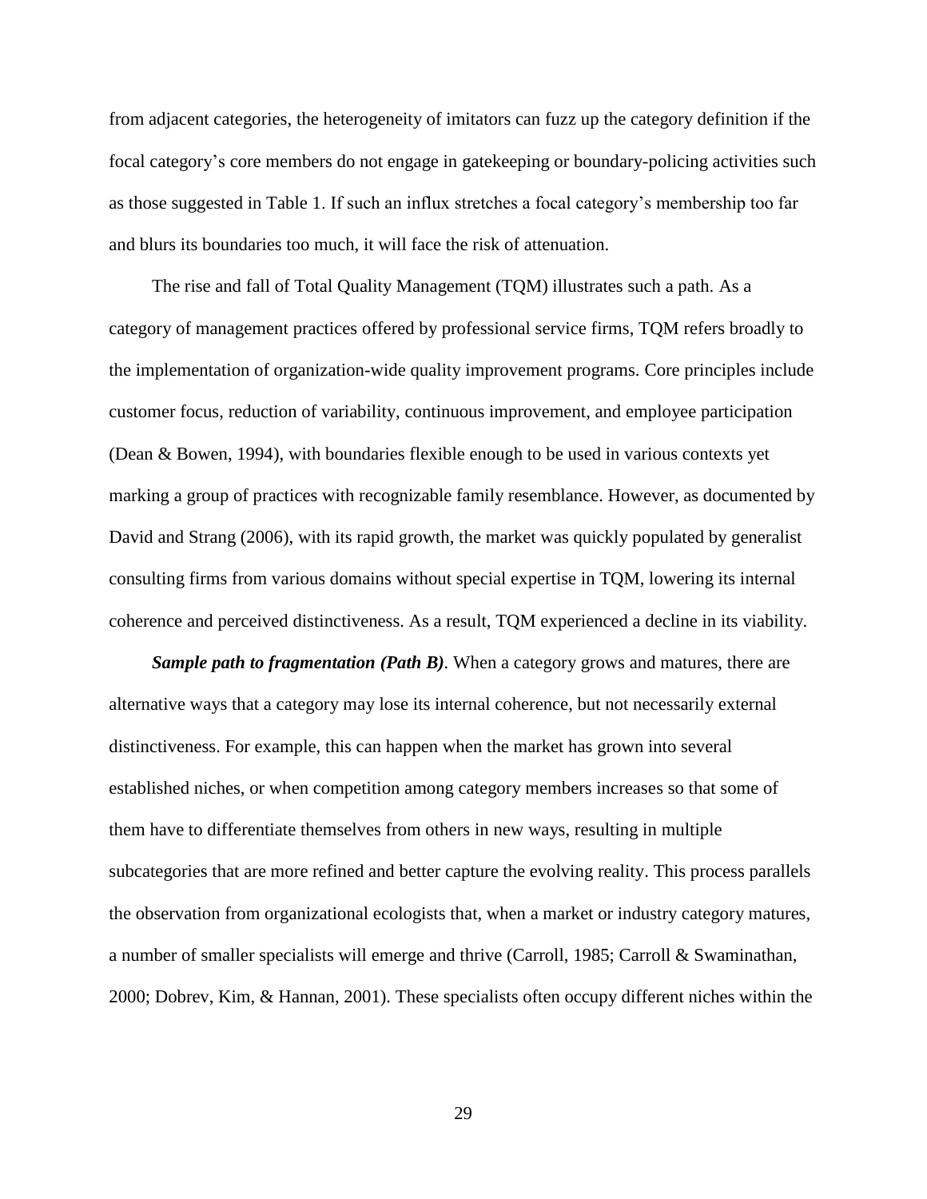from adjacent categories, the heterogeneity of imitators can fuzz up the category definition if the focal category's core members do not engage in gatekeeping or boundary-policing activities such as those suggested in Table 1. If such an influx stretches a focal category's membership too far and blurs its boundaries too much, it will face the risk of attenuation.

The rise and fall of Total Quality Management (TQM) illustrates such a path. As a category of management practices offered by professional service firms, TQM refers broadly to the implementation of organization-wide quality improvement programs. Core principles include customer focus, reduction of variability, continuous improvement, and employee participation (Dean & Bowen, 1994), with boundaries flexible enough to be used in various contexts yet marking a group of practices with recognizable family resemblance. However, as documented by David and Strang (2006), with its rapid growth, the market was quickly populated by generalist consulting firms from various domains without special expertise in TQM, lowering its internal coherence and perceived distinctiveness. As a result, TQM experienced a decline in its viability.

***Sample path to fragmentation (Path B)***. When a category grows and matures, there are alternative ways that a category may lose its internal coherence, but not necessarily external distinctiveness. For example, this can happen when the market has grown into several established niches, or when competition among category members increases so that some of them have to differentiate themselves from others in new ways, resulting in multiple subcategories that are more refined and better capture the evolving reality. This process parallels the observation from organizational ecologists that, when a market or industry category matures, a number of smaller specialists will emerge and thrive (Carroll, 1985; Carroll & Swaminathan, 2000; Dobrev, Kim, & Hannan, 2001). These specialists often occupy different niches within the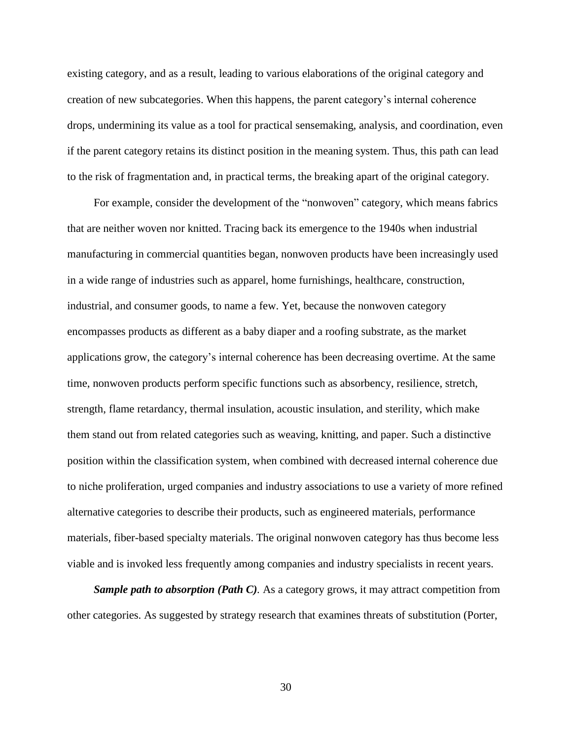existing category, and as a result, leading to various elaborations of the original category and creation of new subcategories. When this happens, the parent category's internal coherence drops, undermining its value as a tool for practical sensemaking, analysis, and coordination, even if the parent category retains its distinct position in the meaning system. Thus, this path can lead to the risk of fragmentation and, in practical terms, the breaking apart of the original category.

For example, consider the development of the "nonwoven" category, which means fabrics that are neither woven nor knitted. Tracing back its emergence to the 1940s when industrial manufacturing in commercial quantities began, nonwoven products have been increasingly used in a wide range of industries such as apparel, home furnishings, healthcare, construction, industrial, and consumer goods, to name a few. Yet, because the nonwoven category encompasses products as different as a baby diaper and a roofing substrate, as the market applications grow, the category's internal coherence has been decreasing overtime. At the same time, nonwoven products perform specific functions such as absorbency, resilience, stretch, strength, flame retardancy, thermal insulation, acoustic insulation, and sterility, which make them stand out from related categories such as weaving, knitting, and paper. Such a distinctive position within the classification system, when combined with decreased internal coherence due to niche proliferation, urged companies and industry associations to use a variety of more refined alternative categories to describe their products, such as engineered materials, performance materials, fiber-based specialty materials. The original nonwoven category has thus become less viable and is invoked less frequently among companies and industry specialists in recent years.

***Sample path to absorption (Path C)***. As a category grows, it may attract competition from other categories. As suggested by strategy research that examines threats of substitution (Porter,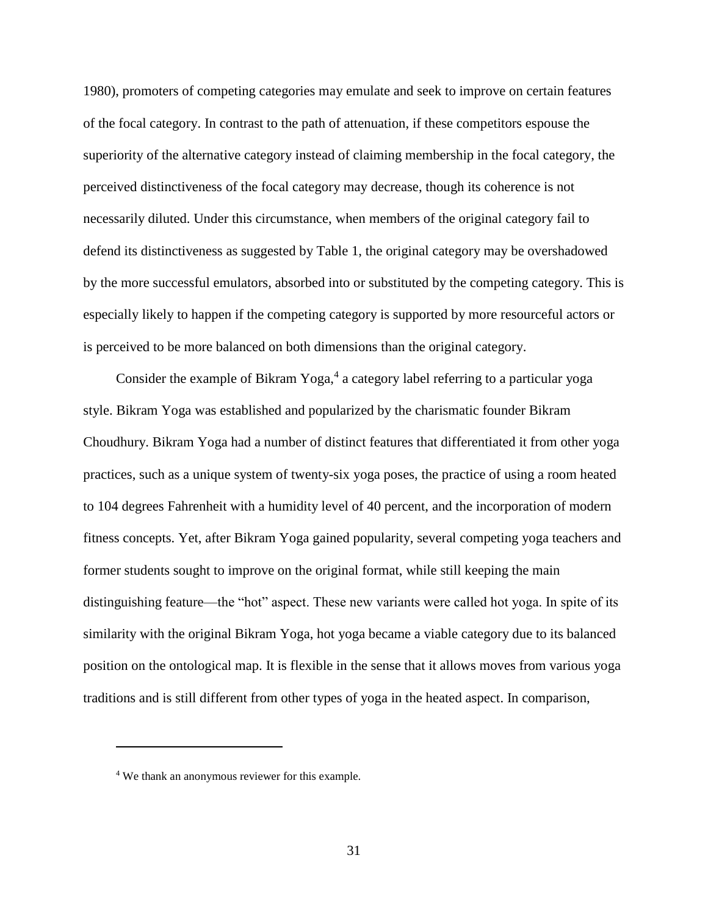1980), promoters of competing categories may emulate and seek to improve on certain features of the focal category. In contrast to the path of attenuation, if these competitors espouse the superiority of the alternative category instead of claiming membership in the focal category, the perceived distinctiveness of the focal category may decrease, though its coherence is not necessarily diluted. Under this circumstance, when members of the original category fail to defend its distinctiveness as suggested by Table 1, the original category may be overshadowed by the more successful emulators, absorbed into or substituted by the competing category. This is especially likely to happen if the competing category is supported by more resourceful actors or is perceived to be more balanced on both dimensions than the original category.

Consider the example of Bikram Yoga,[4] a category label referring to a particular yoga style. Bikram Yoga was established and popularized by the charismatic founder Bikram Choudhury. Bikram Yoga had a number of distinct features that differentiated it from other yoga practices, such as a unique system of twenty-six yoga poses, the practice of using a room heated to 104 degrees Fahrenheit with a humidity level of 40 percent, and the incorporation of modern fitness concepts. Yet, after Bikram Yoga gained popularity, several competing yoga teachers and former students sought to improve on the original format, while still keeping the main distinguishing feature—the "hot" aspect. These new variants were called hot yoga. In spite of its similarity with the original Bikram Yoga, hot yoga became a viable category due to its balanced position on the ontological map. It is flexible in the sense that it allows moves from various yoga traditions and is still different from other types of yoga in the heated aspect. In comparison,

[4] We thank an anonymous reviewer for this example.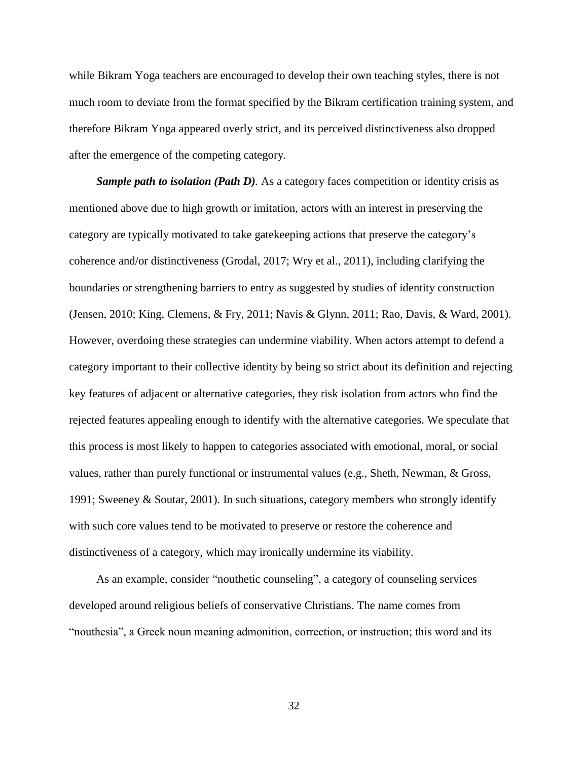while Bikram Yoga teachers are encouraged to develop their own teaching styles, there is not much room to deviate from the format specified by the Bikram certification training system, and therefore Bikram Yoga appeared overly strict, and its perceived distinctiveness also dropped after the emergence of the competing category.

***Sample path to isolation (Path D)***. As a category faces competition or identity crisis as mentioned above due to high growth or imitation, actors with an interest in preserving the category's coherence and/or distinctiveness are typically motivated to take gatekeeping actions that preserve the category's coherence and/or distinctiveness (Grodal, 2017; Wry et al., 2011), including clarifying the boundaries or strengthening barriers to entry as suggested by studies of identity construction (Jensen, 2010; King, Clemens, & Fry, 2011; Navis & Glynn, 2011; Rao, Davis, & Ward, 2001). However, overdoing these strategies can undermine viability. When actors attempt to defend a category important to their collective identity by being so strict about its definition and rejecting key features of adjacent or alternative categories, they risk isolation from actors who find the rejected features appealing enough to identify with the alternative categories. We speculate that this process is most likely to happen to categories associated with emotional, moral, or social values, rather than purely functional or instrumental values (e.g., Sheth, Newman, & Gross, 1991; Sweeney & Soutar, 2001). In such situations, category members who strongly identify with such core values tend to be motivated to preserve or restore the coherence and distinctiveness of a category, which may ironically undermine its viability.

As an example, consider "nouthetic counseling", a category of counseling services developed around religious beliefs of conservative Christians. The name comes from "nouthesia", a Greek noun meaning admonition, correction, or instruction; this word and its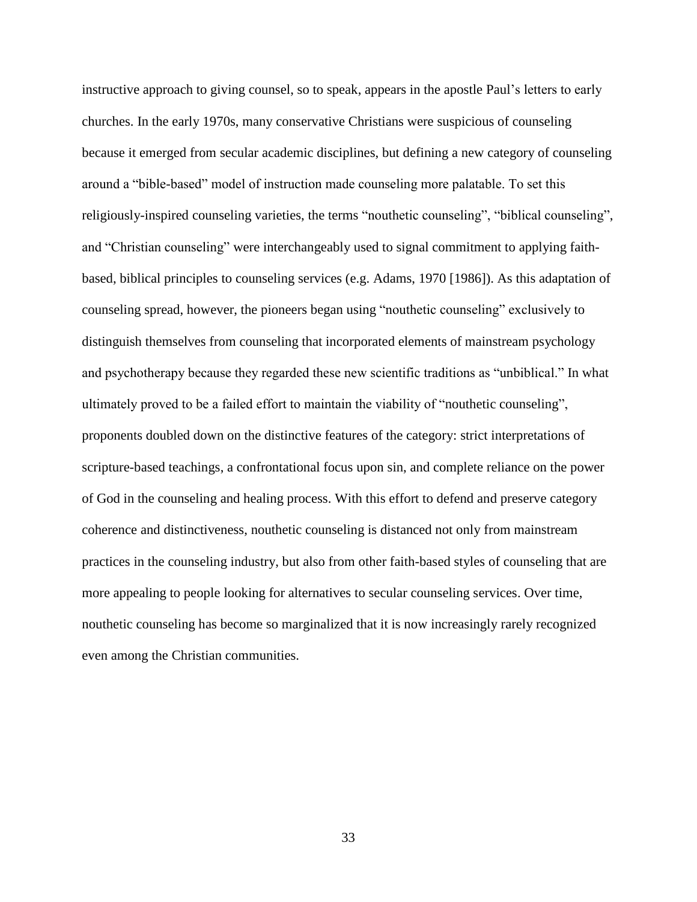instructive approach to giving counsel, so to speak, appears in the apostle Paul's letters to early churches. In the early 1970s, many conservative Christians were suspicious of counseling because it emerged from secular academic disciplines, but defining a new category of counseling around a "bible-based" model of instruction made counseling more palatable. To set this religiously-inspired counseling varieties, the terms "nouthetic counseling", "biblical counseling", and "Christian counseling" were interchangeably used to signal commitment to applying faith-based, biblical principles to counseling services (e.g. Adams, 1970 [1986]). As this adaptation of counseling spread, however, the pioneers began using "nouthetic counseling" exclusively to distinguish themselves from counseling that incorporated elements of mainstream psychology and psychotherapy because they regarded these new scientific traditions as "unbiblical." In what ultimately proved to be a failed effort to maintain the viability of "nouthetic counseling", proponents doubled down on the distinctive features of the category: strict interpretations of scripture-based teachings, a confrontational focus upon sin, and complete reliance on the power of God in the counseling and healing process. With this effort to defend and preserve category coherence and distinctiveness, nouthetic counseling is distanced not only from mainstream practices in the counseling industry, but also from other faith-based styles of counseling that are more appealing to people looking for alternatives to secular counseling services. Over time, nouthetic counseling has become so marginalized that it is now increasingly rarely recognized even among the Christian communities.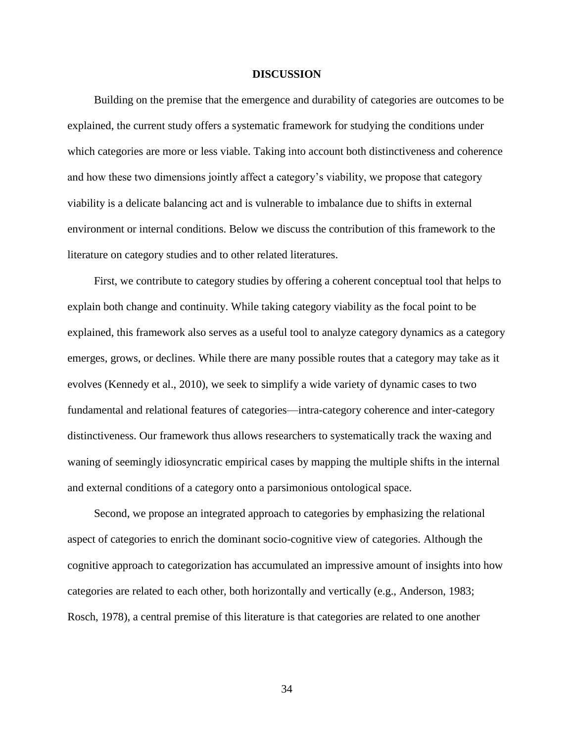## DISCUSSION

Building on the premise that the emergence and durability of categories are outcomes to be explained, the current study offers a systematic framework for studying the conditions under which categories are more or less viable. Taking into account both distinctiveness and coherence and how these two dimensions jointly affect a category's viability, we propose that category viability is a delicate balancing act and is vulnerable to imbalance due to shifts in external environment or internal conditions. Below we discuss the contribution of this framework to the literature on category studies and to other related literatures.

First, we contribute to category studies by offering a coherent conceptual tool that helps to explain both change and continuity. While taking category viability as the focal point to be explained, this framework also serves as a useful tool to analyze category dynamics as a category emerges, grows, or declines. While there are many possible routes that a category may take as it evolves (Kennedy et al., 2010), we seek to simplify a wide variety of dynamic cases to two fundamental and relational features of categories—intra-category coherence and inter-category distinctiveness. Our framework thus allows researchers to systematically track the waxing and waning of seemingly idiosyncratic empirical cases by mapping the multiple shifts in the internal and external conditions of a category onto a parsimonious ontological space.

Second, we propose an integrated approach to categories by emphasizing the relational aspect of categories to enrich the dominant socio-cognitive view of categories. Although the cognitive approach to categorization has accumulated an impressive amount of insights into how categories are related to each other, both horizontally and vertically (e.g., Anderson, 1983; Rosch, 1978), a central premise of this literature is that categories are related to one another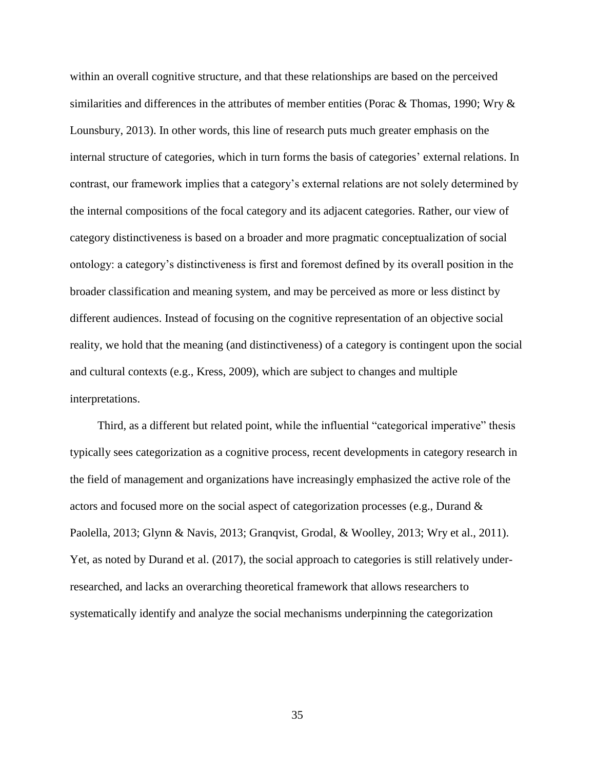within an overall cognitive structure, and that these relationships are based on the perceived similarities and differences in the attributes of member entities (Porac & Thomas, 1990; Wry & Lounsbury, 2013). In other words, this line of research puts much greater emphasis on the internal structure of categories, which in turn forms the basis of categories' external relations. In contrast, our framework implies that a category's external relations are not solely determined by the internal compositions of the focal category and its adjacent categories. Rather, our view of category distinctiveness is based on a broader and more pragmatic conceptualization of social ontology: a category's distinctiveness is first and foremost defined by its overall position in the broader classification and meaning system, and may be perceived as more or less distinct by different audiences. Instead of focusing on the cognitive representation of an objective social reality, we hold that the meaning (and distinctiveness) of a category is contingent upon the social and cultural contexts (e.g., Kress, 2009), which are subject to changes and multiple interpretations.

Third, as a different but related point, while the influential "categorical imperative" thesis typically sees categorization as a cognitive process, recent developments in category research in the field of management and organizations have increasingly emphasized the active role of the actors and focused more on the social aspect of categorization processes (e.g., Durand & Paolella, 2013; Glynn & Navis, 2013; Granqvist, Grodal, & Woolley, 2013; Wry et al., 2011). Yet, as noted by Durand et al. (2017), the social approach to categories is still relatively under-researched, and lacks an overarching theoretical framework that allows researchers to systematically identify and analyze the social mechanisms underpinning the categorization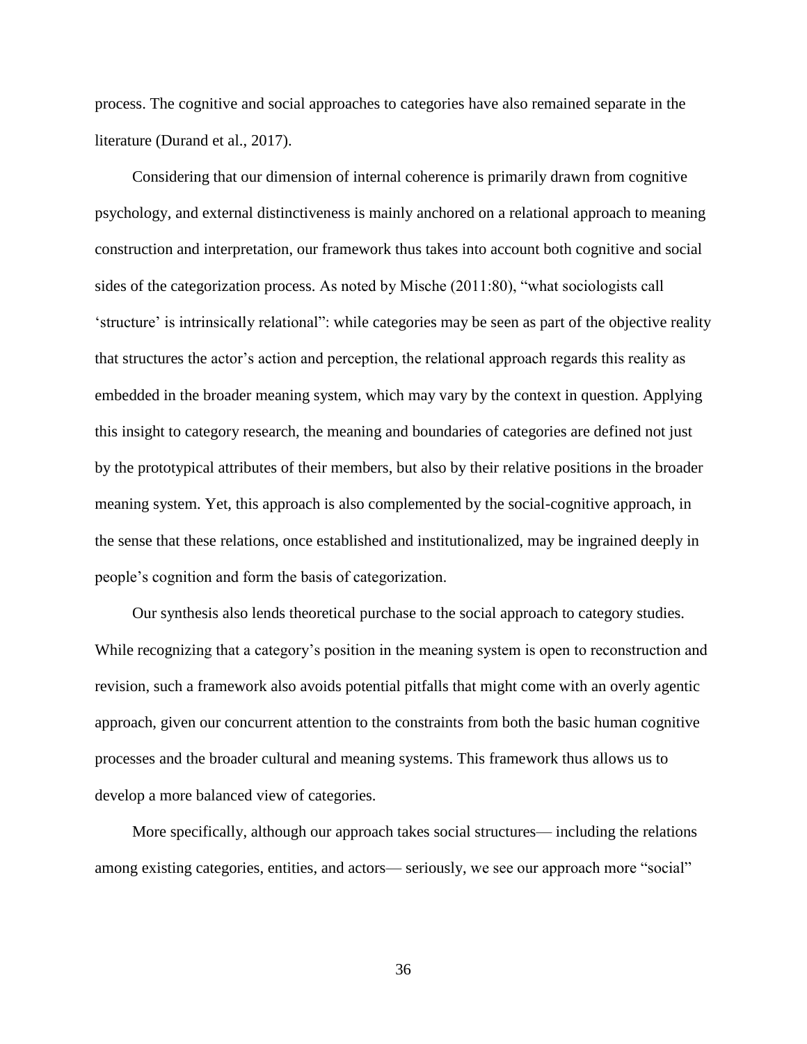process. The cognitive and social approaches to categories have also remained separate in the literature (Durand et al., 2017).

Considering that our dimension of internal coherence is primarily drawn from cognitive psychology, and external distinctiveness is mainly anchored on a relational approach to meaning construction and interpretation, our framework thus takes into account both cognitive and social sides of the categorization process. As noted by Mische (2011:80), "what sociologists call 'structure' is intrinsically relational": while categories may be seen as part of the objective reality that structures the actor's action and perception, the relational approach regards this reality as embedded in the broader meaning system, which may vary by the context in question. Applying this insight to category research, the meaning and boundaries of categories are defined not just by the prototypical attributes of their members, but also by their relative positions in the broader meaning system. Yet, this approach is also complemented by the social-cognitive approach, in the sense that these relations, once established and institutionalized, may be ingrained deeply in people's cognition and form the basis of categorization.

Our synthesis also lends theoretical purchase to the social approach to category studies. While recognizing that a category's position in the meaning system is open to reconstruction and revision, such a framework also avoids potential pitfalls that might come with an overly agentic approach, given our concurrent attention to the constraints from both the basic human cognitive processes and the broader cultural and meaning systems. This framework thus allows us to develop a more balanced view of categories.

More specifically, although our approach takes social structures— including the relations among existing categories, entities, and actors— seriously, we see our approach more "social"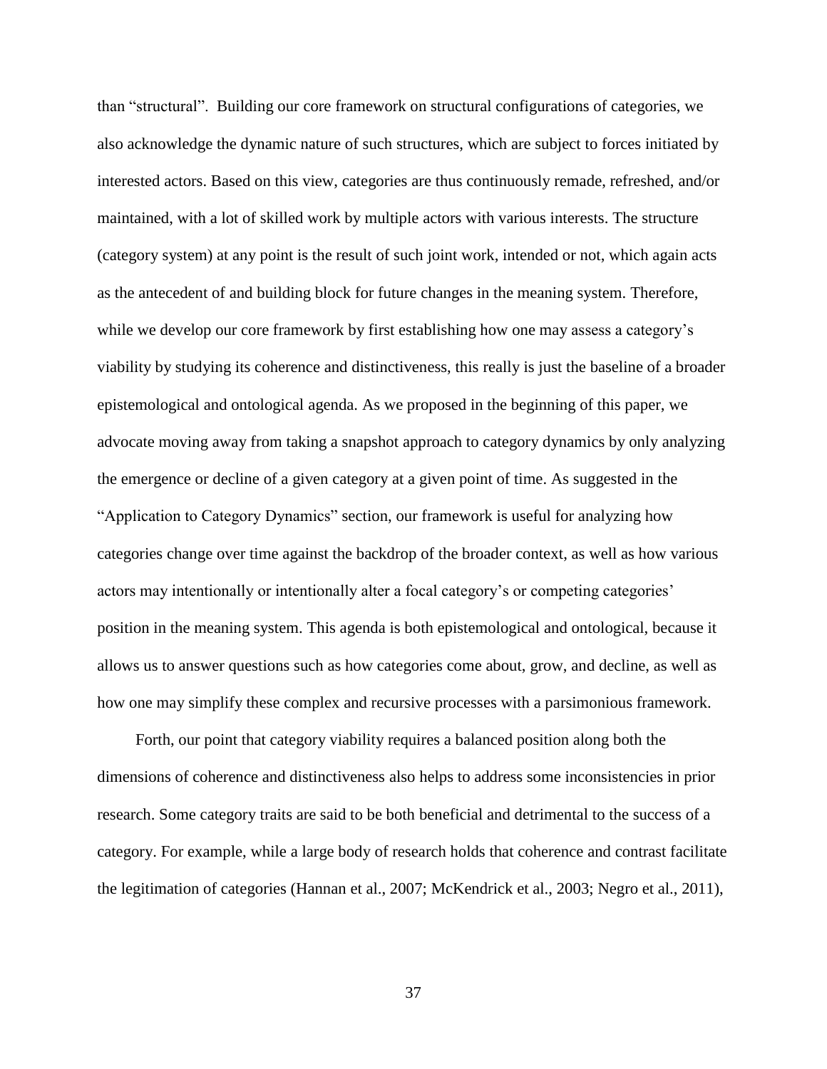than “structural”. Building our core framework on structural configurations of categories, we also acknowledge the dynamic nature of such structures, which are subject to forces initiated by interested actors. Based on this view, categories are thus continuously remade, refreshed, and/or maintained, with a lot of skilled work by multiple actors with various interests. The structure (category system) at any point is the result of such joint work, intended or not, which again acts as the antecedent of and building block for future changes in the meaning system. Therefore, while we develop our core framework by first establishing how one may assess a category’s viability by studying its coherence and distinctiveness, this really is just the baseline of a broader epistemological and ontological agenda. As we proposed in the beginning of this paper, we advocate moving away from taking a snapshot approach to category dynamics by only analyzing the emergence or decline of a given category at a given point of time. As suggested in the “Application to Category Dynamics” section, our framework is useful for analyzing how categories change over time against the backdrop of the broader context, as well as how various actors may intentionally or intentionally alter a focal category’s or competing categories’ position in the meaning system. This agenda is both epistemological and ontological, because it allows us to answer questions such as how categories come about, grow, and decline, as well as how one may simplify these complex and recursive processes with a parsimonious framework.

Forth, our point that category viability requires a balanced position along both the dimensions of coherence and distinctiveness also helps to address some inconsistencies in prior research. Some category traits are said to be both beneficial and detrimental to the success of a category. For example, while a large body of research holds that coherence and contrast facilitate the legitimation of categories (Hannan et al., 2007; McKendrick et al., 2003; Negro et al., 2011),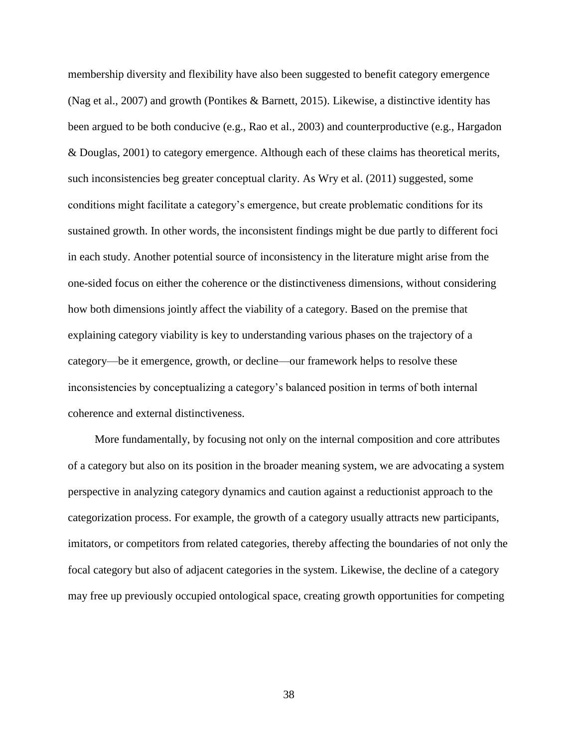membership diversity and flexibility have also been suggested to benefit category emergence (Nag et al., 2007) and growth (Pontikes & Barnett, 2015). Likewise, a distinctive identity has been argued to be both conducive (e.g., Rao et al., 2003) and counterproductive (e.g., Hargadon & Douglas, 2001) to category emergence. Although each of these claims has theoretical merits, such inconsistencies beg greater conceptual clarity. As Wry et al. (2011) suggested, some conditions might facilitate a category's emergence, but create problematic conditions for its sustained growth. In other words, the inconsistent findings might be due partly to different foci in each study. Another potential source of inconsistency in the literature might arise from the one-sided focus on either the coherence or the distinctiveness dimensions, without considering how both dimensions jointly affect the viability of a category. Based on the premise that explaining category viability is key to understanding various phases on the trajectory of a category—be it emergence, growth, or decline—our framework helps to resolve these inconsistencies by conceptualizing a category's balanced position in terms of both internal coherence and external distinctiveness.

More fundamentally, by focusing not only on the internal composition and core attributes of a category but also on its position in the broader meaning system, we are advocating a system perspective in analyzing category dynamics and caution against a reductionist approach to the categorization process. For example, the growth of a category usually attracts new participants, imitators, or competitors from related categories, thereby affecting the boundaries of not only the focal category but also of adjacent categories in the system. Likewise, the decline of a category may free up previously occupied ontological space, creating growth opportunities for competing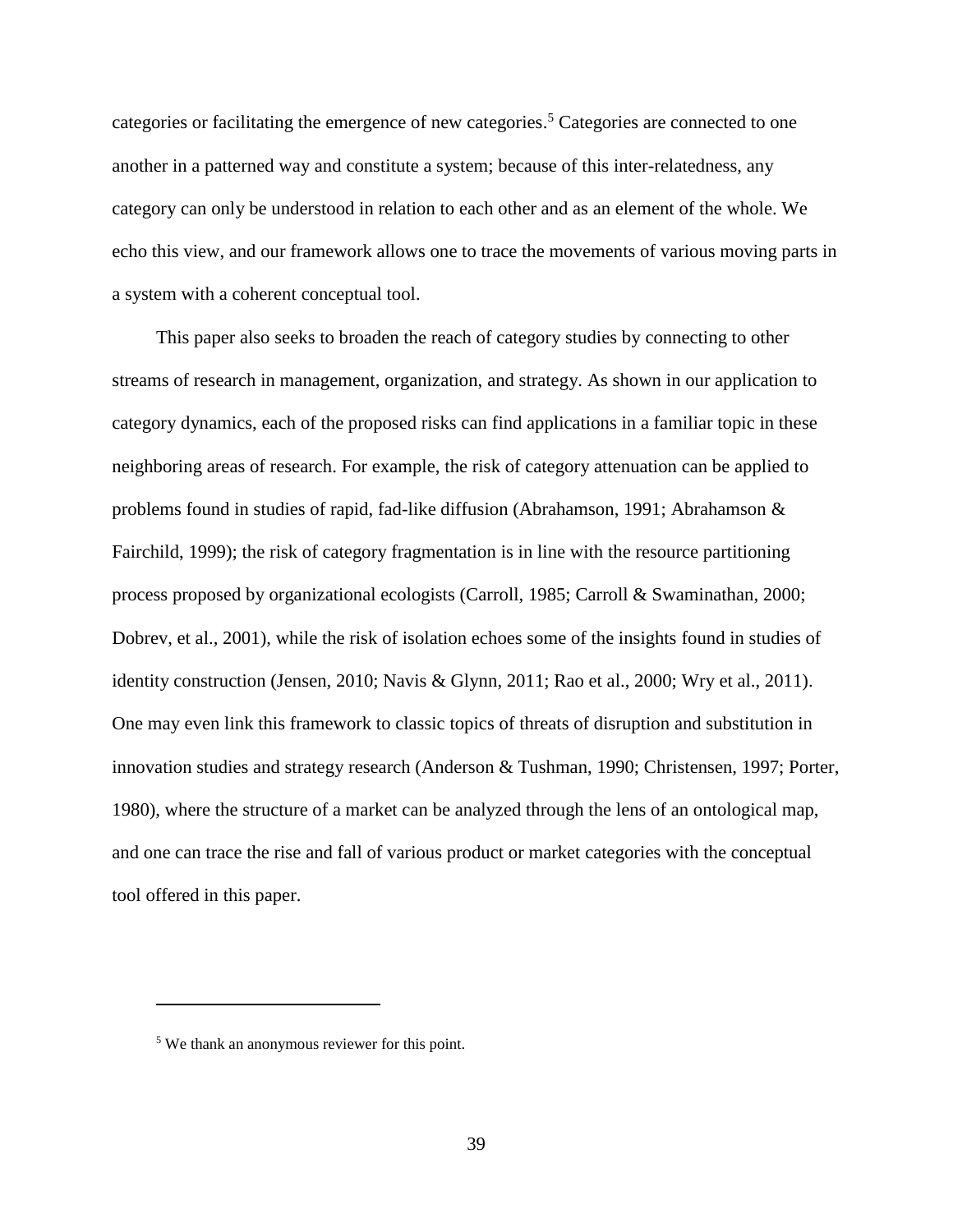categories or facilitating the emergence of new categories.[5] Categories are connected to one another in a patterned way and constitute a system; because of this inter-relatedness, any category can only be understood in relation to each other and as an element of the whole. We echo this view, and our framework allows one to trace the movements of various moving parts in a system with a coherent conceptual tool.

This paper also seeks to broaden the reach of category studies by connecting to other streams of research in management, organization, and strategy. As shown in our application to category dynamics, each of the proposed risks can find applications in a familiar topic in these neighboring areas of research. For example, the risk of category attenuation can be applied to problems found in studies of rapid, fad-like diffusion (Abrahamson, 1991; Abrahamson & Fairchild, 1999); the risk of category fragmentation is in line with the resource partitioning process proposed by organizational ecologists (Carroll, 1985; Carroll & Swaminathan, 2000; Dobrev, et al., 2001), while the risk of isolation echoes some of the insights found in studies of identity construction (Jensen, 2010; Navis & Glynn, 2011; Rao et al., 2000; Wry et al., 2011). One may even link this framework to classic topics of threats of disruption and substitution in innovation studies and strategy research (Anderson & Tushman, 1990; Christensen, 1997; Porter, 1980), where the structure of a market can be analyzed through the lens of an ontological map, and one can trace the rise and fall of various product or market categories with the conceptual tool offered in this paper.

[5] We thank an anonymous reviewer for this point.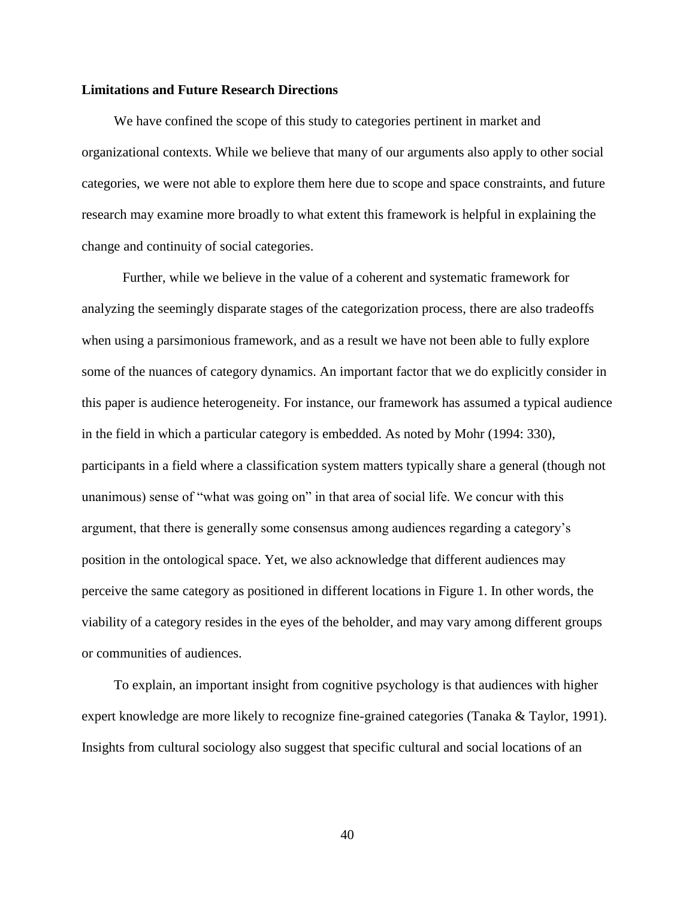**Limitations and Future Research Directions**

We have confined the scope of this study to categories pertinent in market and organizational contexts. While we believe that many of our arguments also apply to other social categories, we were not able to explore them here due to scope and space constraints, and future research may examine more broadly to what extent this framework is helpful in explaining the change and continuity of social categories.

Further, while we believe in the value of a coherent and systematic framework for analyzing the seemingly disparate stages of the categorization process, there are also tradeoffs when using a parsimonious framework, and as a result we have not been able to fully explore some of the nuances of category dynamics. An important factor that we do explicitly consider in this paper is audience heterogeneity. For instance, our framework has assumed a typical audience in the field in which a particular category is embedded. As noted by Mohr (1994: 330), participants in a field where a classification system matters typically share a general (though not unanimous) sense of "what was going on" in that area of social life. We concur with this argument, that there is generally some consensus among audiences regarding a category's position in the ontological space. Yet, we also acknowledge that different audiences may perceive the same category as positioned in different locations in Figure 1. In other words, the viability of a category resides in the eyes of the beholder, and may vary among different groups or communities of audiences.

To explain, an important insight from cognitive psychology is that audiences with higher expert knowledge are more likely to recognize fine-grained categories (Tanaka & Taylor, 1991). Insights from cultural sociology also suggest that specific cultural and social locations of an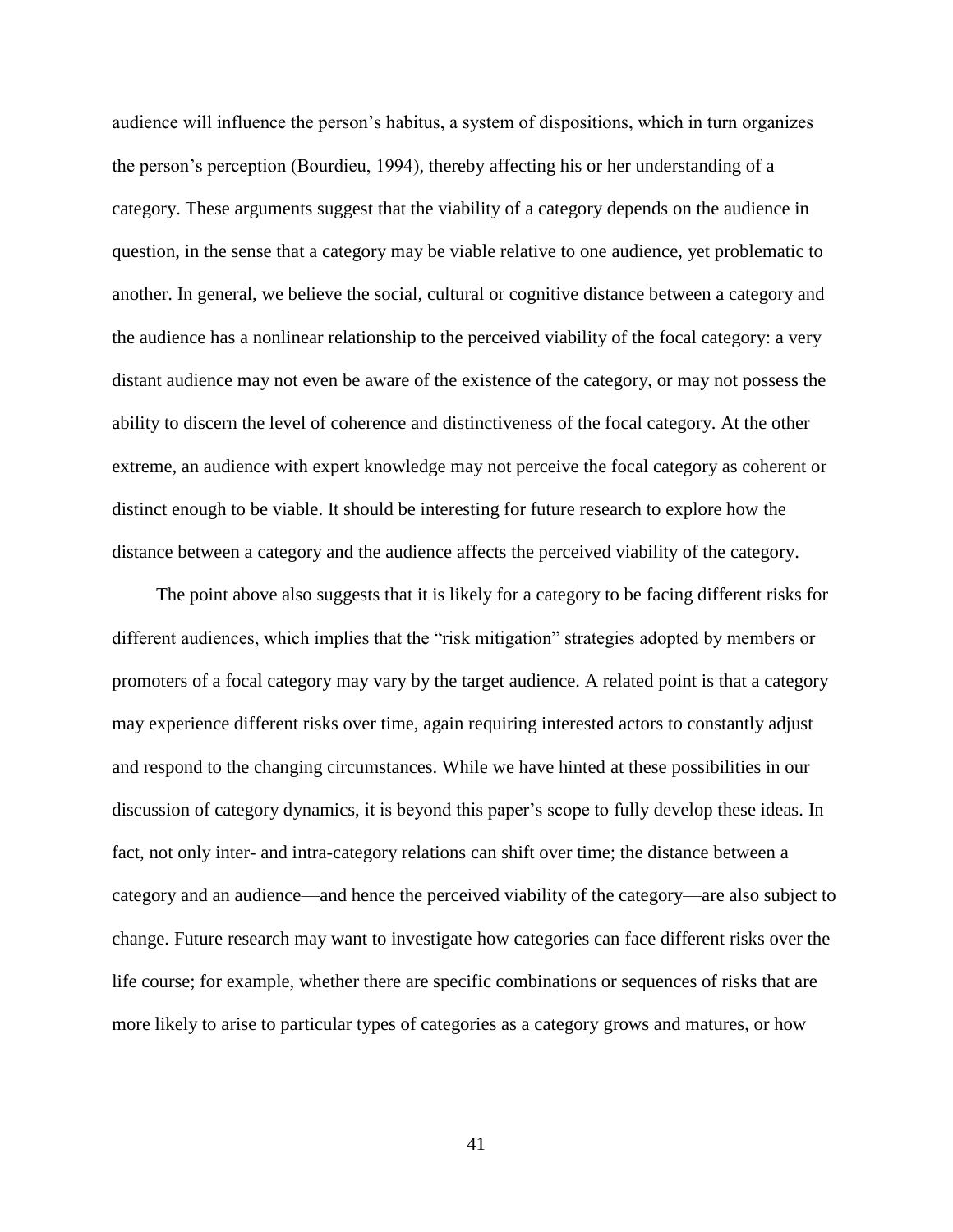audience will influence the person's habitus, a system of dispositions, which in turn organizes the person's perception (Bourdieu, 1994), thereby affecting his or her understanding of a category. These arguments suggest that the viability of a category depends on the audience in question, in the sense that a category may be viable relative to one audience, yet problematic to another. In general, we believe the social, cultural or cognitive distance between a category and the audience has a nonlinear relationship to the perceived viability of the focal category: a very distant audience may not even be aware of the existence of the category, or may not possess the ability to discern the level of coherence and distinctiveness of the focal category. At the other extreme, an audience with expert knowledge may not perceive the focal category as coherent or distinct enough to be viable. It should be interesting for future research to explore how the distance between a category and the audience affects the perceived viability of the category.

The point above also suggests that it is likely for a category to be facing different risks for different audiences, which implies that the "risk mitigation" strategies adopted by members or promoters of a focal category may vary by the target audience. A related point is that a category may experience different risks over time, again requiring interested actors to constantly adjust and respond to the changing circumstances. While we have hinted at these possibilities in our discussion of category dynamics, it is beyond this paper's scope to fully develop these ideas. In fact, not only inter- and intra-category relations can shift over time; the distance between a category and an audience—and hence the perceived viability of the category—are also subject to change. Future research may want to investigate how categories can face different risks over the life course; for example, whether there are specific combinations or sequences of risks that are more likely to arise to particular types of categories as a category grows and matures, or how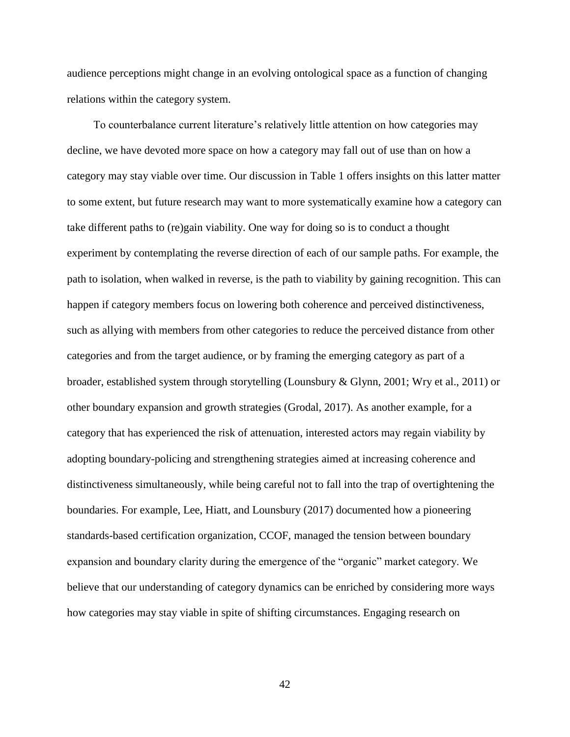audience perceptions might change in an evolving ontological space as a function of changing relations within the category system.

To counterbalance current literature's relatively little attention on how categories may decline, we have devoted more space on how a category may fall out of use than on how a category may stay viable over time. Our discussion in Table 1 offers insights on this latter matter to some extent, but future research may want to more systematically examine how a category can take different paths to (re)gain viability. One way for doing so is to conduct a thought experiment by contemplating the reverse direction of each of our sample paths. For example, the path to isolation, when walked in reverse, is the path to viability by gaining recognition. This can happen if category members focus on lowering both coherence and perceived distinctiveness, such as allying with members from other categories to reduce the perceived distance from other categories and from the target audience, or by framing the emerging category as part of a broader, established system through storytelling (Lounsbury & Glynn, 2001; Wry et al., 2011) or other boundary expansion and growth strategies (Grodal, 2017). As another example, for a category that has experienced the risk of attenuation, interested actors may regain viability by adopting boundary-policing and strengthening strategies aimed at increasing coherence and distinctiveness simultaneously, while being careful not to fall into the trap of overtightening the boundaries. For example, Lee, Hiatt, and Lounsbury (2017) documented how a pioneering standards-based certification organization, CCOF, managed the tension between boundary expansion and boundary clarity during the emergence of the "organic" market category. We believe that our understanding of category dynamics can be enriched by considering more ways how categories may stay viable in spite of shifting circumstances. Engaging research on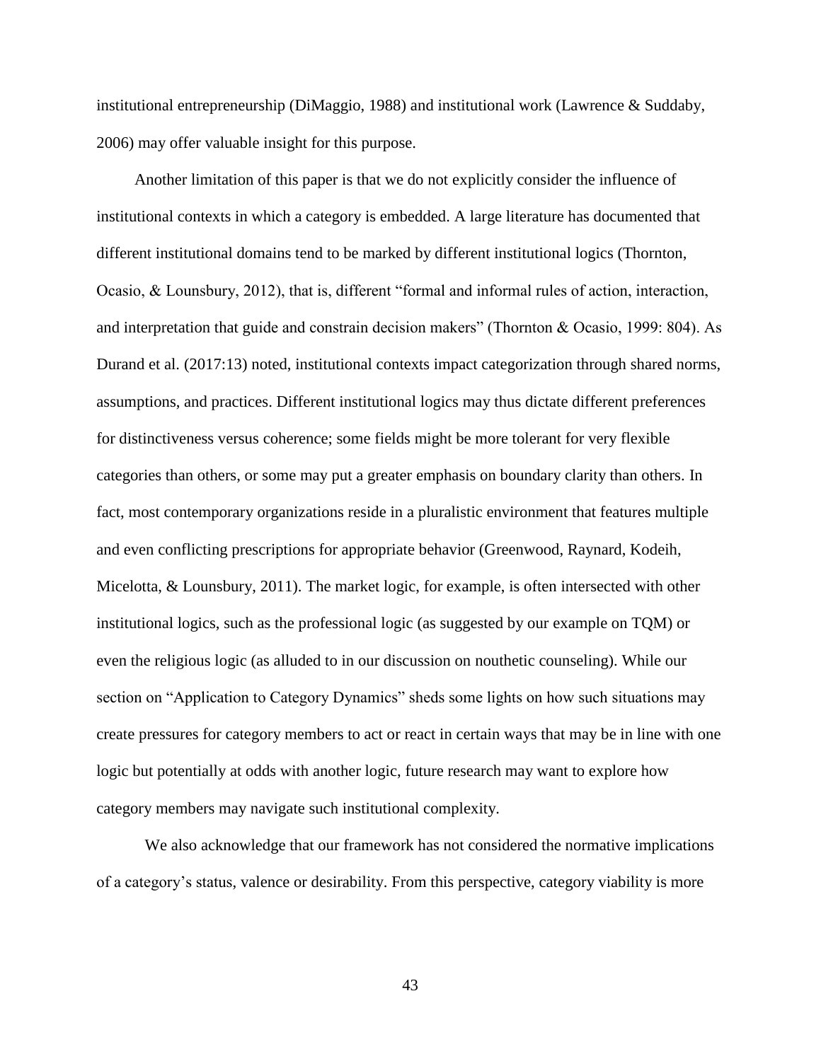institutional entrepreneurship (DiMaggio, 1988) and institutional work (Lawrence & Suddaby, 2006) may offer valuable insight for this purpose.

Another limitation of this paper is that we do not explicitly consider the influence of institutional contexts in which a category is embedded. A large literature has documented that different institutional domains tend to be marked by different institutional logics (Thornton, Ocasio, & Lounsbury, 2012), that is, different "formal and informal rules of action, interaction, and interpretation that guide and constrain decision makers" (Thornton & Ocasio, 1999: 804). As Durand et al. (2017:13) noted, institutional contexts impact categorization through shared norms, assumptions, and practices. Different institutional logics may thus dictate different preferences for distinctiveness versus coherence; some fields might be more tolerant for very flexible categories than others, or some may put a greater emphasis on boundary clarity than others. In fact, most contemporary organizations reside in a pluralistic environment that features multiple and even conflicting prescriptions for appropriate behavior (Greenwood, Raynard, Kodeih, Micelotta, & Lounsbury, 2011). The market logic, for example, is often intersected with other institutional logics, such as the professional logic (as suggested by our example on TQM) or even the religious logic (as alluded to in our discussion on nouthetic counseling). While our section on "Application to Category Dynamics" sheds some lights on how such situations may create pressures for category members to act or react in certain ways that may be in line with one logic but potentially at odds with another logic, future research may want to explore how category members may navigate such institutional complexity.

We also acknowledge that our framework has not considered the normative implications of a category's status, valence or desirability. From this perspective, category viability is more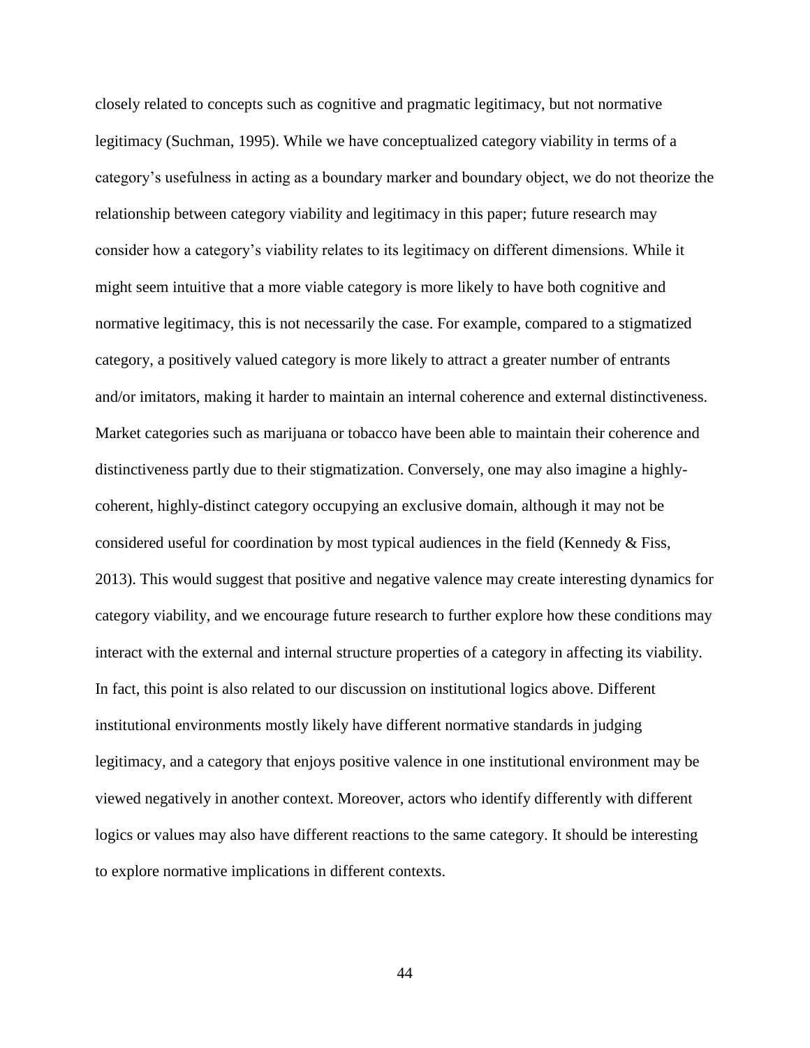closely related to concepts such as cognitive and pragmatic legitimacy, but not normative legitimacy (Suchman, 1995). While we have conceptualized category viability in terms of a category's usefulness in acting as a boundary marker and boundary object, we do not theorize the relationship between category viability and legitimacy in this paper; future research may consider how a category's viability relates to its legitimacy on different dimensions. While it might seem intuitive that a more viable category is more likely to have both cognitive and normative legitimacy, this is not necessarily the case. For example, compared to a stigmatized category, a positively valued category is more likely to attract a greater number of entrants and/or imitators, making it harder to maintain an internal coherence and external distinctiveness. Market categories such as marijuana or tobacco have been able to maintain their coherence and distinctiveness partly due to their stigmatization. Conversely, one may also imagine a highly-coherent, highly-distinct category occupying an exclusive domain, although it may not be considered useful for coordination by most typical audiences in the field (Kennedy & Fiss, 2013). This would suggest that positive and negative valence may create interesting dynamics for category viability, and we encourage future research to further explore how these conditions may interact with the external and internal structure properties of a category in affecting its viability. In fact, this point is also related to our discussion on institutional logics above. Different institutional environments mostly likely have different normative standards in judging legitimacy, and a category that enjoys positive valence in one institutional environment may be viewed negatively in another context. Moreover, actors who identify differently with different logics or values may also have different reactions to the same category. It should be interesting to explore normative implications in different contexts.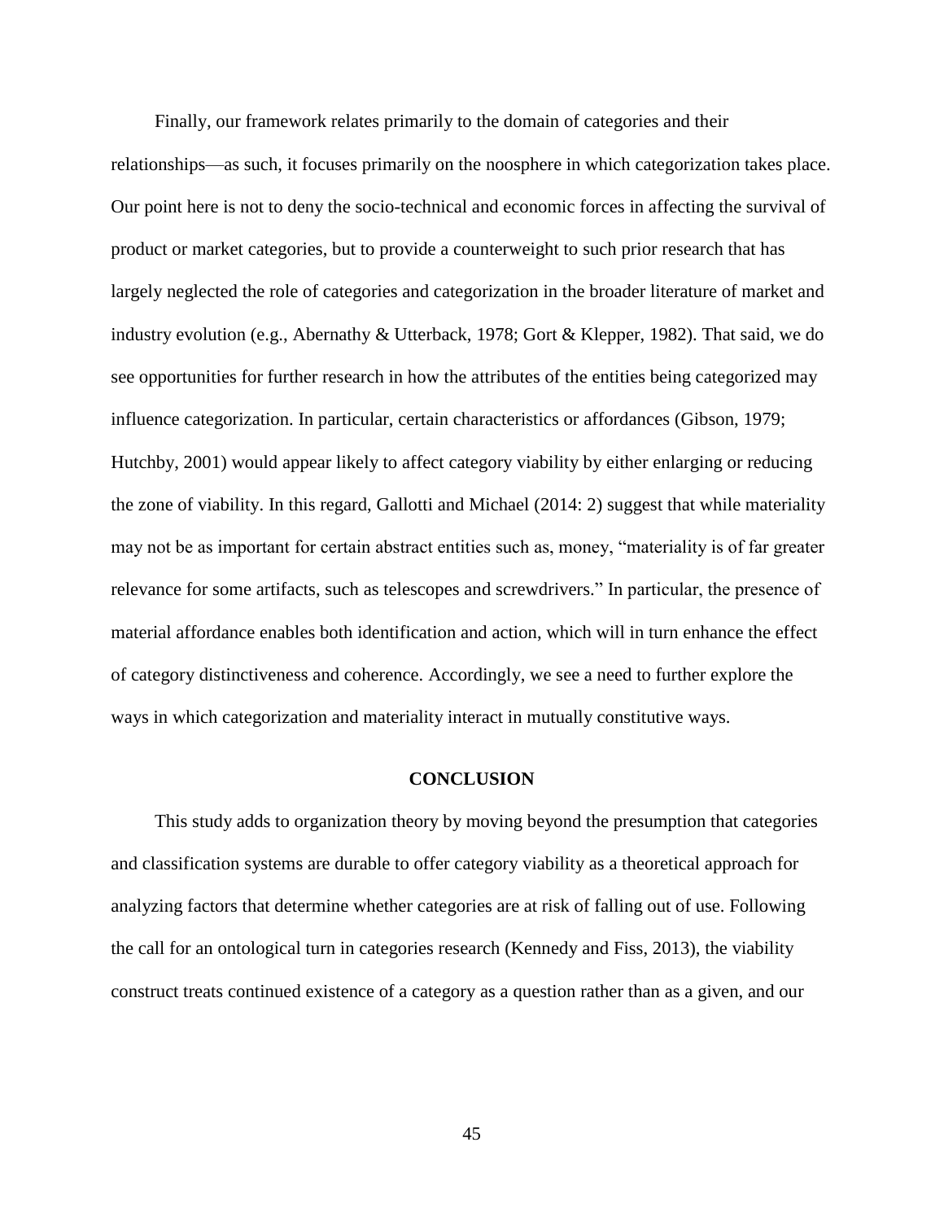Finally, our framework relates primarily to the domain of categories and their relationships—as such, it focuses primarily on the noosphere in which categorization takes place. Our point here is not to deny the socio-technical and economic forces in affecting the survival of product or market categories, but to provide a counterweight to such prior research that has largely neglected the role of categories and categorization in the broader literature of market and industry evolution (e.g., Abernathy & Utterback, 1978; Gort & Klepper, 1982). That said, we do see opportunities for further research in how the attributes of the entities being categorized may influence categorization. In particular, certain characteristics or affordances (Gibson, 1979; Hutchby, 2001) would appear likely to affect category viability by either enlarging or reducing the zone of viability. In this regard, Gallotti and Michael (2014: 2) suggest that while materiality may not be as important for certain abstract entities such as, money, "materiality is of far greater relevance for some artifacts, such as telescopes and screwdrivers." In particular, the presence of material affordance enables both identification and action, which will in turn enhance the effect of category distinctiveness and coherence. Accordingly, we see a need to further explore the ways in which categorization and materiality interact in mutually constitutive ways.

## CONCLUSION

This study adds to organization theory by moving beyond the presumption that categories and classification systems are durable to offer category viability as a theoretical approach for analyzing factors that determine whether categories are at risk of falling out of use. Following the call for an ontological turn in categories research (Kennedy and Fiss, 2013), the viability construct treats continued existence of a category as a question rather than as a given, and our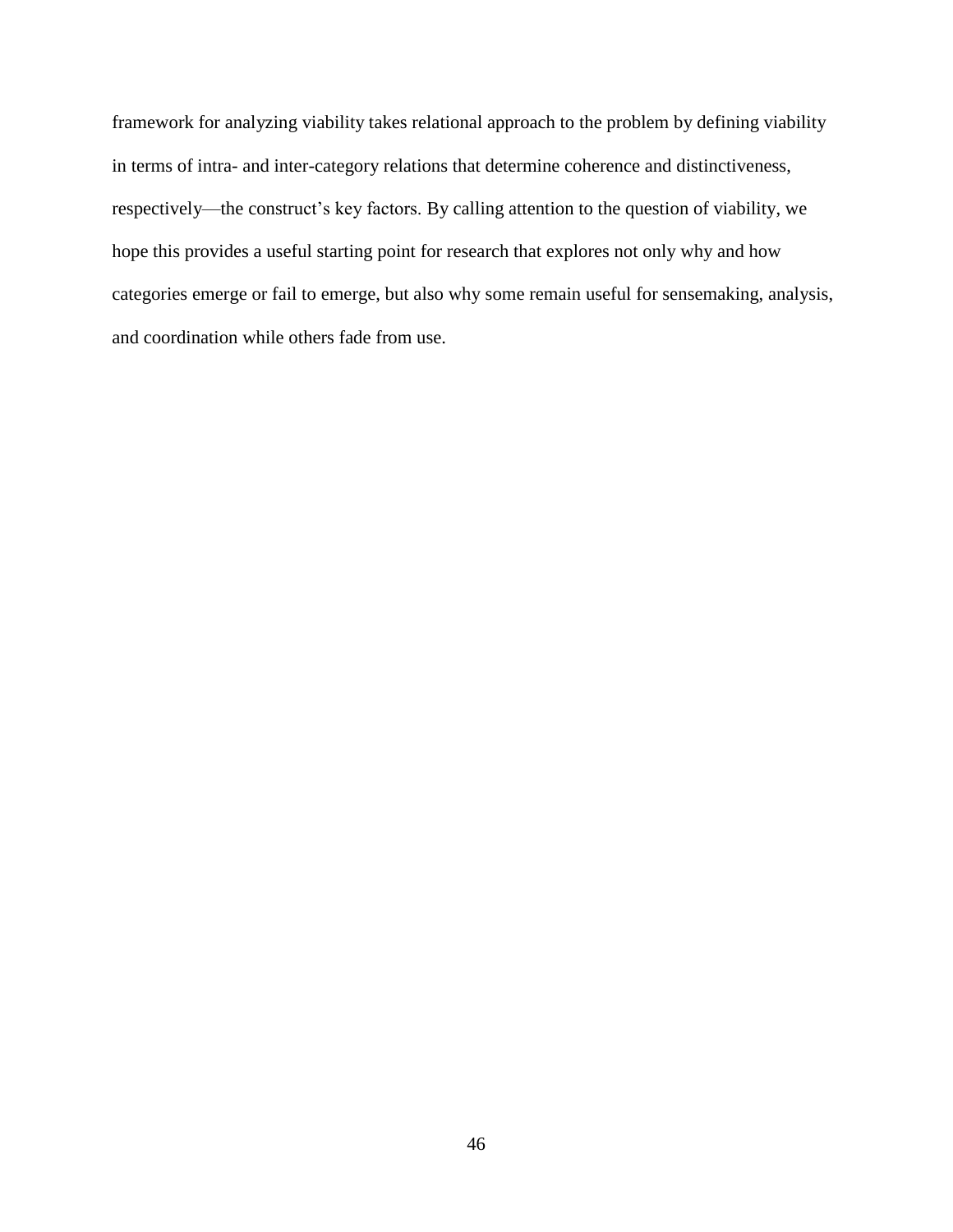framework for analyzing viability takes relational approach to the problem by defining viability in terms of intra- and inter-category relations that determine coherence and distinctiveness, respectively—the construct's key factors. By calling attention to the question of viability, we hope this provides a useful starting point for research that explores not only why and how categories emerge or fail to emerge, but also why some remain useful for sensemaking, analysis, and coordination while others fade from use.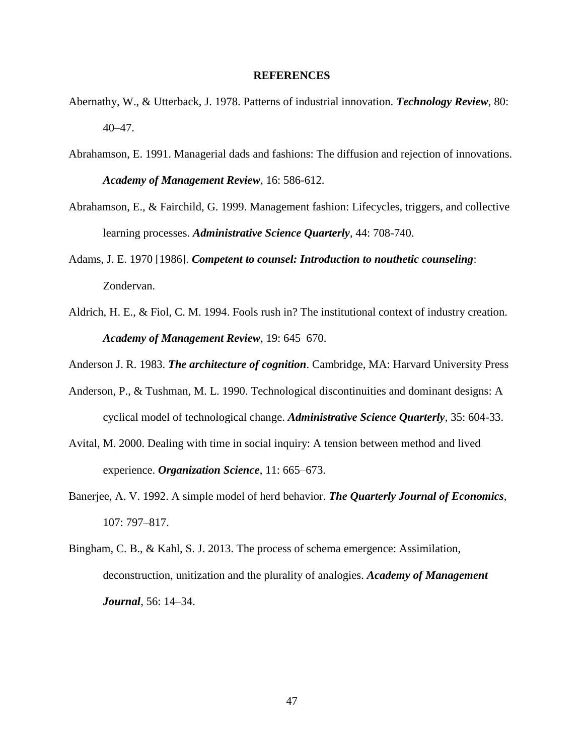## REFERENCES

Abernathy, W., & Utterback, J. 1978. Patterns of industrial innovation. ***Technology Review***, 80: 40–47.

Abrahamson, E. 1991. Managerial dads and fashions: The diffusion and rejection of innovations. ***Academy of Management Review***, 16: 586-612.

Abrahamson, E., & Fairchild, G. 1999. Management fashion: Lifecycles, triggers, and collective learning processes. ***Administrative Science Quarterly***, 44: 708-740.

Adams, J. E. 1970 [1986]. ***Competent to counsel: Introduction to nouthetic counseling***: Zondervan.

Aldrich, H. E., & Fiol, C. M. 1994. Fools rush in? The institutional context of industry creation. ***Academy of Management Review***, 19: 645–670.

Anderson J. R. 1983. ***The architecture of cognition***. Cambridge, MA: Harvard University Press

Anderson, P., & Tushman, M. L. 1990. Technological discontinuities and dominant designs: A cyclical model of technological change. ***Administrative Science Quarterly***, 35: 604-33.

Avital, M. 2000. Dealing with time in social inquiry: A tension between method and lived experience. ***Organization Science***, 11: 665–673.

Banerjee, A. V. 1992. A simple model of herd behavior. ***The Quarterly Journal of Economics***, 107: 797–817.

Bingham, C. B., & Kahl, S. J. 2013. The process of schema emergence: Assimilation, deconstruction, unitization and the plurality of analogies. ***Academy of Management Journal***, 56: 14–34.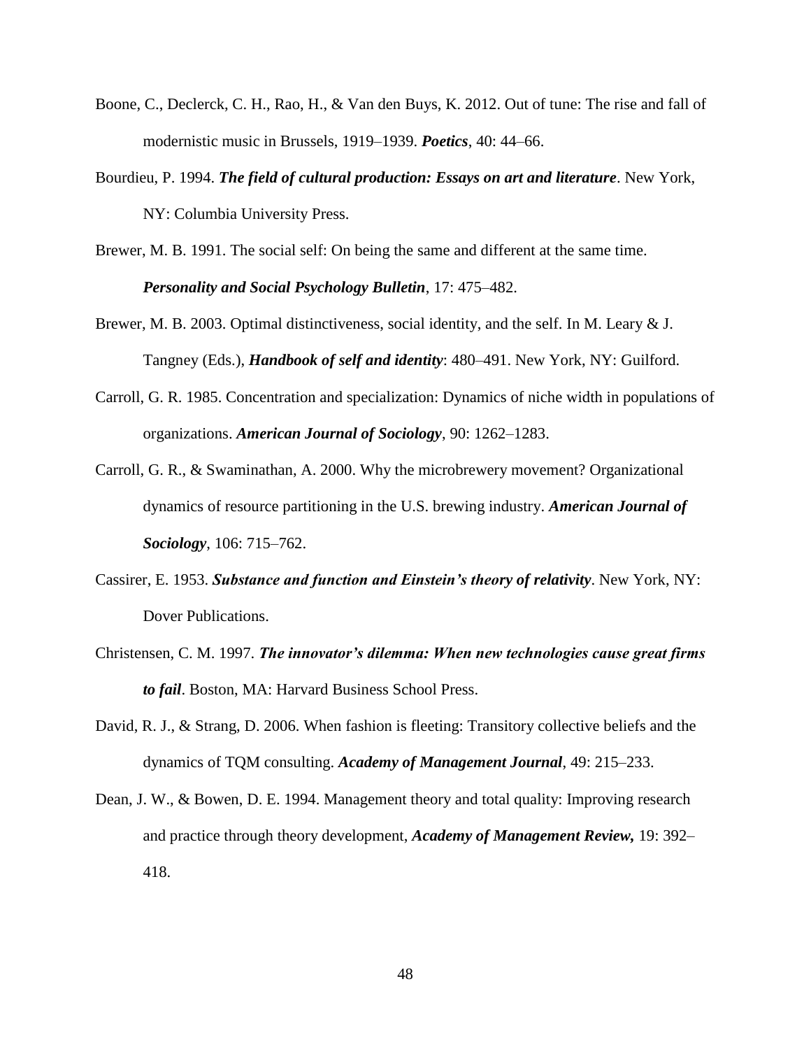Boone, C., Declerck, C. H., Rao, H., & Van den Buys, K. 2012. Out of tune: The rise and fall of modernistic music in Brussels, 1919–1939. ***Poetics***, 40: 44–66.

Bourdieu, P. 1994. ***The field of cultural production: Essays on art and literature***. New York, NY: Columbia University Press.

Brewer, M. B. 1991. The social self: On being the same and different at the same time. ***Personality and Social Psychology Bulletin***, 17: 475–482.

Brewer, M. B. 2003. Optimal distinctiveness, social identity, and the self. In M. Leary & J. Tangney (Eds.), ***Handbook of self and identity***: 480–491. New York, NY: Guilford.

Carroll, G. R. 1985. Concentration and specialization: Dynamics of niche width in populations of organizations. ***American Journal of Sociology***, 90: 1262–1283.

Carroll, G. R., & Swaminathan, A. 2000. Why the microbrewery movement? Organizational dynamics of resource partitioning in the U.S. brewing industry. ***American Journal of Sociology***, 106: 715–762.

Cassirer, E. 1953. ***Substance and function and Einstein's theory of relativity***. New York, NY: Dover Publications.

Christensen, C. M. 1997. ***The innovator's dilemma: When new technologies cause great firms to fail***. Boston, MA: Harvard Business School Press.

David, R. J., & Strang, D. 2006. When fashion is fleeting: Transitory collective beliefs and the dynamics of TQM consulting. ***Academy of Management Journal***, 49: 215–233.

Dean, J. W., & Bowen, D. E. 1994. Management theory and total quality: Improving research and practice through theory development, ***Academy of Management Review,*** 19: 392–418.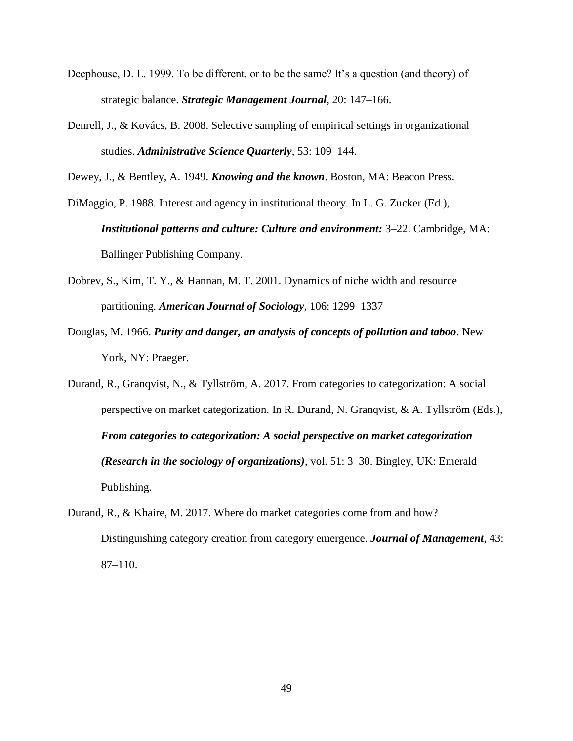Deephouse, D. L. 1999. To be different, or to be the same? It's a question (and theory) of strategic balance. ***Strategic Management Journal***, 20: 147–166.

Denrell, J., & Kovács, B. 2008. Selective sampling of empirical settings in organizational studies. ***Administrative Science Quarterly***, 53: 109–144.

Dewey, J., & Bentley, A. 1949. ***Knowing and the known***. Boston, MA: Beacon Press.

DiMaggio, P. 1988. Interest and agency in institutional theory. In L. G. Zucker (Ed.), ***Institutional patterns and culture: Culture and environment:*** 3–22. Cambridge, MA: Ballinger Publishing Company.

Dobrev, S., Kim, T. Y., & Hannan, M. T. 2001. Dynamics of niche width and resource partitioning. ***American Journal of Sociology***, 106: 1299–1337

Douglas, M. 1966. ***Purity and danger, an analysis of concepts of pollution and taboo***. New York, NY: Praeger.

Durand, R., Granqvist, N., & Tyllström, A. 2017. From categories to categorization: A social perspective on market categorization. In R. Durand, N. Granqvist, & A. Tyllström (Eds.), ***From categories to categorization: A social perspective on market categorization (Research in the sociology of organizations)***, vol. 51: 3–30. Bingley, UK: Emerald Publishing.

Durand, R., & Khaire, M. 2017. Where do market categories come from and how? Distinguishing category creation from category emergence. ***Journal of Management***, 43: 87–110.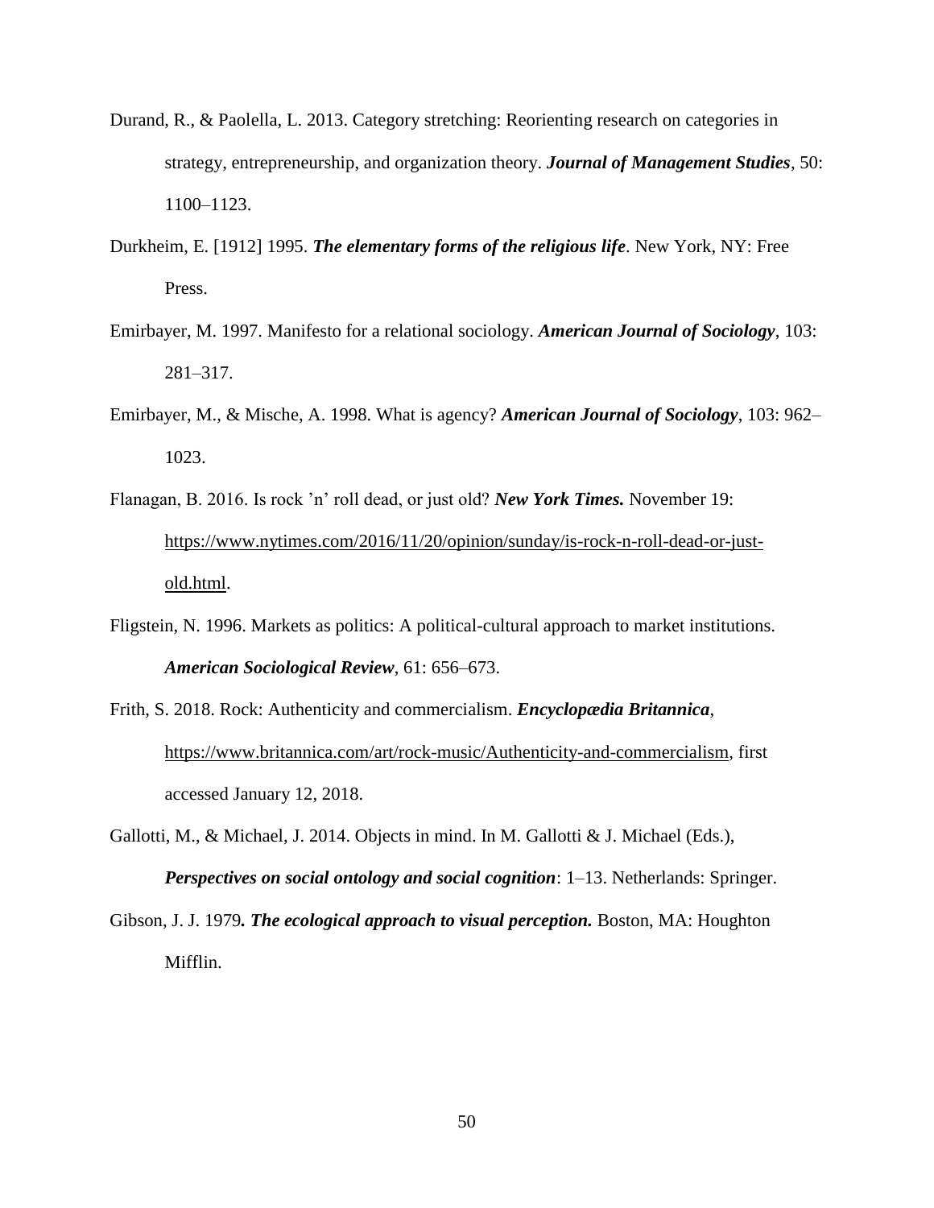Durand, R., & Paolella, L. 2013. Category stretching: Reorienting research on categories in strategy, entrepreneurship, and organization theory. ***Journal of Management Studies***, 50: 1100–1123.

Durkheim, E. [1912] 1995. ***The elementary forms of the religious life***. New York, NY: Free Press.

Emirbayer, M. 1997. Manifesto for a relational sociology. ***American Journal of Sociology***, 103: 281–317.

Emirbayer, M., & Mische, A. 1998. What is agency? ***American Journal of Sociology***, 103: 962–1023.

Flanagan, B. 2016. Is rock 'n' roll dead, or just old? ***New York Times.*** November 19: https://www.nytimes.com/2016/11/20/opinion/sunday/is-rock-n-roll-dead-or-just-old.html.

Fligstein, N. 1996. Markets as politics: A political-cultural approach to market institutions. ***American Sociological Review***, 61: 656–673.

Frith, S. 2018. Rock: Authenticity and commercialism. ***Encyclopædia Britannica***, https://www.britannica.com/art/rock-music/Authenticity-and-commercialism, first accessed January 12, 2018.

Gallotti, M., & Michael, J. 2014. Objects in mind. In M. Gallotti & J. Michael (Eds.), ***Perspectives on social ontology and social cognition***: 1–13. Netherlands: Springer.

Gibson, J. J. 1979***. The ecological approach to visual perception.*** Boston, MA: Houghton Mifflin.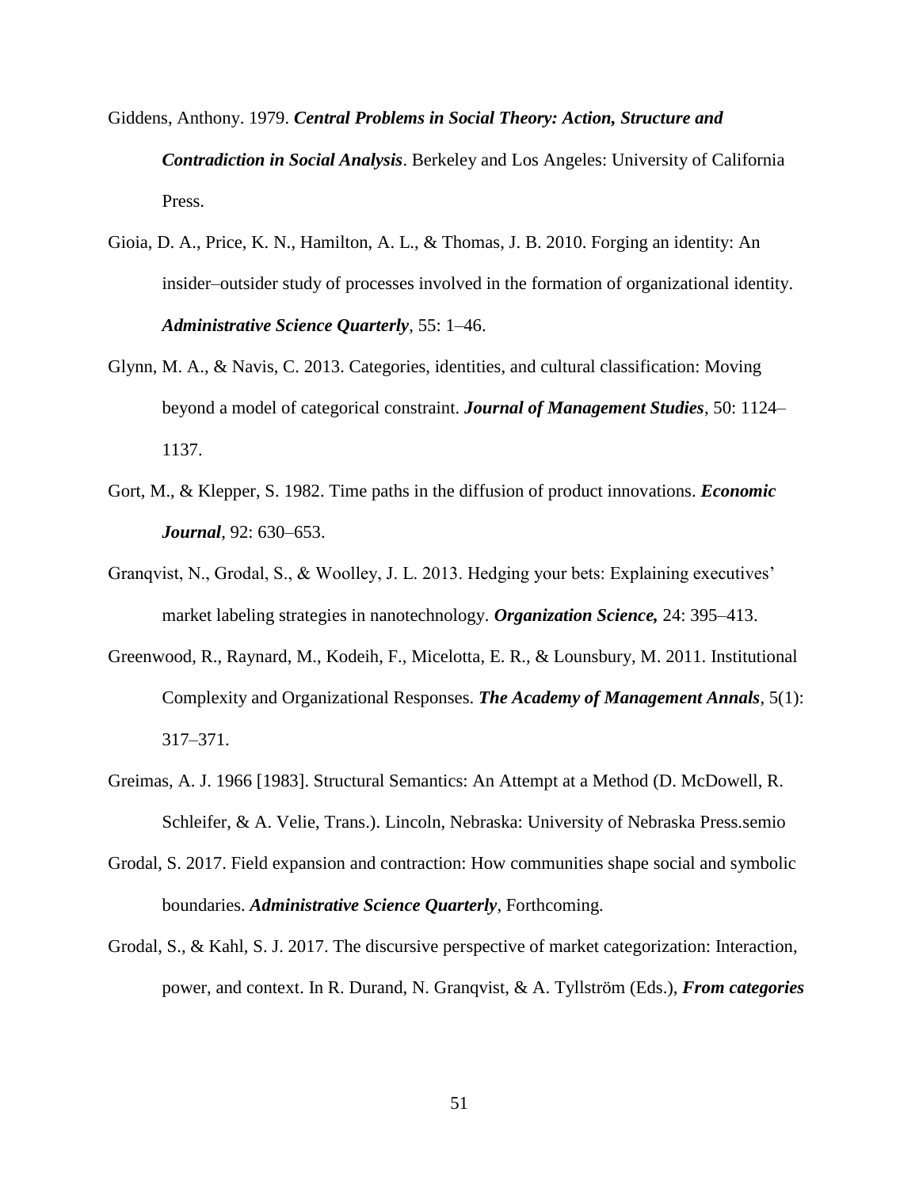Giddens, Anthony. 1979. ***Central Problems in Social Theory: Action, Structure and Contradiction in Social Analysis***. Berkeley and Los Angeles: University of California Press.

Gioia, D. A., Price, K. N., Hamilton, A. L., & Thomas, J. B. 2010. Forging an identity: An insider–outsider study of processes involved in the formation of organizational identity. ***Administrative Science Quarterly***, 55: 1–46.

Glynn, M. A., & Navis, C. 2013. Categories, identities, and cultural classification: Moving beyond a model of categorical constraint. ***Journal of Management Studies***, 50: 1124–1137.

Gort, M., & Klepper, S. 1982. Time paths in the diffusion of product innovations. ***Economic Journal***, 92: 630–653.

Granqvist, N., Grodal, S., & Woolley, J. L. 2013. Hedging your bets: Explaining executives' market labeling strategies in nanotechnology. ***Organization Science,*** 24: 395–413.

Greenwood, R., Raynard, M., Kodeih, F., Micelotta, E. R., & Lounsbury, M. 2011. Institutional Complexity and Organizational Responses. ***The Academy of Management Annals***, 5(1): 317–371.

Greimas, A. J. 1966 [1983]. Structural Semantics: An Attempt at a Method (D. McDowell, R. Schleifer, & A. Velie, Trans.). Lincoln, Nebraska: University of Nebraska Press.semio

Grodal, S. 2017. Field expansion and contraction: How communities shape social and symbolic boundaries. ***Administrative Science Quarterly***, Forthcoming.

Grodal, S., & Kahl, S. J. 2017. The discursive perspective of market categorization: Interaction, power, and context. In R. Durand, N. Granqvist, & A. Tyllström (Eds.), ***From categories***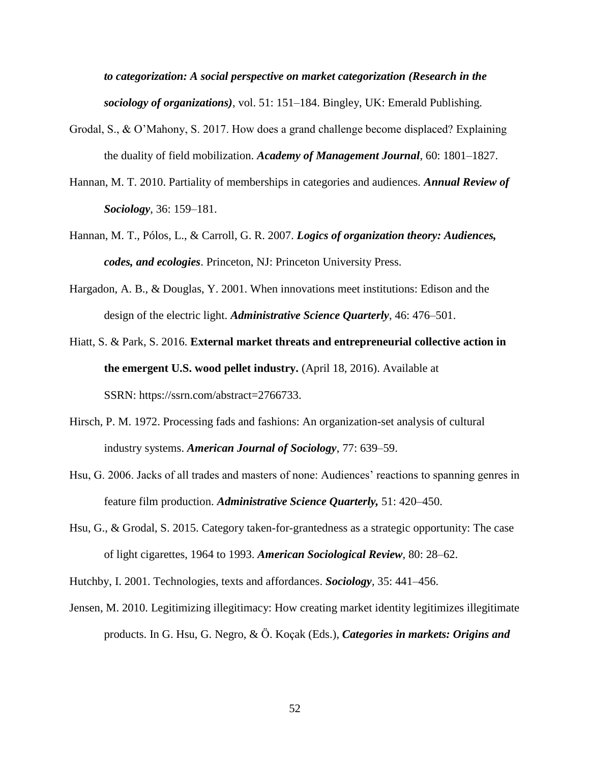*to categorization: A social perspective on market categorization (Research in the sociology of organizations)*, vol. 51: 151–184. Bingley, UK: Emerald Publishing.

Grodal, S., & O'Mahony, S. 2017. How does a grand challenge become displaced? Explaining the duality of field mobilization. ***Academy of Management Journal***, 60: 1801–1827.

Hannan, M. T. 2010. Partiality of memberships in categories and audiences. ***Annual Review of Sociology***, 36: 159–181.

Hannan, M. T., Pólos, L., & Carroll, G. R. 2007. ***Logics of organization theory: Audiences, codes, and ecologies***. Princeton, NJ: Princeton University Press.

Hargadon, A. B., & Douglas, Y. 2001. When innovations meet institutions: Edison and the design of the electric light. ***Administrative Science Quarterly***, 46: 476–501.

Hiatt, S. & Park, S. 2016. **External market threats and entrepreneurial collective action in the emergent U.S. wood pellet industry.** (April 18, 2016). Available at SSRN: https://ssrn.com/abstract=2766733.

Hirsch, P. M. 1972. Processing fads and fashions: An organization-set analysis of cultural industry systems. ***American Journal of Sociology***, 77: 639–59.

Hsu, G. 2006. Jacks of all trades and masters of none: Audiences' reactions to spanning genres in feature film production. ***Administrative Science Quarterly,*** 51: 420–450.

Hsu, G., & Grodal, S. 2015. Category taken-for-grantedness as a strategic opportunity: The case of light cigarettes, 1964 to 1993. ***American Sociological Review***, 80: 28–62.

Hutchby, I. 2001. Technologies, texts and affordances. ***Sociology***, 35: 441–456.

Jensen, M. 2010. Legitimizing illegitimacy: How creating market identity legitimizes illegitimate products. In G. Hsu, G. Negro, & Ö. Koçak (Eds.), ***Categories in markets: Origins and***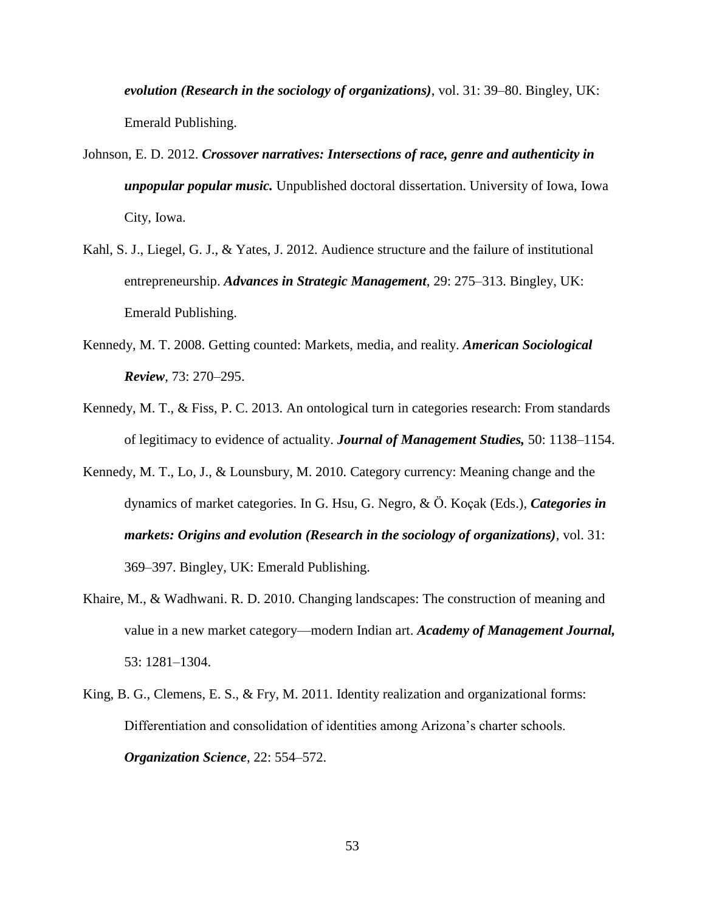***evolution (Research in the sociology of organizations)***, vol. 31: 39–80. Bingley, UK: Emerald Publishing.

Johnson, E. D. 2012. ***Crossover narratives: Intersections of race, genre and authenticity in unpopular popular music.*** Unpublished doctoral dissertation. University of Iowa, Iowa City, Iowa.

Kahl, S. J., Liegel, G. J., & Yates, J. 2012. Audience structure and the failure of institutional entrepreneurship. ***Advances in Strategic Management***, 29: 275–313. Bingley, UK: Emerald Publishing.

Kennedy, M. T. 2008. Getting counted: Markets, media, and reality. ***American Sociological Review***, 73: 270–295.

Kennedy, M. T., & Fiss, P. C. 2013. An ontological turn in categories research: From standards of legitimacy to evidence of actuality. ***Journal of Management Studies,*** 50: 1138–1154.

Kennedy, M. T., Lo, J., & Lounsbury, M. 2010. Category currency: Meaning change and the dynamics of market categories. In G. Hsu, G. Negro, & Ö. Koçak (Eds.), ***Categories in markets: Origins and evolution (Research in the sociology of organizations)***, vol. 31: 369–397. Bingley, UK: Emerald Publishing.

Khaire, M., & Wadhwani. R. D. 2010. Changing landscapes: The construction of meaning and value in a new market category—modern Indian art. ***Academy of Management Journal,*** 53: 1281–1304.

King, B. G., Clemens, E. S., & Fry, M. 2011. Identity realization and organizational forms: Differentiation and consolidation of identities among Arizona's charter schools. ***Organization Science***, 22: 554–572.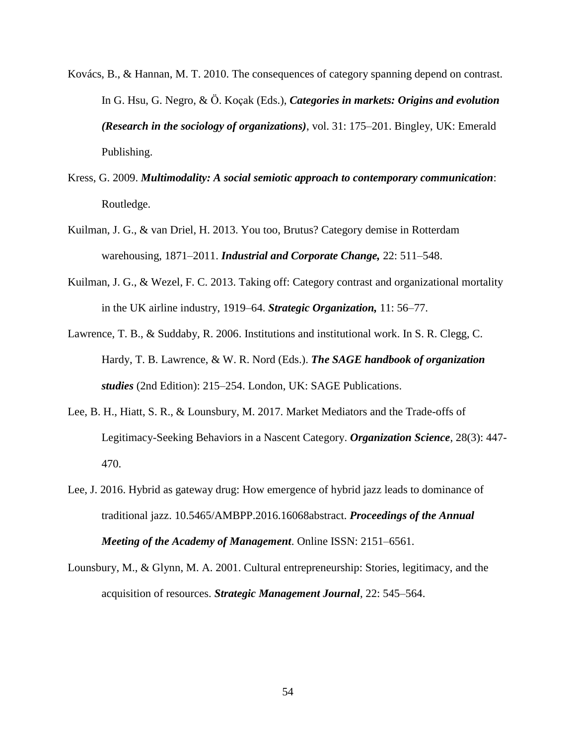Kovács, B., & Hannan, M. T. 2010. The consequences of category spanning depend on contrast. In G. Hsu, G. Negro, & Ö. Koçak (Eds.), ***Categories in markets: Origins and evolution (Research in the sociology of organizations)***, vol. 31: 175–201. Bingley, UK: Emerald Publishing.

Kress, G. 2009. ***Multimodality: A social semiotic approach to contemporary communication***: Routledge.

Kuilman, J. G., & van Driel, H. 2013. You too, Brutus? Category demise in Rotterdam warehousing, 1871–2011. ***Industrial and Corporate Change,*** 22: 511–548.

Kuilman, J. G., & Wezel, F. C. 2013. Taking off: Category contrast and organizational mortality in the UK airline industry, 1919–64. ***Strategic Organization,*** 11: 56–77.

Lawrence, T. B., & Suddaby, R. 2006. Institutions and institutional work. In S. R. Clegg, C. Hardy, T. B. Lawrence, & W. R. Nord (Eds.). ***The SAGE handbook of organization studies*** (2nd Edition): 215–254. London, UK: SAGE Publications.

Lee, B. H., Hiatt, S. R., & Lounsbury, M. 2017. Market Mediators and the Trade-offs of Legitimacy-Seeking Behaviors in a Nascent Category. ***Organization Science***, 28(3): 447-470.

Lee, J. 2016. Hybrid as gateway drug: How emergence of hybrid jazz leads to dominance of traditional jazz. 10.5465/AMBPP.2016.16068abstract. ***Proceedings of the Annual Meeting of the Academy of Management***. Online ISSN: 2151–6561.

Lounsbury, M., & Glynn, M. A. 2001. Cultural entrepreneurship: Stories, legitimacy, and the acquisition of resources. ***Strategic Management Journal***, 22: 545–564.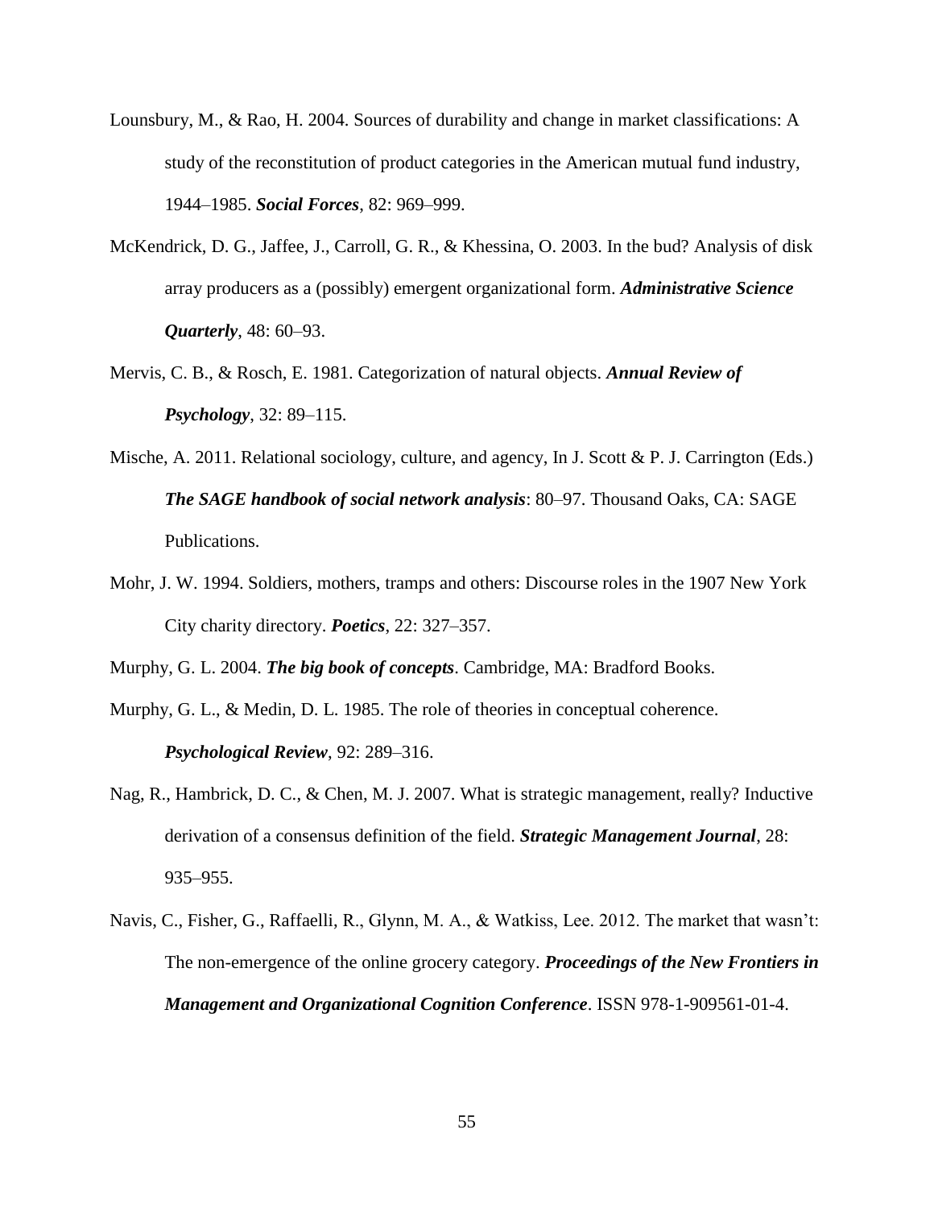Lounsbury, M., & Rao, H. 2004. Sources of durability and change in market classifications: A study of the reconstitution of product categories in the American mutual fund industry, 1944–1985. ***Social Forces***, 82: 969–999.

McKendrick, D. G., Jaffee, J., Carroll, G. R., & Khessina, O. 2003. In the bud? Analysis of disk array producers as a (possibly) emergent organizational form. ***Administrative Science Quarterly***, 48: 60–93.

Mervis, C. B., & Rosch, E. 1981. Categorization of natural objects. ***Annual Review of Psychology***, 32: 89–115.

Mische, A. 2011. Relational sociology, culture, and agency, In J. Scott & P. J. Carrington (Eds.) ***The SAGE handbook of social network analysis***: 80–97. Thousand Oaks, CA: SAGE Publications.

Mohr, J. W. 1994. Soldiers, mothers, tramps and others: Discourse roles in the 1907 New York City charity directory. ***Poetics***, 22: 327–357.

Murphy, G. L. 2004. ***The big book of concepts***. Cambridge, MA: Bradford Books.

Murphy, G. L., & Medin, D. L. 1985. The role of theories in conceptual coherence. ***Psychological Review***, 92: 289–316.

Nag, R., Hambrick, D. C., & Chen, M. J. 2007. What is strategic management, really? Inductive derivation of a consensus definition of the field. ***Strategic Management Journal***, 28: 935–955.

Navis, C., Fisher, G., Raffaelli, R., Glynn, M. A., & Watkiss, Lee. 2012. The market that wasn't: The non-emergence of the online grocery category. ***Proceedings of the New Frontiers in Management and Organizational Cognition Conference***. ISSN 978-1-909561-01-4.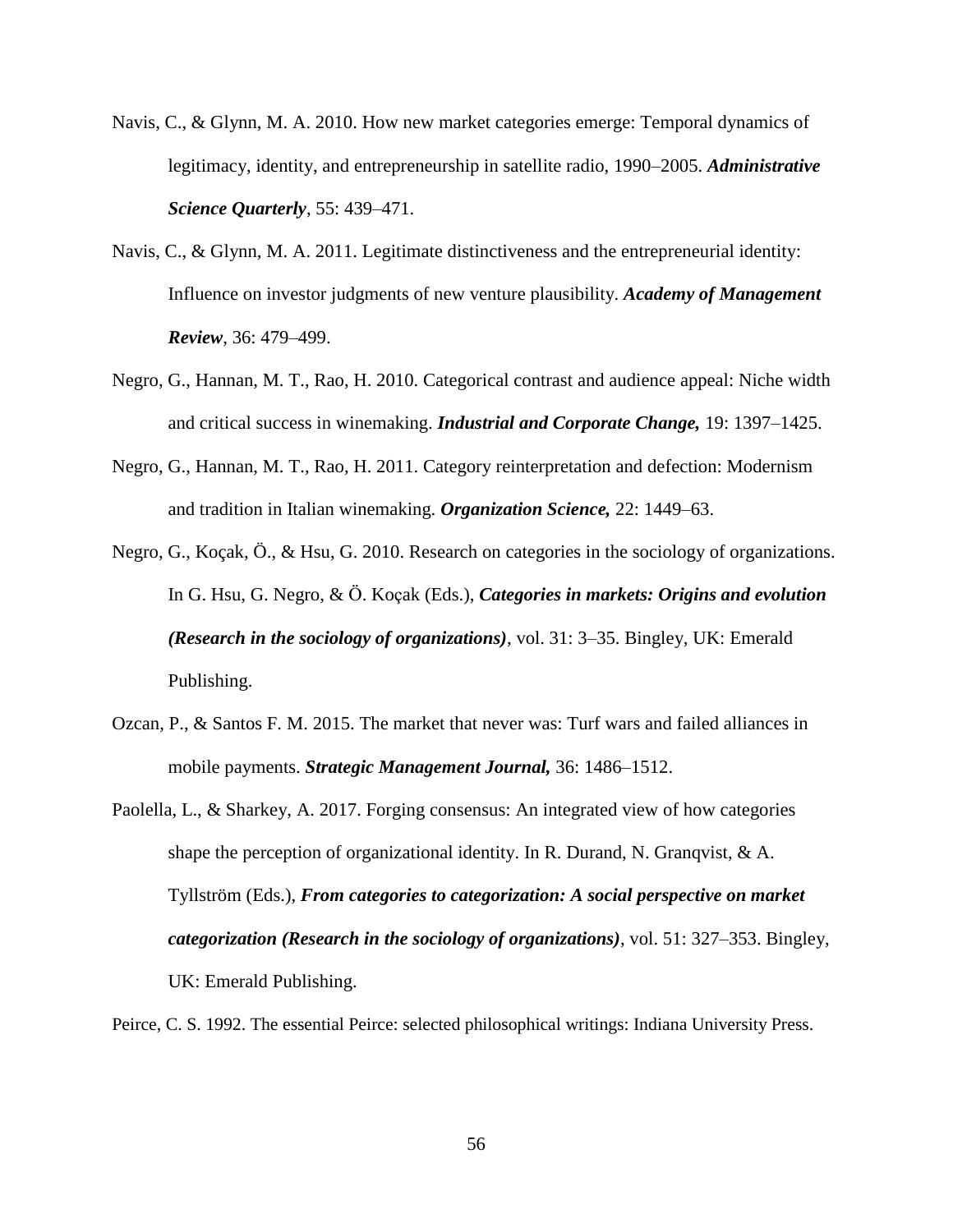Navis, C., & Glynn, M. A. 2010. How new market categories emerge: Temporal dynamics of legitimacy, identity, and entrepreneurship in satellite radio, 1990–2005. ***Administrative Science Quarterly***, 55: 439–471.

Navis, C., & Glynn, M. A. 2011. Legitimate distinctiveness and the entrepreneurial identity: Influence on investor judgments of new venture plausibility. ***Academy of Management Review***, 36: 479–499.

Negro, G., Hannan, M. T., Rao, H. 2010. Categorical contrast and audience appeal: Niche width and critical success in winemaking. ***Industrial and Corporate Change,*** 19: 1397–1425.

Negro, G., Hannan, M. T., Rao, H. 2011. Category reinterpretation and defection: Modernism and tradition in Italian winemaking. ***Organization Science,*** 22: 1449–63.

Negro, G., Koçak, Ö., & Hsu, G. 2010. Research on categories in the sociology of organizations. In G. Hsu, G. Negro, & Ö. Koçak (Eds.), ***Categories in markets: Origins and evolution (Research in the sociology of organizations)***, vol. 31: 3–35. Bingley, UK: Emerald Publishing.

Ozcan, P., & Santos F. M. 2015. The market that never was: Turf wars and failed alliances in mobile payments. ***Strategic Management Journal,*** 36: 1486–1512.

Paolella, L., & Sharkey, A. 2017. Forging consensus: An integrated view of how categories shape the perception of organizational identity. In R. Durand, N. Granqvist, & A. Tyllström (Eds.), ***From categories to categorization: A social perspective on market categorization (Research in the sociology of organizations)***, vol. 51: 327–353. Bingley, UK: Emerald Publishing.

Peirce, C. S. 1992. The essential Peirce: selected philosophical writings: Indiana University Press.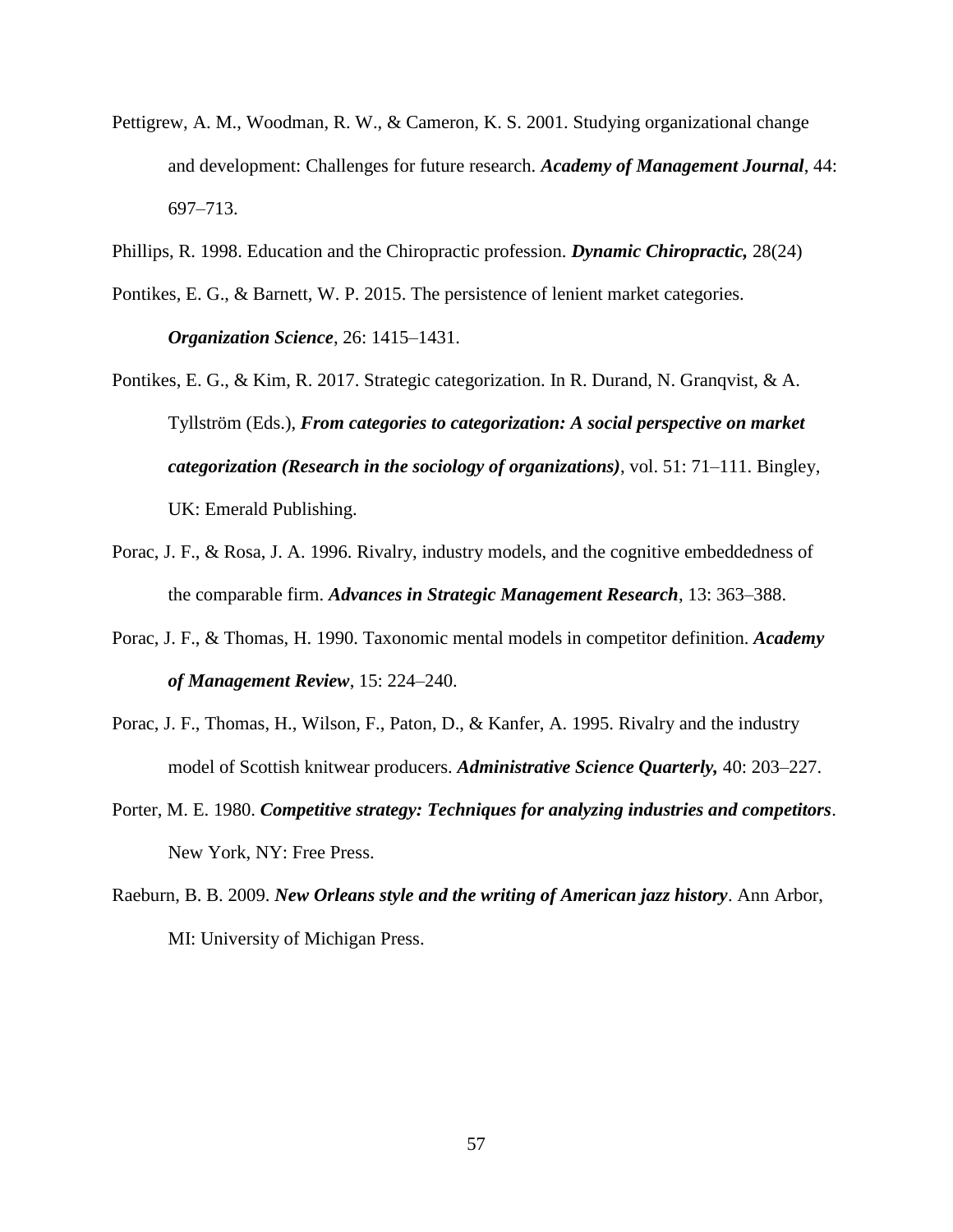Pettigrew, A. M., Woodman, R. W., & Cameron, K. S. 2001. Studying organizational change and development: Challenges for future research. ***Academy of Management Journal***, 44: 697–713.

Phillips, R. 1998. Education and the Chiropractic profession. ***Dynamic Chiropractic,*** 28(24)

Pontikes, E. G., & Barnett, W. P. 2015. The persistence of lenient market categories. ***Organization Science***, 26: 1415–1431.

Pontikes, E. G., & Kim, R. 2017. Strategic categorization. In R. Durand, N. Granqvist, & A. Tyllström (Eds.), ***From categories to categorization: A social perspective on market categorization (Research in the sociology of organizations)***, vol. 51: 71–111. Bingley, UK: Emerald Publishing.

Porac, J. F., & Rosa, J. A. 1996. Rivalry, industry models, and the cognitive embeddedness of the comparable firm. ***Advances in Strategic Management Research***, 13: 363–388.

Porac, J. F., & Thomas, H. 1990. Taxonomic mental models in competitor definition. ***Academy of Management Review***, 15: 224–240.

Porac, J. F., Thomas, H., Wilson, F., Paton, D., & Kanfer, A. 1995. Rivalry and the industry model of Scottish knitwear producers. ***Administrative Science Quarterly,*** 40: 203–227.

Porter, M. E. 1980. ***Competitive strategy: Techniques for analyzing industries and competitors***. New York, NY: Free Press.

Raeburn, B. B. 2009. ***New Orleans style and the writing of American jazz history***. Ann Arbor, MI: University of Michigan Press.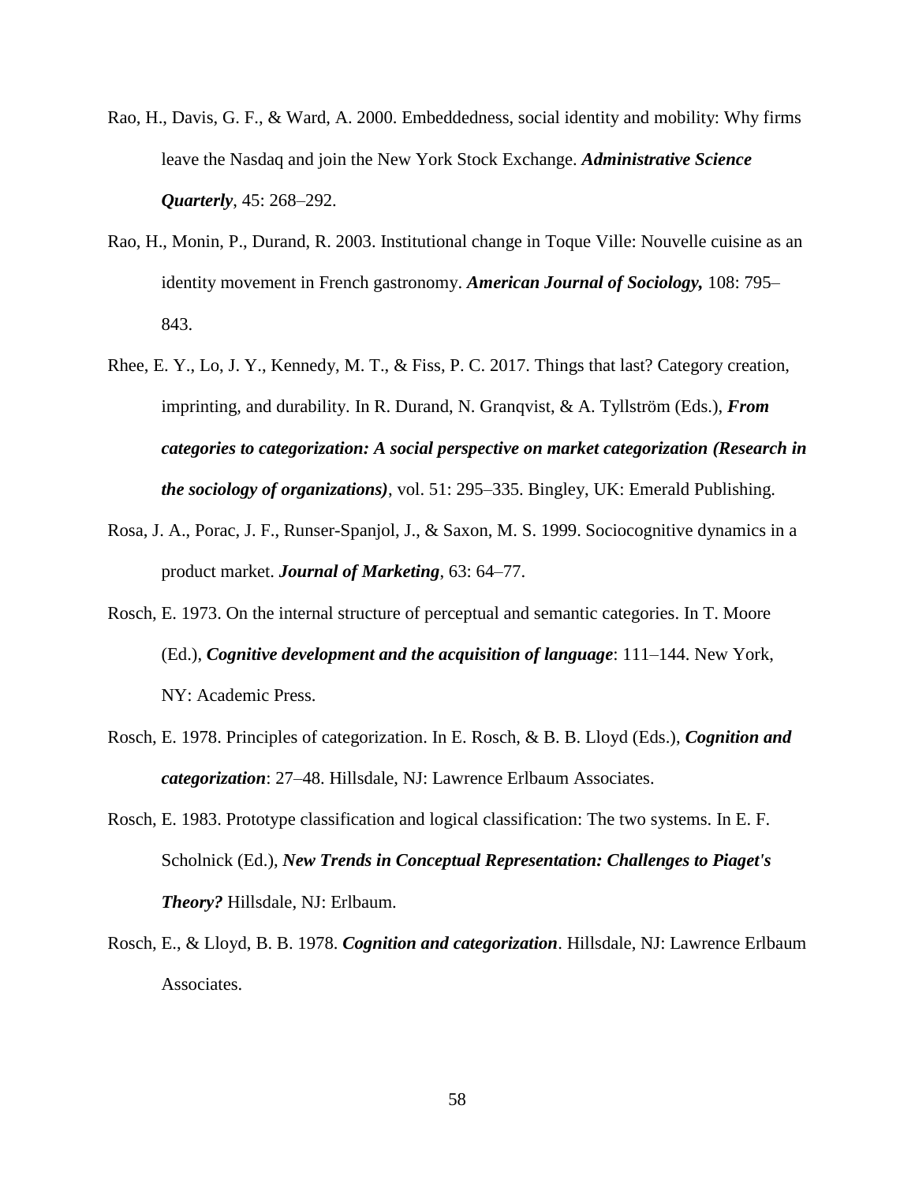Rao, H., Davis, G. F., & Ward, A. 2000. Embeddedness, social identity and mobility: Why firms leave the Nasdaq and join the New York Stock Exchange. ***Administrative Science Quarterly***, 45: 268–292.

Rao, H., Monin, P., Durand, R. 2003. Institutional change in Toque Ville: Nouvelle cuisine as an identity movement in French gastronomy. ***American Journal of Sociology,*** 108: 795–843.

Rhee, E. Y., Lo, J. Y., Kennedy, M. T., & Fiss, P. C. 2017. Things that last? Category creation, imprinting, and durability. In R. Durand, N. Granqvist, & A. Tyllström (Eds.), ***From categories to categorization: A social perspective on market categorization (Research in the sociology of organizations)***, vol. 51: 295–335. Bingley, UK: Emerald Publishing.

Rosa, J. A., Porac, J. F., Runser-Spanjol, J., & Saxon, M. S. 1999. Sociocognitive dynamics in a product market. ***Journal of Marketing***, 63: 64–77.

Rosch, E. 1973. On the internal structure of perceptual and semantic categories. In T. Moore (Ed.), ***Cognitive development and the acquisition of language***: 111–144. New York, NY: Academic Press.

Rosch, E. 1978. Principles of categorization. In E. Rosch, & B. B. Lloyd (Eds.), ***Cognition and categorization***: 27–48. Hillsdale, NJ: Lawrence Erlbaum Associates.

Rosch, E. 1983. Prototype classification and logical classification: The two systems. In E. F. Scholnick (Ed.), ***New Trends in Conceptual Representation: Challenges to Piaget's Theory?*** Hillsdale, NJ: Erlbaum.

Rosch, E., & Lloyd, B. B. 1978. ***Cognition and categorization***. Hillsdale, NJ: Lawrence Erlbaum Associates.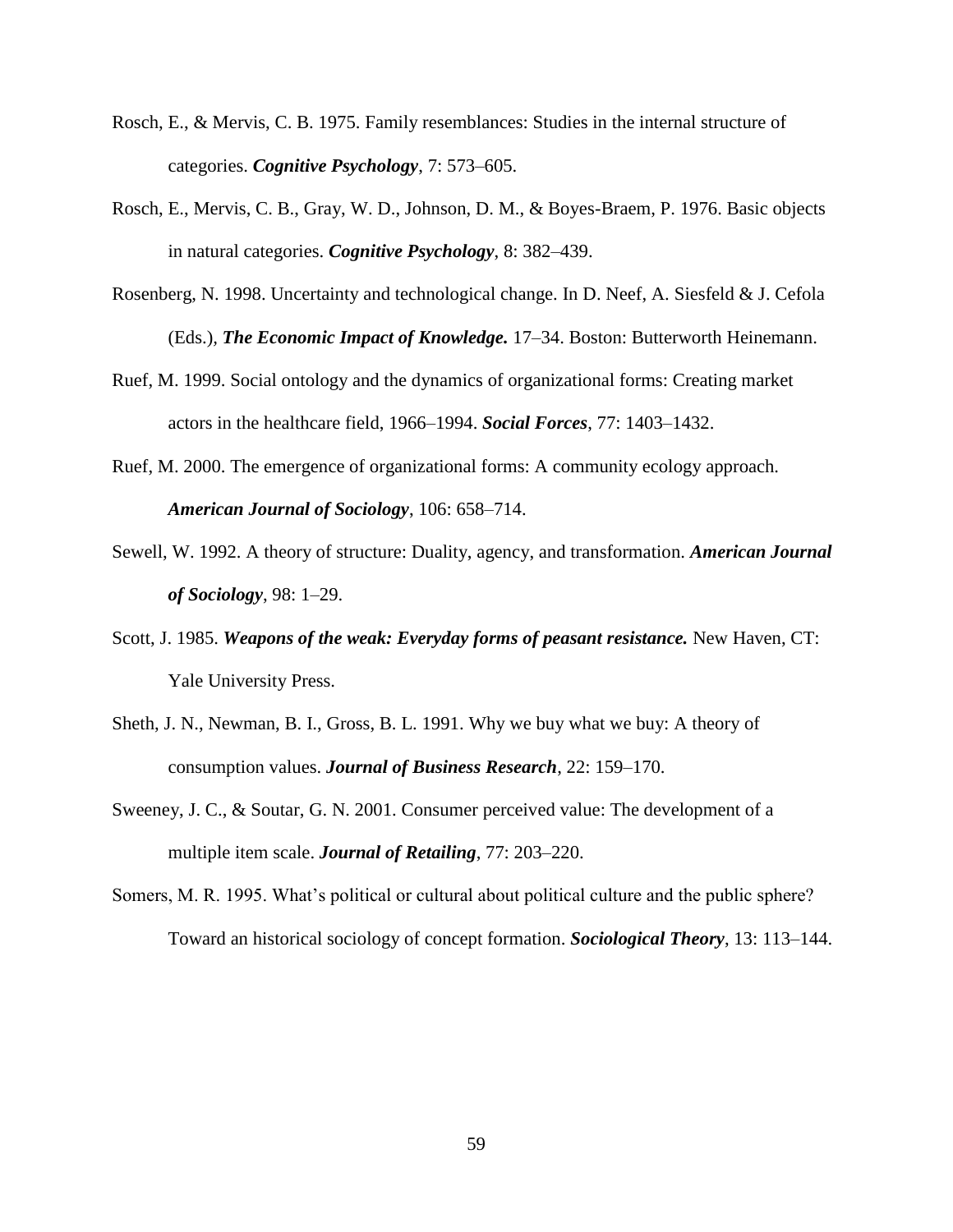Rosch, E., & Mervis, C. B. 1975. Family resemblances: Studies in the internal structure of categories. ***Cognitive Psychology***, 7: 573–605.

Rosch, E., Mervis, C. B., Gray, W. D., Johnson, D. M., & Boyes-Braem, P. 1976. Basic objects in natural categories. ***Cognitive Psychology***, 8: 382–439.

Rosenberg, N. 1998. Uncertainty and technological change. In D. Neef, A. Siesfeld & J. Cefola (Eds.), ***The Economic Impact of Knowledge.*** 17–34. Boston: Butterworth Heinemann.

Ruef, M. 1999. Social ontology and the dynamics of organizational forms: Creating market actors in the healthcare field, 1966–1994. ***Social Forces***, 77: 1403–1432.

Ruef, M. 2000. The emergence of organizational forms: A community ecology approach. ***American Journal of Sociology***, 106: 658–714.

Sewell, W. 1992. A theory of structure: Duality, agency, and transformation. ***American Journal of Sociology***, 98: 1–29.

Scott, J. 1985. ***Weapons of the weak: Everyday forms of peasant resistance.*** New Haven, CT: Yale University Press.

Sheth, J. N., Newman, B. I., Gross, B. L. 1991. Why we buy what we buy: A theory of consumption values. ***Journal of Business Research***, 22: 159–170.

Sweeney, J. C., & Soutar, G. N. 2001. Consumer perceived value: The development of a multiple item scale. ***Journal of Retailing***, 77: 203–220.

Somers, M. R. 1995. What's political or cultural about political culture and the public sphere? Toward an historical sociology of concept formation. ***Sociological Theory***, 13: 113–144.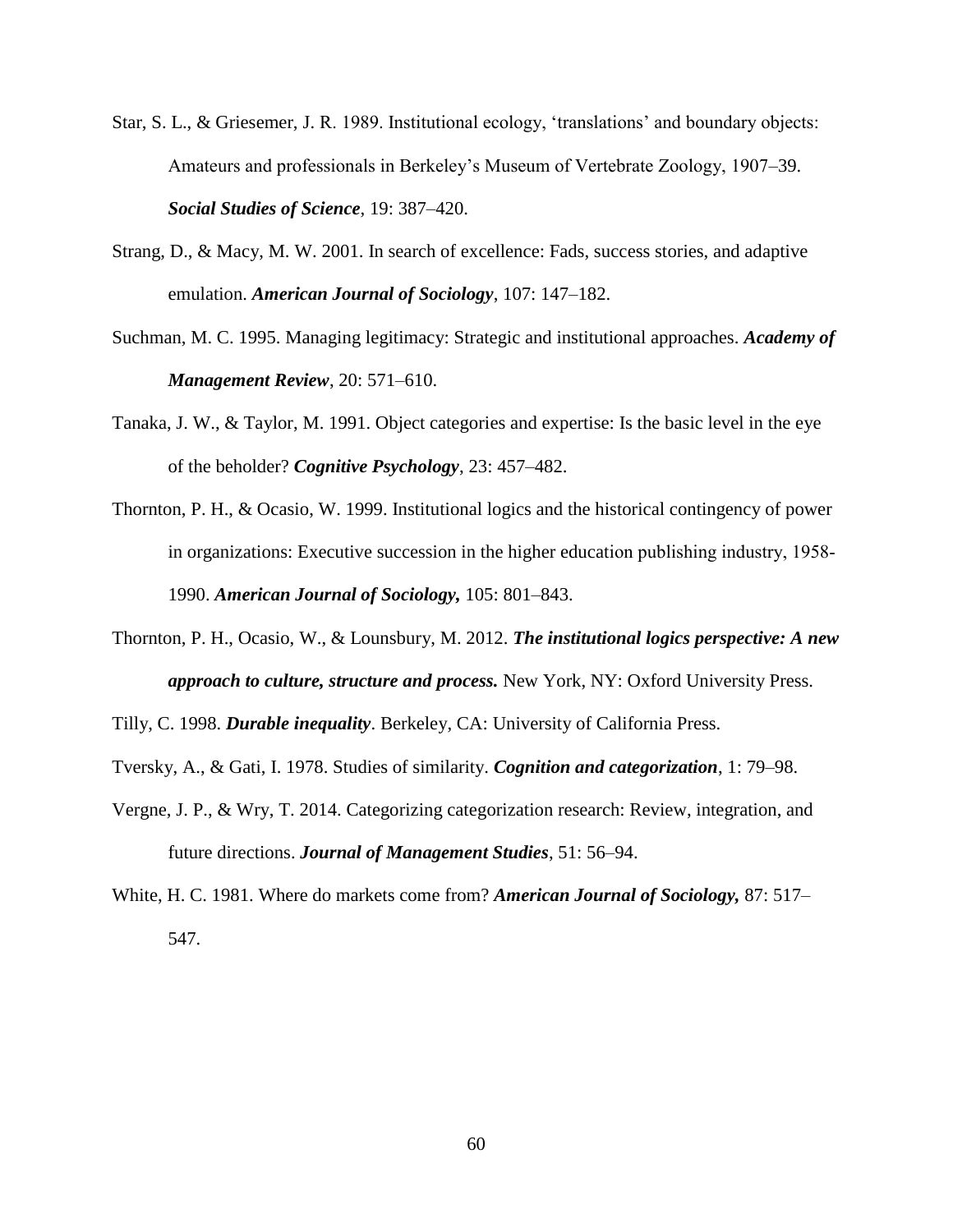Star, S. L., & Griesemer, J. R. 1989. Institutional ecology, 'translations' and boundary objects: Amateurs and professionals in Berkeley's Museum of Vertebrate Zoology, 1907–39. ***Social Studies of Science***, 19: 387–420.

Strang, D., & Macy, M. W. 2001. In search of excellence: Fads, success stories, and adaptive emulation. ***American Journal of Sociology***, 107: 147–182.

Suchman, M. C. 1995. Managing legitimacy: Strategic and institutional approaches. ***Academy of Management Review***, 20: 571–610.

Tanaka, J. W., & Taylor, M. 1991. Object categories and expertise: Is the basic level in the eye of the beholder? ***Cognitive Psychology***, 23: 457–482.

Thornton, P. H., & Ocasio, W. 1999. Institutional logics and the historical contingency of power in organizations: Executive succession in the higher education publishing industry, 1958-1990. ***American Journal of Sociology,*** 105: 801–843.

Thornton, P. H., Ocasio, W., & Lounsbury, M. 2012. ***The institutional logics perspective: A new approach to culture, structure and process.*** New York, NY: Oxford University Press.

Tilly, C. 1998. ***Durable inequality***. Berkeley, CA: University of California Press.

Tversky, A., & Gati, I. 1978. Studies of similarity. ***Cognition and categorization***, 1: 79–98.

Vergne, J. P., & Wry, T. 2014. Categorizing categorization research: Review, integration, and future directions. ***Journal of Management Studies***, 51: 56–94.

White, H. C. 1981. Where do markets come from? ***American Journal of Sociology,*** 87: 517–547.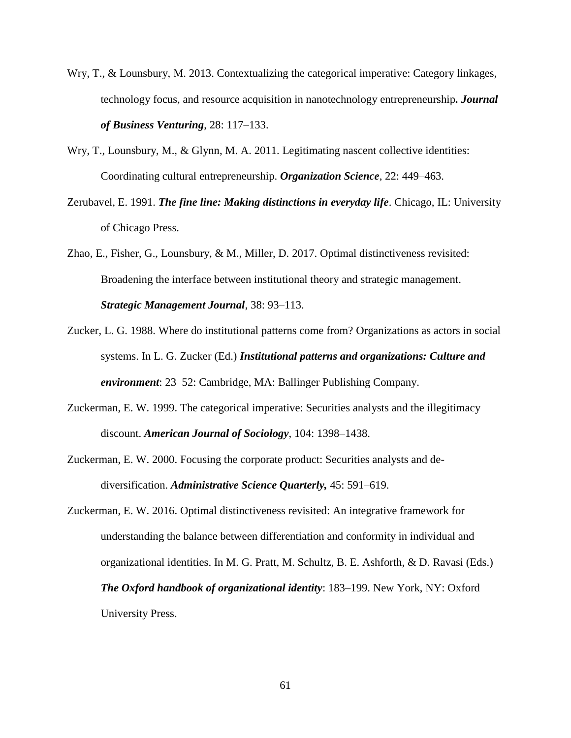Wry, T., & Lounsbury, M. 2013. Contextualizing the categorical imperative: Category linkages, technology focus, and resource acquisition in nanotechnology entrepreneurship***. Journal of Business Venturing***, 28: 117–133.

Wry, T., Lounsbury, M., & Glynn, M. A. 2011. Legitimating nascent collective identities: Coordinating cultural entrepreneurship. ***Organization Science***, 22: 449–463.

Zerubavel, E. 1991. ***The fine line: Making distinctions in everyday life***. Chicago, IL: University of Chicago Press.

Zhao, E., Fisher, G., Lounsbury, & M., Miller, D. 2017. Optimal distinctiveness revisited: Broadening the interface between institutional theory and strategic management. ***Strategic Management Journal***, 38: 93–113.

Zucker, L. G. 1988. Where do institutional patterns come from? Organizations as actors in social systems. In L. G. Zucker (Ed.) ***Institutional patterns and organizations: Culture and environment***: 23–52: Cambridge, MA: Ballinger Publishing Company.

Zuckerman, E. W. 1999. The categorical imperative: Securities analysts and the illegitimacy discount. ***American Journal of Sociology***, 104: 1398–1438.

Zuckerman, E. W. 2000. Focusing the corporate product: Securities analysts and de-diversification. ***Administrative Science Quarterly,*** 45: 591–619.

Zuckerman, E. W. 2016. Optimal distinctiveness revisited: An integrative framework for understanding the balance between differentiation and conformity in individual and organizational identities. In M. G. Pratt, M. Schultz, B. E. Ashforth, & D. Ravasi (Eds.) ***The Oxford handbook of organizational identity***: 183–199. New York, NY: Oxford University Press.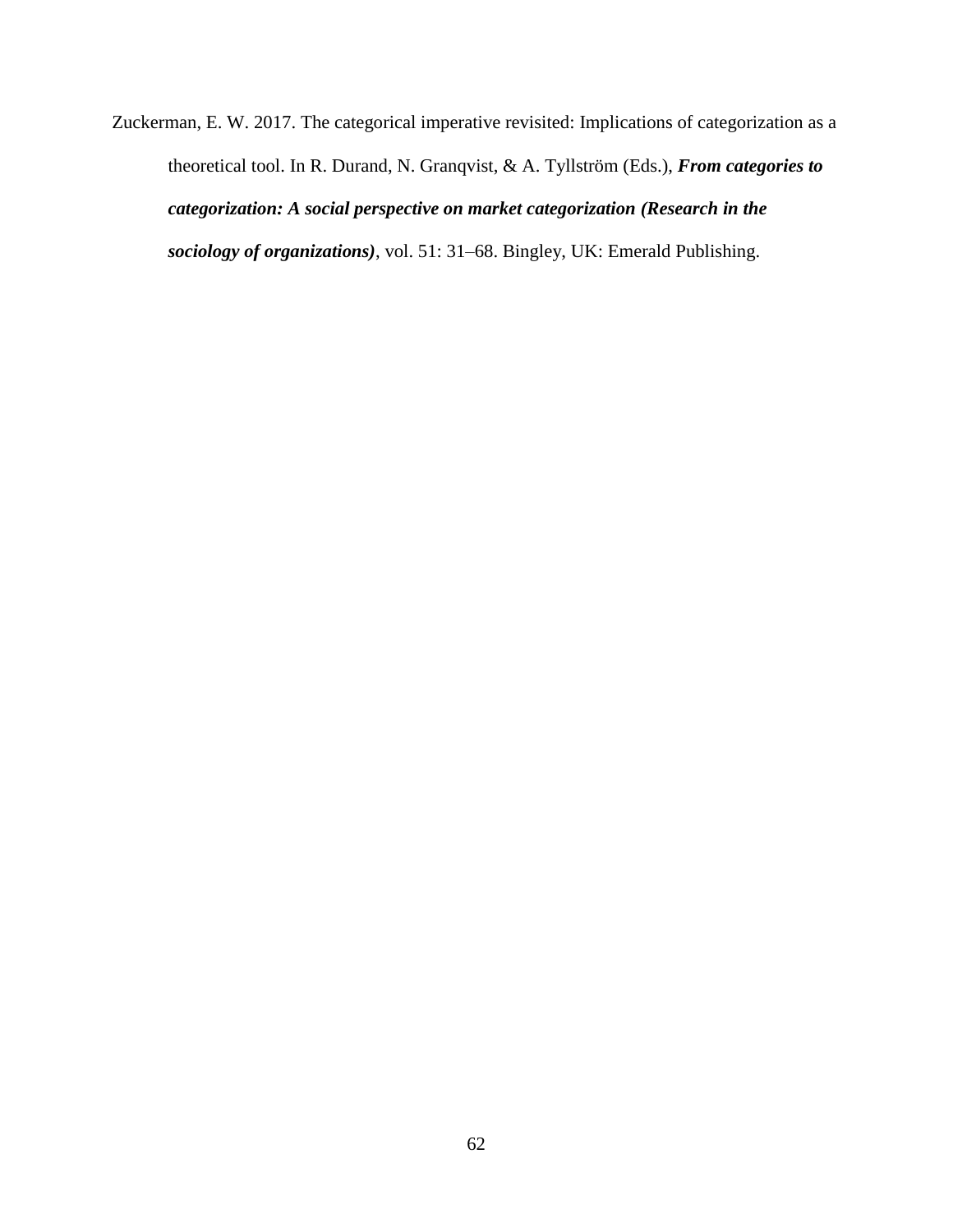Zuckerman, E. W. 2017. The categorical imperative revisited: Implications of categorization as a theoretical tool. In R. Durand, N. Granqvist, & A. Tyllström (Eds.), ***From categories to categorization: A social perspective on market categorization (Research in the sociology of organizations)***, vol. 51: 31–68. Bingley, UK: Emerald Publishing.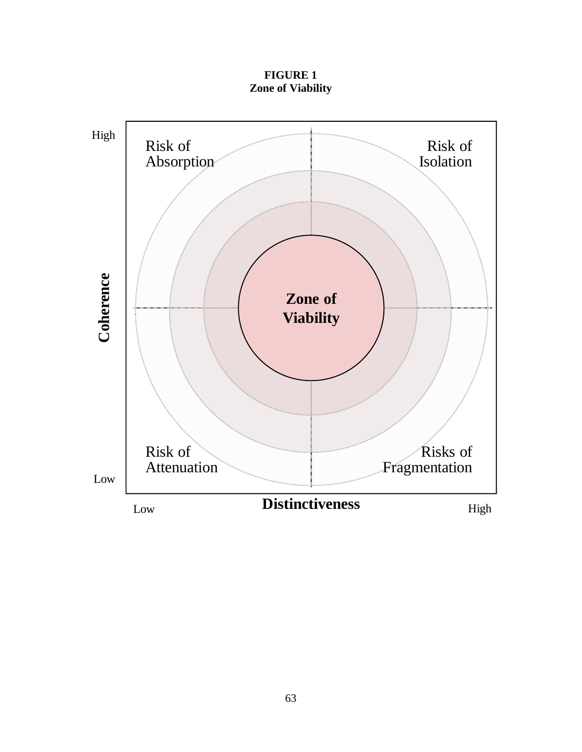**FIGURE 1**
**Zone of Viability**

High

Risk of Absorption

Risk of Isolation

**Coherence**

**Zone of Viability**

Risk of Attenuation

Risks of Fragmentation

Low

Low

**Distinctiveness**

High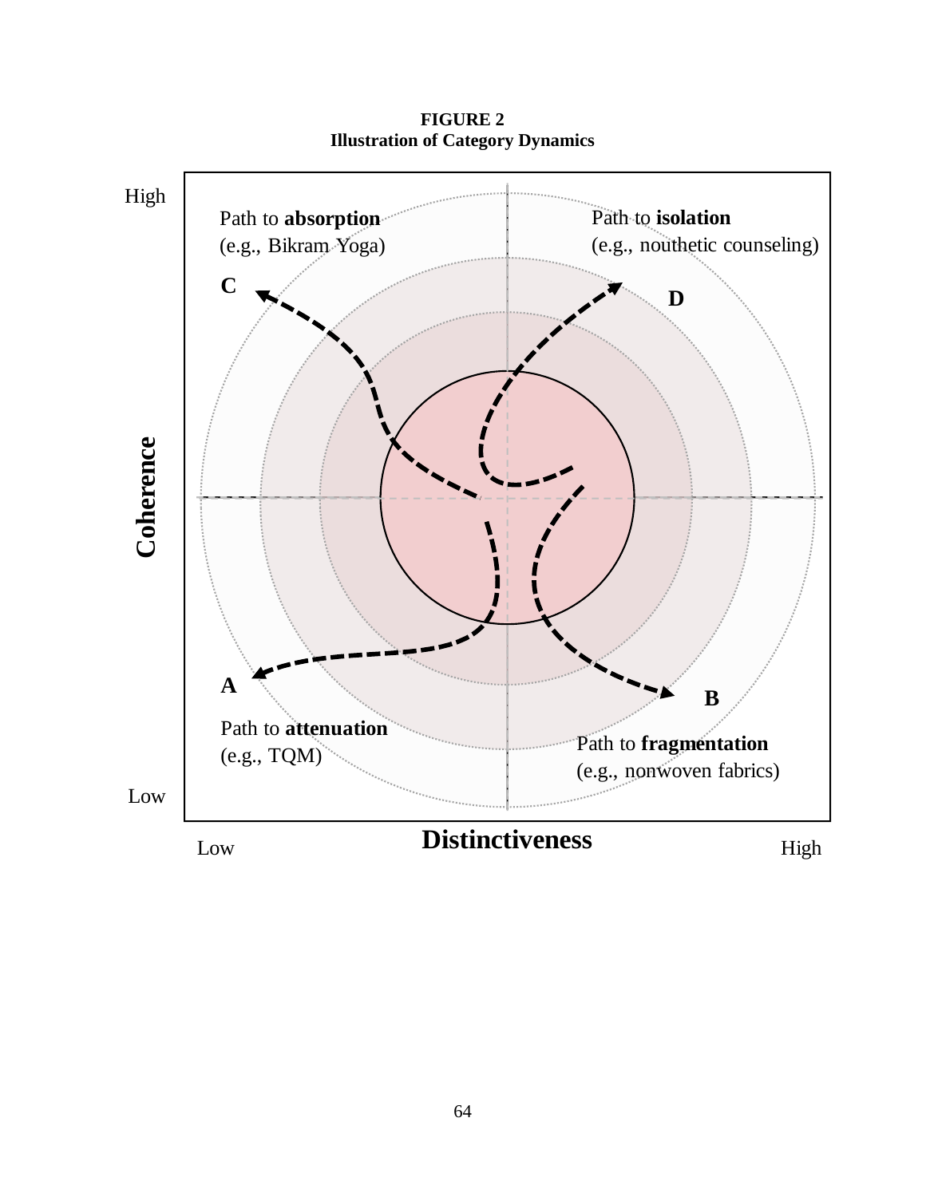**FIGURE 2**
**Illustration of Category Dynamics**

High

Path to **absorption**
(e.g., Bikram Yoga)

Path to **isolation**
(e.g., nouthetic counseling)

C

D

**Coherence**

A

B

Path to **attenuation**
(e.g., TQM)

Path to **fragmentation**
(e.g., nonwoven fabrics)

Low

Low **Distinctiveness** High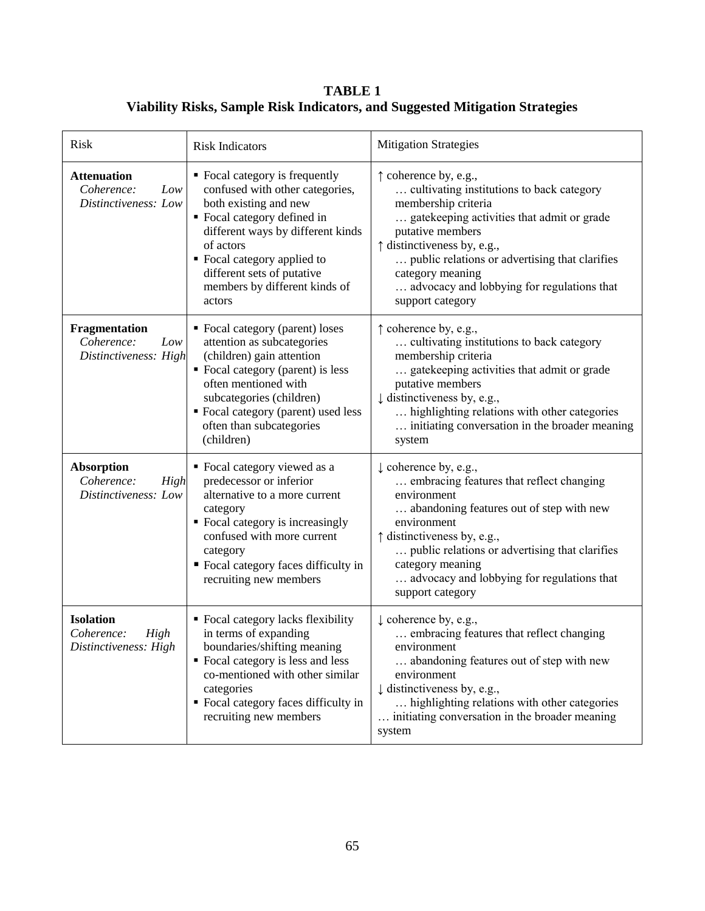**TABLE 1**
**Viability Risks, Sample Risk Indicators, and Suggested Mitigation Strategies**

| Risk | Risk Indicators | Mitigation Strategies |
|---|---|---|
| **Attenuation**<br>*Coherence: Low*<br>*Distinctiveness: Low* | ▪ Focal category is frequently confused with other categories, both existing and new<br>▪ Focal category defined in different ways by different kinds of actors<br>▪ Focal category applied to different sets of putative members by different kinds of actors | ↑ coherence by, e.g.,<br>… cultivating institutions to back category membership criteria<br>… gatekeeping activities that admit or grade putative members<br>↑ distinctiveness by, e.g.,<br>… public relations or advertising that clarifies category meaning<br>… advocacy and lobbying for regulations that support category |
| **Fragmentation**<br>*Coherence: Low*<br>*Distinctiveness: High* | ▪ Focal category (parent) loses attention as subcategories (children) gain attention<br>▪ Focal category (parent) is less often mentioned with subcategories (children)<br>▪ Focal category (parent) used less often than subcategories (children) | ↑ coherence by, e.g.,<br>… cultivating institutions to back category membership criteria<br>… gatekeeping activities that admit or grade putative members<br>↓ distinctiveness by, e.g.,<br>… highlighting relations with other categories<br>… initiating conversation in the broader meaning system |
| **Absorption**<br>*Coherence: High*<br>*Distinctiveness: Low* | ▪ Focal category viewed as a predecessor or inferior alternative to a more current category<br>▪ Focal category is increasingly confused with more current category<br>▪ Focal category faces difficulty in recruiting new members | ↓ coherence by, e.g.,<br>… embracing features that reflect changing environment<br>… abandoning features out of step with new environment<br>↑ distinctiveness by, e.g.,<br>… public relations or advertising that clarifies category meaning<br>… advocacy and lobbying for regulations that support category |
| **Isolation**<br>*Coherence: High*<br>*Distinctiveness: High* | ▪ Focal category lacks flexibility in terms of expanding boundaries/shifting meaning<br>▪ Focal category is less and less co-mentioned with other similar categories<br>▪ Focal category faces difficulty in recruiting new members | ↓ coherence by, e.g.,<br>… embracing features that reflect changing environment<br>… abandoning features out of step with new environment<br>↓ distinctiveness by, e.g.,<br>… highlighting relations with other categories<br>… initiating conversation in the broader meaning system |